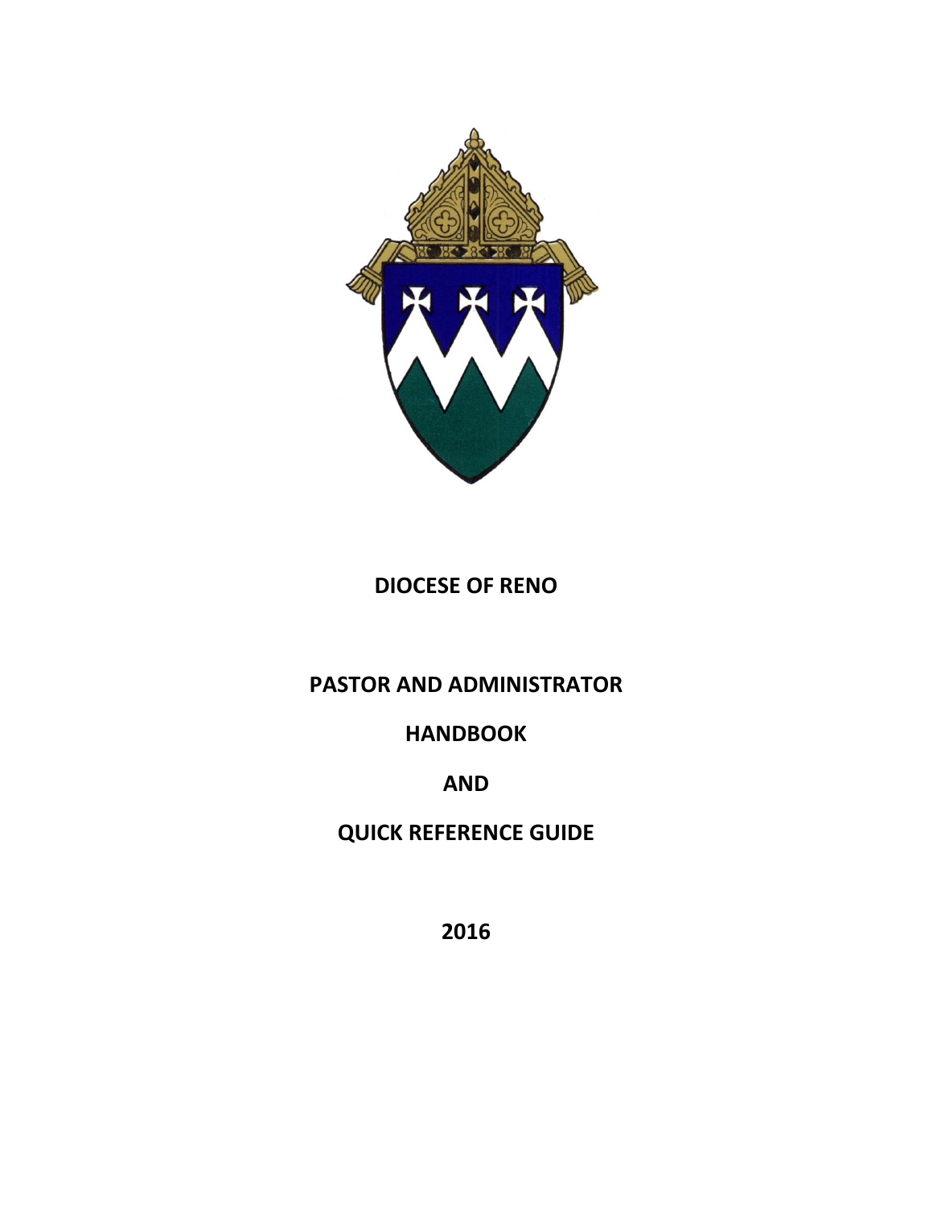# DIOCESE OF RENO

## PASTOR AND ADMINISTRATOR

## HANDBOOK

## AND

## QUICK REFERENCE GUIDE

## 2016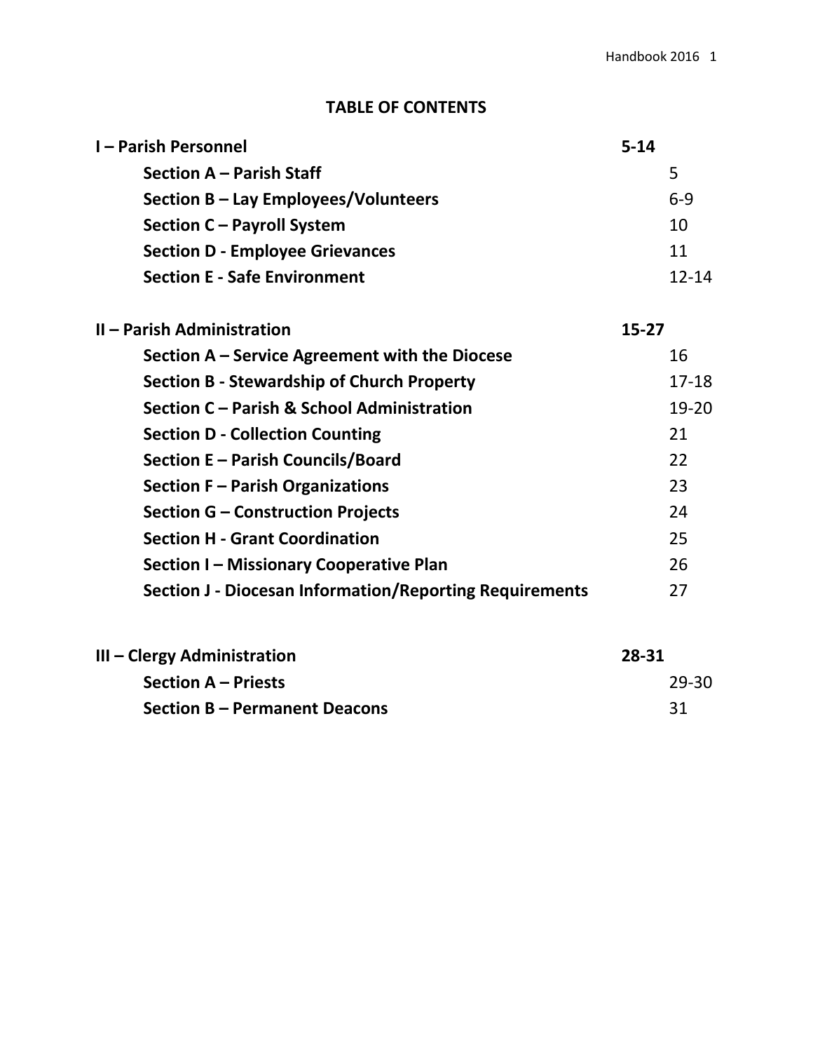# TABLE OF CONTENTS

| | |
|---|---|
| **I – Parish Personnel** | **5-14** |
| **Section A – Parish Staff** | 5 |
| **Section B – Lay Employees/Volunteers** | 6-9 |
| **Section C – Payroll System** | 10 |
| **Section D - Employee Grievances** | 11 |
| **Section E - Safe Environment** | 12-14 |
| **II – Parish Administration** | **15-27** |
| **Section A – Service Agreement with the Diocese** | 16 |
| **Section B - Stewardship of Church Property** | 17-18 |
| **Section C – Parish & School Administration** | 19-20 |
| **Section D - Collection Counting** | 21 |
| **Section E – Parish Councils/Board** | 22 |
| **Section F – Parish Organizations** | 23 |
| **Section G – Construction Projects** | 24 |
| **Section H - Grant Coordination** | 25 |
| **Section I – Missionary Cooperative Plan** | 26 |
| **Section J - Diocesan Information/Reporting Requirements** | 27 |
| **III – Clergy Administration** | **28-31** |
| **Section A – Priests** | 29-30 |
| **Section B – Permanent Deacons** | 31 |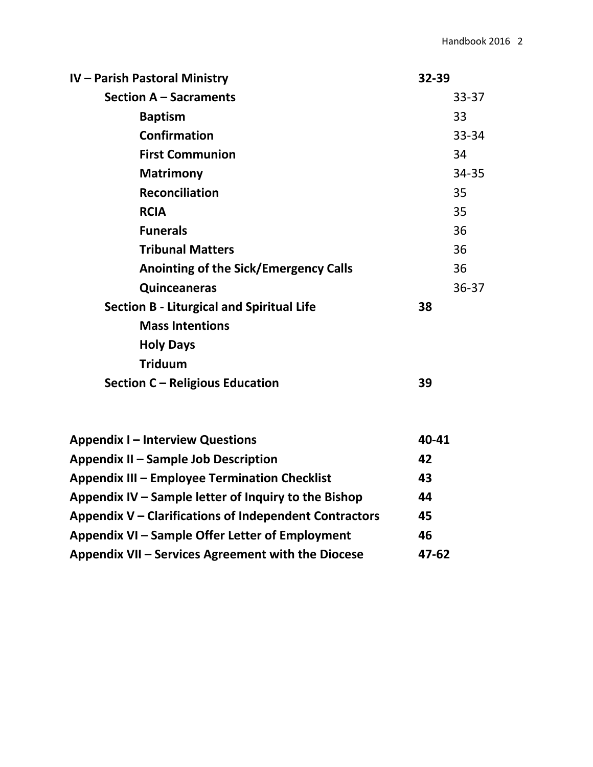| | |
|---|---|
| **IV – Parish Pastoral Ministry** | **32-39** |
| **Section A – Sacraments** | 33-37 |
| **Baptism** | 33 |
| **Confirmation** | 33-34 |
| **First Communion** | 34 |
| **Matrimony** | 34-35 |
| **Reconciliation** | 35 |
| **RCIA** | 35 |
| **Funerals** | 36 |
| **Tribunal Matters** | 36 |
| **Anointing of the Sick/Emergency Calls** | 36 |
| **Quinceaneras** | 36-37 |
| **Section B - Liturgical and Spiritual Life** | **38** |
| **Mass Intentions** | |
| **Holy Days** | |
| **Triduum** | |
| **Section C – Religious Education** | **39** |

| | |
|---|---|
| **Appendix I – Interview Questions** | **40-41** |
| **Appendix II – Sample Job Description** | **42** |
| **Appendix III – Employee Termination Checklist** | **43** |
| **Appendix IV – Sample letter of Inquiry to the Bishop** | **44** |
| **Appendix V – Clarifications of Independent Contractors** | **45** |
| **Appendix VI – Sample Offer Letter of Employment** | **46** |
| **Appendix VII – Services Agreement with the Diocese** | **47-62** |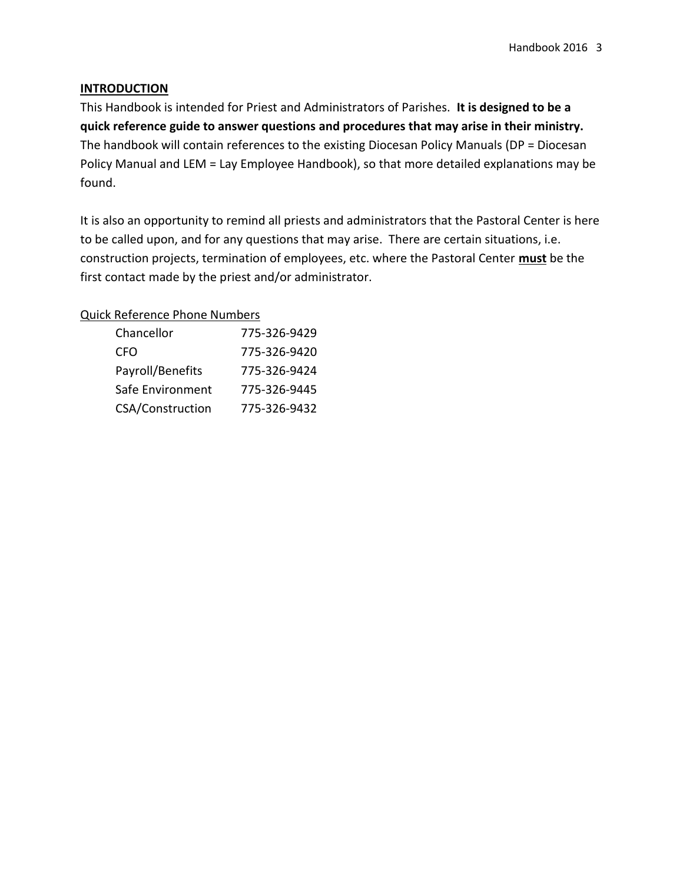## INTRODUCTION

This Handbook is intended for Priest and Administrators of Parishes. **It is designed to be a quick reference guide to answer questions and procedures that may arise in their ministry.** The handbook will contain references to the existing Diocesan Policy Manuals (DP = Diocesan Policy Manual and LEM = Lay Employee Handbook), so that more detailed explanations may be found.

It is also an opportunity to remind all priests and administrators that the Pastoral Center is here to be called upon, and for any questions that may arise. There are certain situations, i.e. construction projects, termination of employees, etc. where the Pastoral Center **must** be the first contact made by the priest and/or administrator.

Quick Reference Phone Numbers

| | |
|---|---|
| Chancellor | 775-326-9429 |
| CFO | 775-326-9420 |
| Payroll/Benefits | 775-326-9424 |
| Safe Environment | 775-326-9445 |
| CSA/Construction | 775-326-9432 |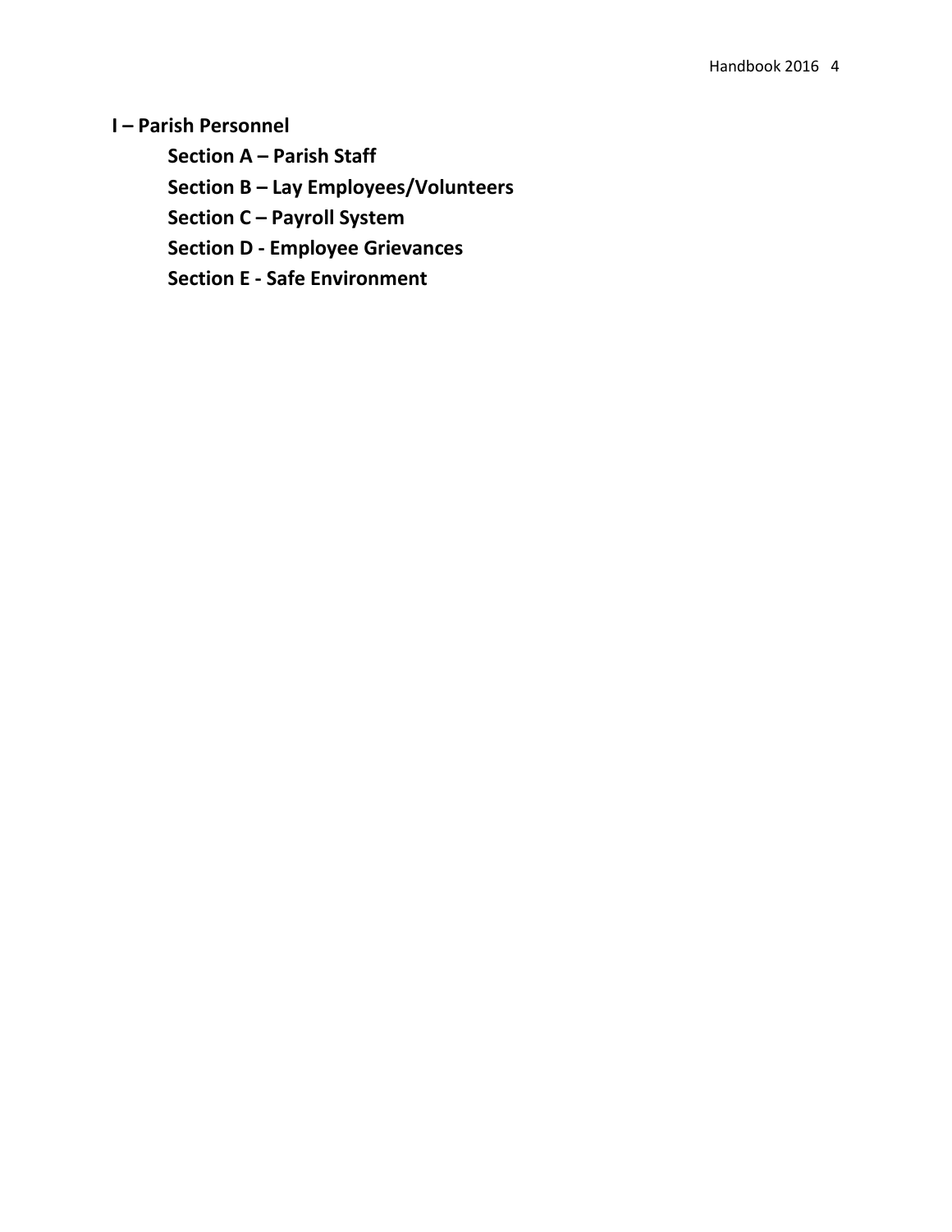# I – Parish Personnel

## Section A – Parish Staff

## Section B – Lay Employees/Volunteers

## Section C – Payroll System

## Section D - Employee Grievances

## Section E - Safe Environment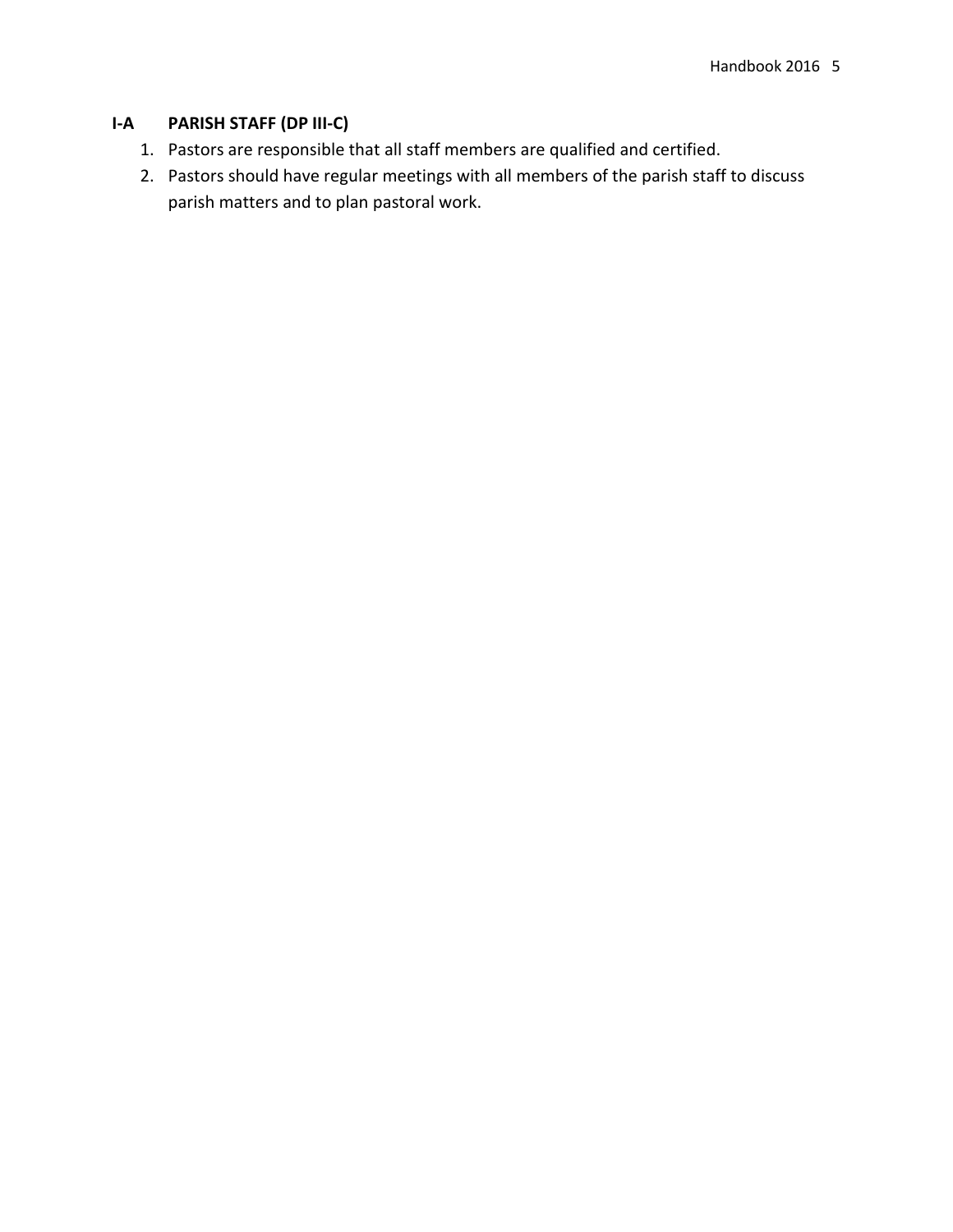## I-A PARISH STAFF (DP III-C)

1. Pastors are responsible that all staff members are qualified and certified.
2. Pastors should have regular meetings with all members of the parish staff to discuss parish matters and to plan pastoral work.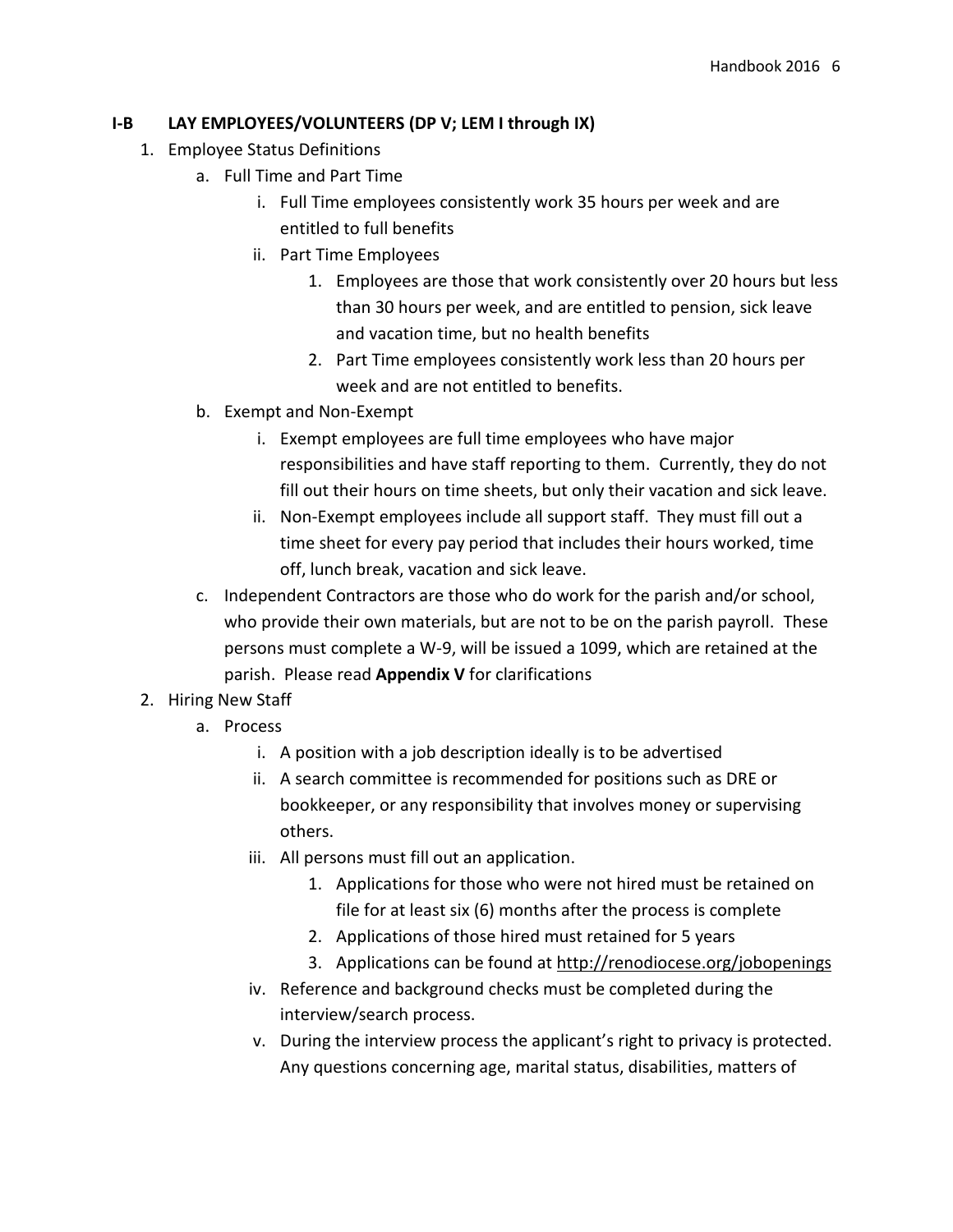## I-B LAY EMPLOYEES/VOLUNTEERS (DP V; LEM I through IX)

1. Employee Status Definitions
   a. Full Time and Part Time
      i. Full Time employees consistently work 35 hours per week and are entitled to full benefits
      ii. Part Time Employees
         1. Employees are those that work consistently over 20 hours but less than 30 hours per week, and are entitled to pension, sick leave and vacation time, but no health benefits
         2. Part Time employees consistently work less than 20 hours per week and are not entitled to benefits.
   b. Exempt and Non-Exempt
      i. Exempt employees are full time employees who have major responsibilities and have staff reporting to them. Currently, they do not fill out their hours on time sheets, but only their vacation and sick leave.
      ii. Non-Exempt employees include all support staff. They must fill out a time sheet for every pay period that includes their hours worked, time off, lunch break, vacation and sick leave.
   c. Independent Contractors are those who do work for the parish and/or school, who provide their own materials, but are not to be on the parish payroll. These persons must complete a W-9, will be issued a 1099, which are retained at the parish. Please read **Appendix V** for clarifications
2. Hiring New Staff
   a. Process
      i. A position with a job description ideally is to be advertised
      ii. A search committee is recommended for positions such as DRE or bookkeeper, or any responsibility that involves money or supervising others.
      iii. All persons must fill out an application.
         1. Applications for those who were not hired must be retained on file for at least six (6) months after the process is complete
         2. Applications of those hired must retained for 5 years
         3. Applications can be found at http://renodiocese.org/jobopenings
      iv. Reference and background checks must be completed during the interview/search process.
      v. During the interview process the applicant's right to privacy is protected. Any questions concerning age, marital status, disabilities, matters of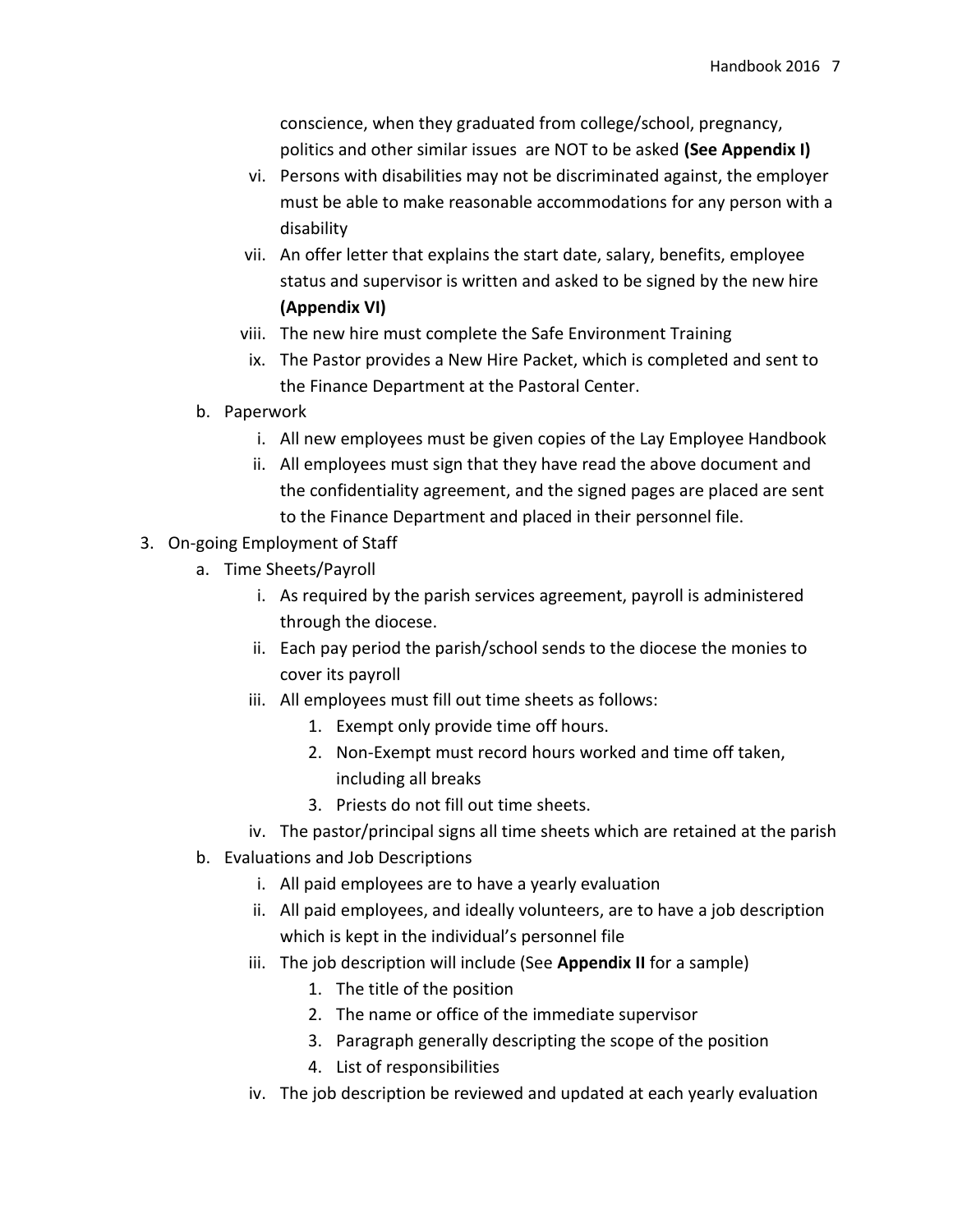conscience, when they graduated from college/school, pregnancy, politics and other similar issues are NOT to be asked **(See Appendix I)**

   vi. Persons with disabilities may not be discriminated against, the employer must be able to make reasonable accommodations for any person with a disability
   vii. An offer letter that explains the start date, salary, benefits, employee status and supervisor is written and asked to be signed by the new hire **(Appendix VI)**
   viii. The new hire must complete the Safe Environment Training
   ix. The Pastor provides a New Hire Packet, which is completed and sent to the Finance Department at the Pastoral Center.

b. Paperwork
   i. All new employees must be given copies of the Lay Employee Handbook
   ii. All employees must sign that they have read the above document and the confidentiality agreement, and the signed pages are placed are sent to the Finance Department and placed in their personnel file.

3. On-going Employment of Staff
   a. Time Sheets/Payroll
      i. As required by the parish services agreement, payroll is administered through the diocese.
      ii. Each pay period the parish/school sends to the diocese the monies to cover its payroll
      iii. All employees must fill out time sheets as follows:
         1. Exempt only provide time off hours.
         2. Non-Exempt must record hours worked and time off taken, including all breaks
         3. Priests do not fill out time sheets.
      iv. The pastor/principal signs all time sheets which are retained at the parish
   b. Evaluations and Job Descriptions
      i. All paid employees are to have a yearly evaluation
      ii. All paid employees, and ideally volunteers, are to have a job description which is kept in the individual's personnel file
      iii. The job description will include (See **Appendix II** for a sample)
         1. The title of the position
         2. The name or office of the immediate supervisor
         3. Paragraph generally descripting the scope of the position
         4. List of responsibilities
      iv. The job description be reviewed and updated at each yearly evaluation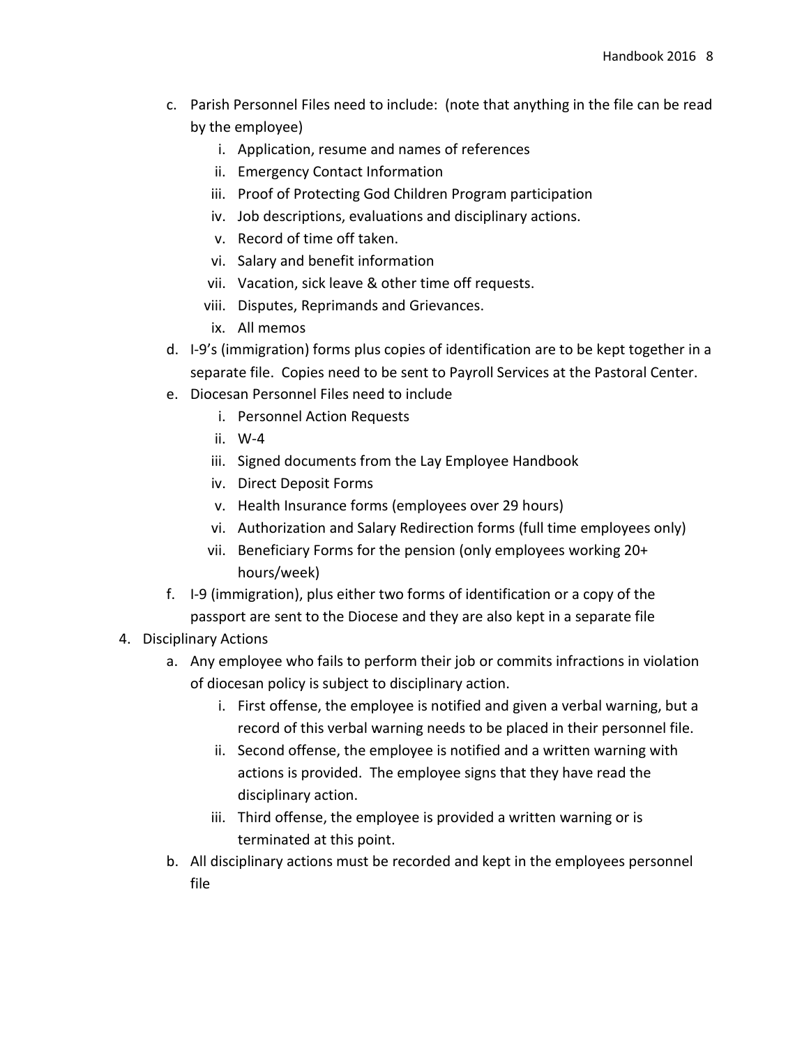c. Parish Personnel Files need to include: (note that anything in the file can be read by the employee)
    i. Application, resume and names of references
    ii. Emergency Contact Information
    iii. Proof of Protecting God Children Program participation
    iv. Job descriptions, evaluations and disciplinary actions.
    v. Record of time off taken.
    vi. Salary and benefit information
    vii. Vacation, sick leave & other time off requests.
    viii. Disputes, Reprimands and Grievances.
    ix. All memos

d. I-9's (immigration) forms plus copies of identification are to be kept together in a separate file. Copies need to be sent to Payroll Services at the Pastoral Center.

e. Diocesan Personnel Files need to include
    i. Personnel Action Requests
    ii. W-4
    iii. Signed documents from the Lay Employee Handbook
    iv. Direct Deposit Forms
    v. Health Insurance forms (employees over 29 hours)
    vi. Authorization and Salary Redirection forms (full time employees only)
    vii. Beneficiary Forms for the pension (only employees working 20+ hours/week)

f. I-9 (immigration), plus either two forms of identification or a copy of the passport are sent to the Diocese and they are also kept in a separate file

4. Disciplinary Actions
    a. Any employee who fails to perform their job or commits infractions in violation of diocesan policy is subject to disciplinary action.
        i. First offense, the employee is notified and given a verbal warning, but a record of this verbal warning needs to be placed in their personnel file.
        ii. Second offense, the employee is notified and a written warning with actions is provided. The employee signs that they have read the disciplinary action.
        iii. Third offense, the employee is provided a written warning or is terminated at this point.
    b. All disciplinary actions must be recorded and kept in the employees personnel file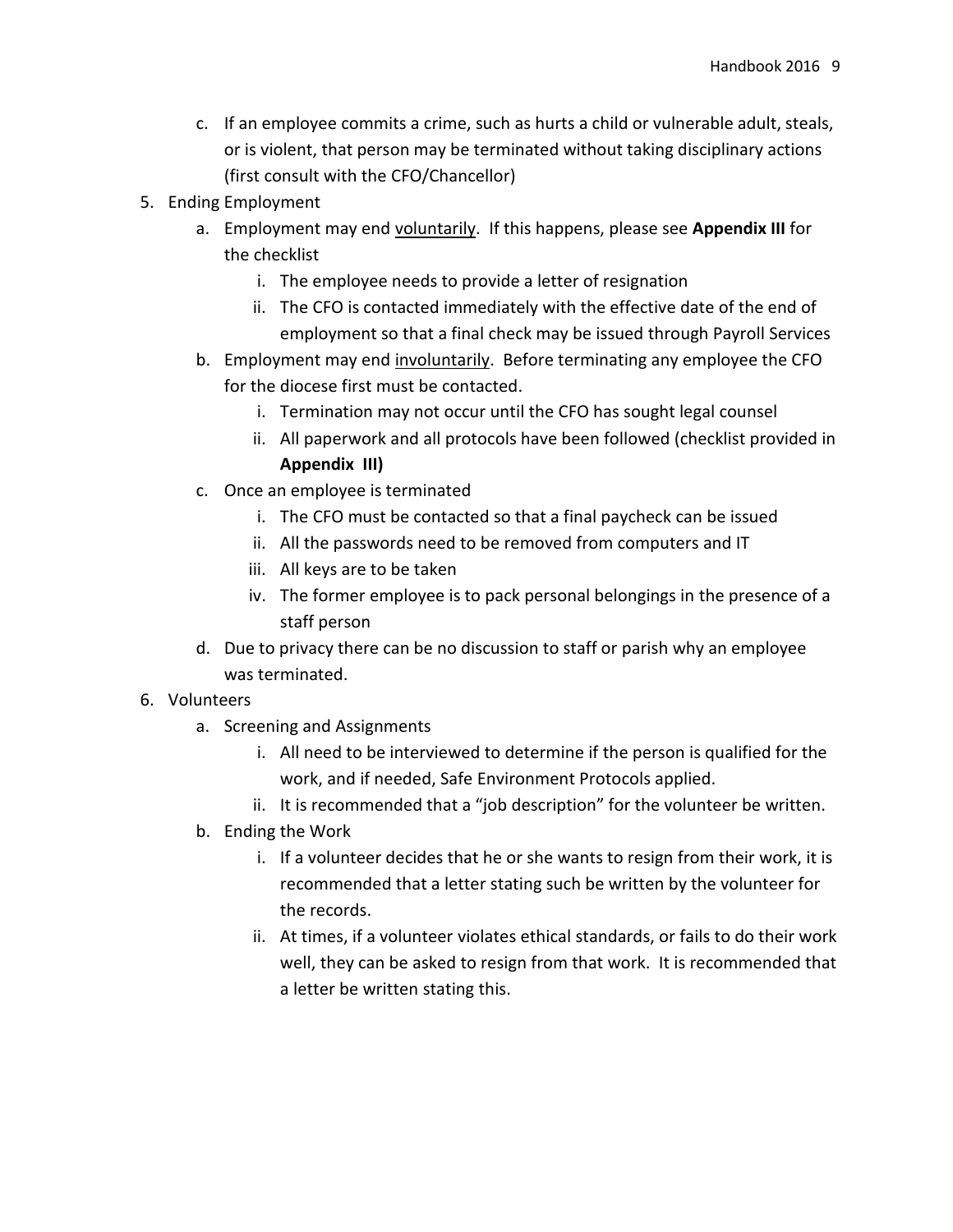c. If an employee commits a crime, such as hurts a child or vulnerable adult, steals, or is violent, that person may be terminated without taking disciplinary actions (first consult with the CFO/Chancellor)

5. Ending Employment
   a. Employment may end <u>voluntarily</u>. If this happens, please see **Appendix III** for the checklist
      i. The employee needs to provide a letter of resignation
      ii. The CFO is contacted immediately with the effective date of the end of employment so that a final check may be issued through Payroll Services
   b. Employment may end <u>involuntarily</u>. Before terminating any employee the CFO for the diocese first must be contacted.
      i. Termination may not occur until the CFO has sought legal counsel
      ii. All paperwork and all protocols have been followed (checklist provided in **Appendix III)**
   c. Once an employee is terminated
      i. The CFO must be contacted so that a final paycheck can be issued
      ii. All the passwords need to be removed from computers and IT
      iii. All keys are to be taken
      iv. The former employee is to pack personal belongings in the presence of a staff person
   d. Due to privacy there can be no discussion to staff or parish why an employee was terminated.

6. Volunteers
   a. Screening and Assignments
      i. All need to be interviewed to determine if the person is qualified for the work, and if needed, Safe Environment Protocols applied.
      ii. It is recommended that a "job description" for the volunteer be written.
   b. Ending the Work
      i. If a volunteer decides that he or she wants to resign from their work, it is recommended that a letter stating such be written by the volunteer for the records.
      ii. At times, if a volunteer violates ethical standards, or fails to do their work well, they can be asked to resign from that work. It is recommended that a letter be written stating this.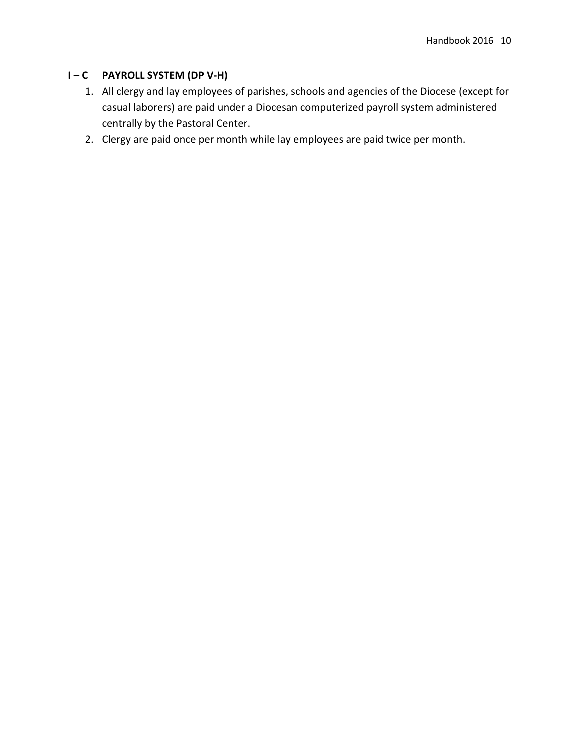## I – C PAYROLL SYSTEM (DP V-H)

1. All clergy and lay employees of parishes, schools and agencies of the Diocese (except for casual laborers) are paid under a Diocesan computerized payroll system administered centrally by the Pastoral Center.
2. Clergy are paid once per month while lay employees are paid twice per month.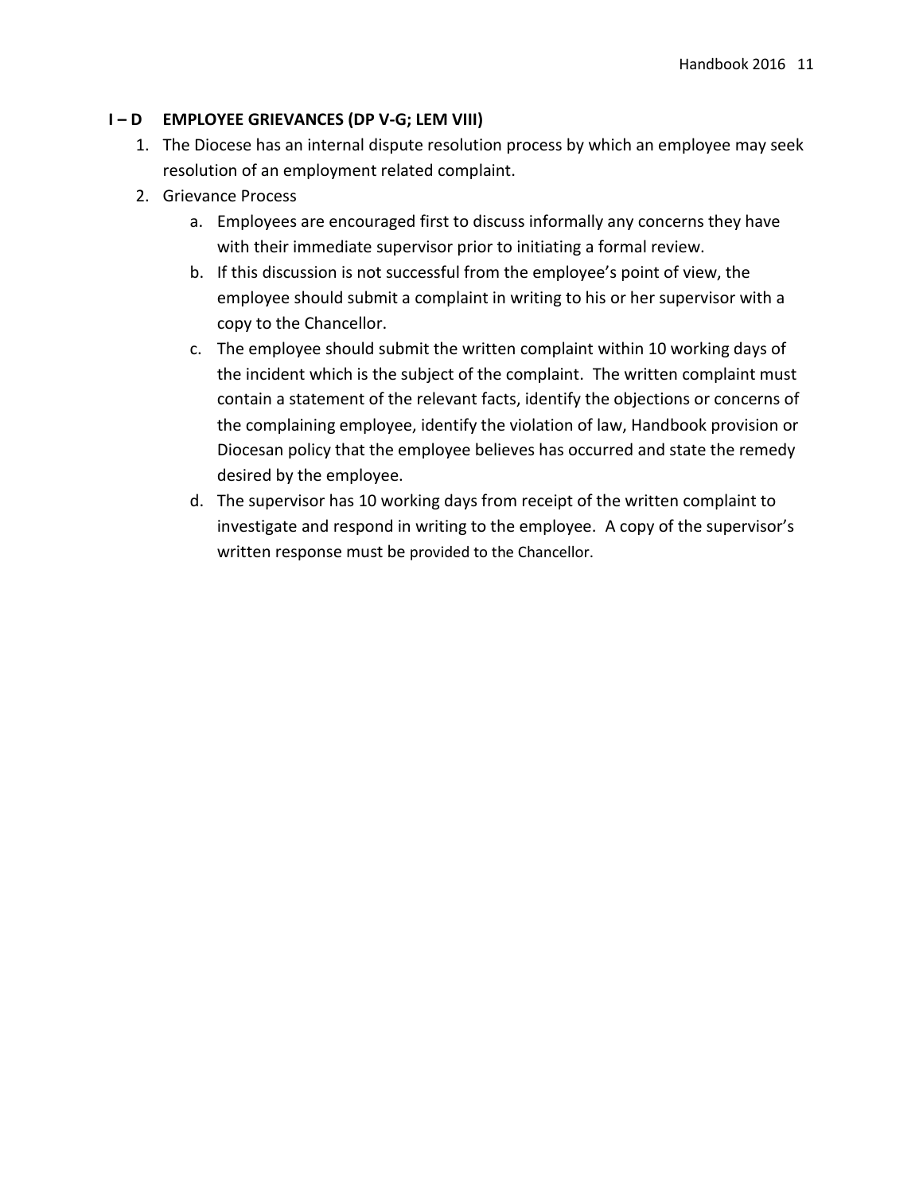## I – D EMPLOYEE GRIEVANCES (DP V-G; LEM VIII)

1. The Diocese has an internal dispute resolution process by which an employee may seek resolution of an employment related complaint.
2. Grievance Process
   a. Employees are encouraged first to discuss informally any concerns they have with their immediate supervisor prior to initiating a formal review.
   b. If this discussion is not successful from the employee's point of view, the employee should submit a complaint in writing to his or her supervisor with a copy to the Chancellor.
   c. The employee should submit the written complaint within 10 working days of the incident which is the subject of the complaint. The written complaint must contain a statement of the relevant facts, identify the objections or concerns of the complaining employee, identify the violation of law, Handbook provision or Diocesan policy that the employee believes has occurred and state the remedy desired by the employee.
   d. The supervisor has 10 working days from receipt of the written complaint to investigate and respond in writing to the employee. A copy of the supervisor's written response must be provided to the Chancellor.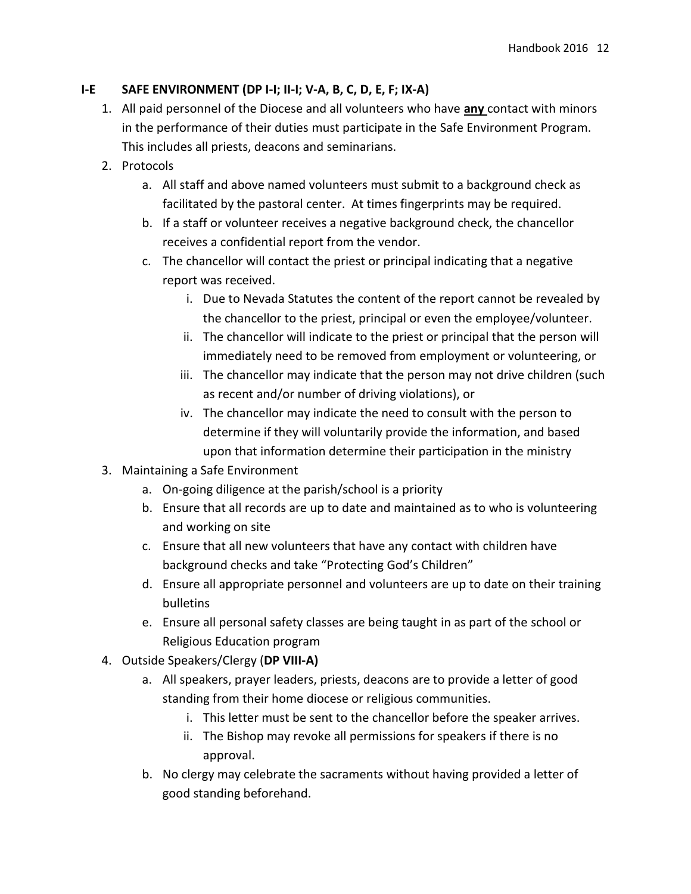## I-E SAFE ENVIRONMENT (DP I-I; II-I; V-A, B, C, D, E, F; IX-A)

1. All paid personnel of the Diocese and all volunteers who have **any** contact with minors in the performance of their duties must participate in the Safe Environment Program. This includes all priests, deacons and seminarians.
2. Protocols
   a. All staff and above named volunteers must submit to a background check as facilitated by the pastoral center. At times fingerprints may be required.
   b. If a staff or volunteer receives a negative background check, the chancellor receives a confidential report from the vendor.
   c. The chancellor will contact the priest or principal indicating that a negative report was received.
      i. Due to Nevada Statutes the content of the report cannot be revealed by the chancellor to the priest, principal or even the employee/volunteer.
      ii. The chancellor will indicate to the priest or principal that the person will immediately need to be removed from employment or volunteering, or
      iii. The chancellor may indicate that the person may not drive children (such as recent and/or number of driving violations), or
      iv. The chancellor may indicate the need to consult with the person to determine if they will voluntarily provide the information, and based upon that information determine their participation in the ministry
3. Maintaining a Safe Environment
   a. On-going diligence at the parish/school is a priority
   b. Ensure that all records are up to date and maintained as to who is volunteering and working on site
   c. Ensure that all new volunteers that have any contact with children have background checks and take "Protecting God's Children"
   d. Ensure all appropriate personnel and volunteers are up to date on their training bulletins
   e. Ensure all personal safety classes are being taught in as part of the school or Religious Education program
4. Outside Speakers/Clergy (**DP VIII-A)**
   a. All speakers, prayer leaders, priests, deacons are to provide a letter of good standing from their home diocese or religious communities.
      i. This letter must be sent to the chancellor before the speaker arrives.
      ii. The Bishop may revoke all permissions for speakers if there is no approval.
   b. No clergy may celebrate the sacraments without having provided a letter of good standing beforehand.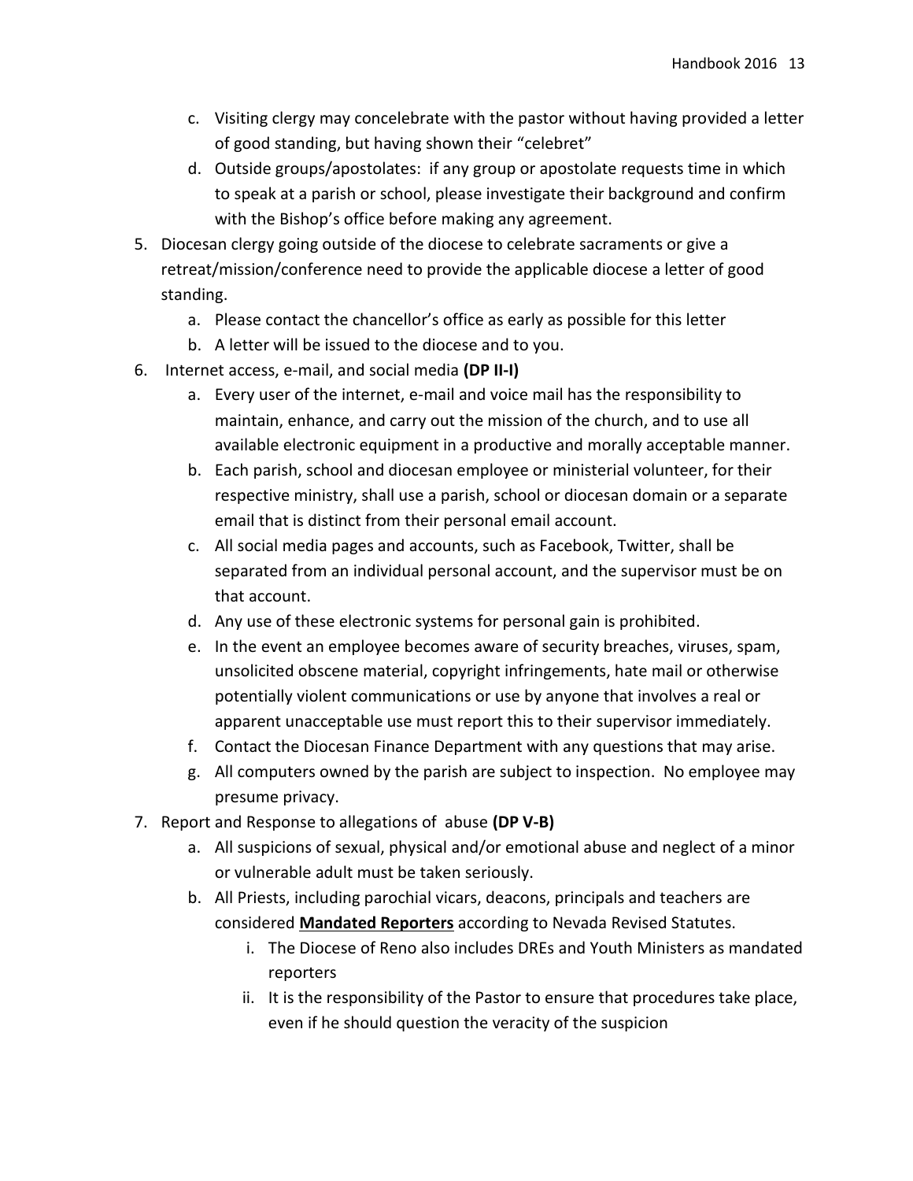c. Visiting clergy may concelebrate with the pastor without having provided a letter of good standing, but having shown their "celebret"
   d. Outside groups/apostolates: if any group or apostolate requests time in which to speak at a parish or school, please investigate their background and confirm with the Bishop's office before making any agreement.

5. Diocesan clergy going outside of the diocese to celebrate sacraments or give a retreat/mission/conference need to provide the applicable diocese a letter of good standing.
   a. Please contact the chancellor's office as early as possible for this letter
   b. A letter will be issued to the diocese and to you.
6. Internet access, e-mail, and social media **(DP II-I)**
   a. Every user of the internet, e-mail and voice mail has the responsibility to maintain, enhance, and carry out the mission of the church, and to use all available electronic equipment in a productive and morally acceptable manner.
   b. Each parish, school and diocesan employee or ministerial volunteer, for their respective ministry, shall use a parish, school or diocesan domain or a separate email that is distinct from their personal email account.
   c. All social media pages and accounts, such as Facebook, Twitter, shall be separated from an individual personal account, and the supervisor must be on that account.
   d. Any use of these electronic systems for personal gain is prohibited.
   e. In the event an employee becomes aware of security breaches, viruses, spam, unsolicited obscene material, copyright infringements, hate mail or otherwise potentially violent communications or use by anyone that involves a real or apparent unacceptable use must report this to their supervisor immediately.
   f. Contact the Diocesan Finance Department with any questions that may arise.
   g. All computers owned by the parish are subject to inspection. No employee may presume privacy.
7. Report and Response to allegations of abuse **(DP V-B)**
   a. All suspicions of sexual, physical and/or emotional abuse and neglect of a minor or vulnerable adult must be taken seriously.
   b. All Priests, including parochial vicars, deacons, principals and teachers are considered **<u>Mandated Reporters</u>** according to Nevada Revised Statutes.
      i. The Diocese of Reno also includes DREs and Youth Ministers as mandated reporters
      ii. It is the responsibility of the Pastor to ensure that procedures take place, even if he should question the veracity of the suspicion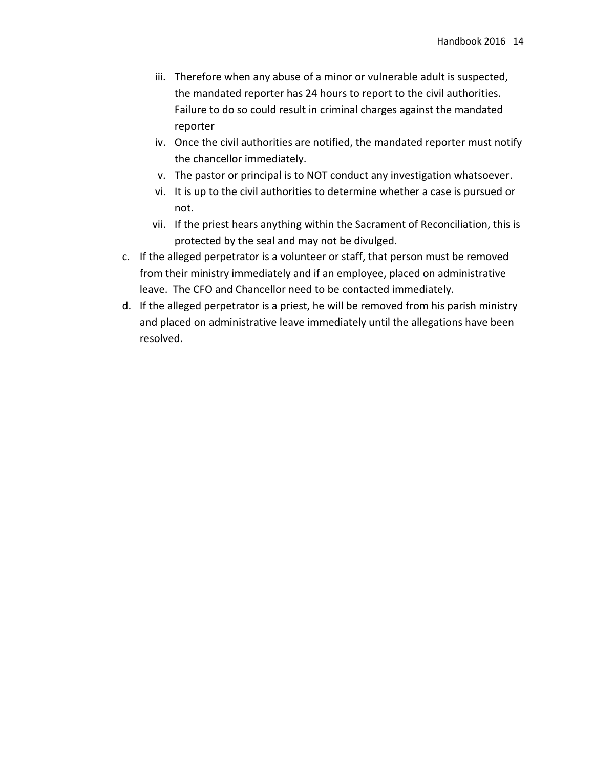iii. Therefore when any abuse of a minor or vulnerable adult is suspected, the mandated reporter has 24 hours to report to the civil authorities. Failure to do so could result in criminal charges against the mandated reporter
   iv. Once the civil authorities are notified, the mandated reporter must notify the chancellor immediately.
   v. The pastor or principal is to NOT conduct any investigation whatsoever.
   vi. It is up to the civil authorities to determine whether a case is pursued or not.
   vii. If the priest hears anything within the Sacrament of Reconciliation, this is protected by the seal and may not be divulged.

c. If the alleged perpetrator is a volunteer or staff, that person must be removed from their ministry immediately and if an employee, placed on administrative leave. The CFO and Chancellor need to be contacted immediately.

d. If the alleged perpetrator is a priest, he will be removed from his parish ministry and placed on administrative leave immediately until the allegations have been resolved.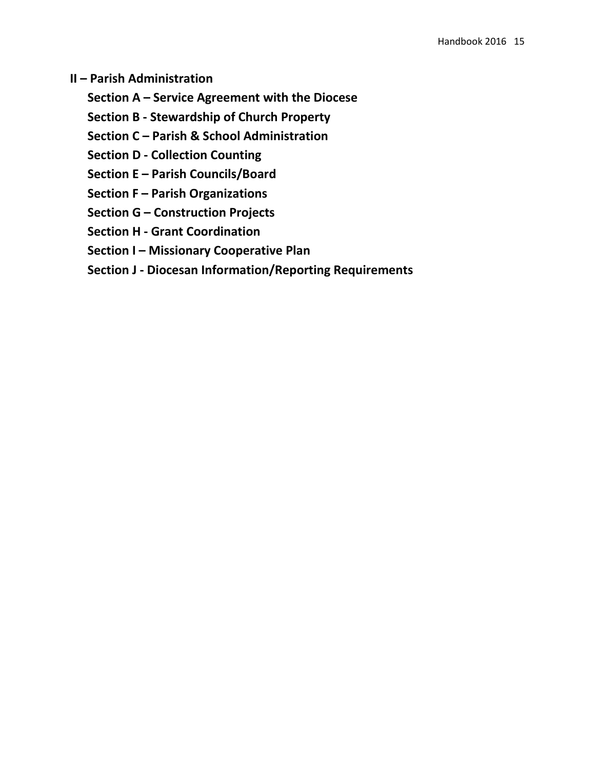## II – Parish Administration

**Section A – Service Agreement with the Diocese**

**Section B - Stewardship of Church Property**

**Section C – Parish & School Administration**

**Section D - Collection Counting**

**Section E – Parish Councils/Board**

**Section F – Parish Organizations**

**Section G – Construction Projects**

**Section H - Grant Coordination**

**Section I – Missionary Cooperative Plan**

**Section J - Diocesan Information/Reporting Requirements**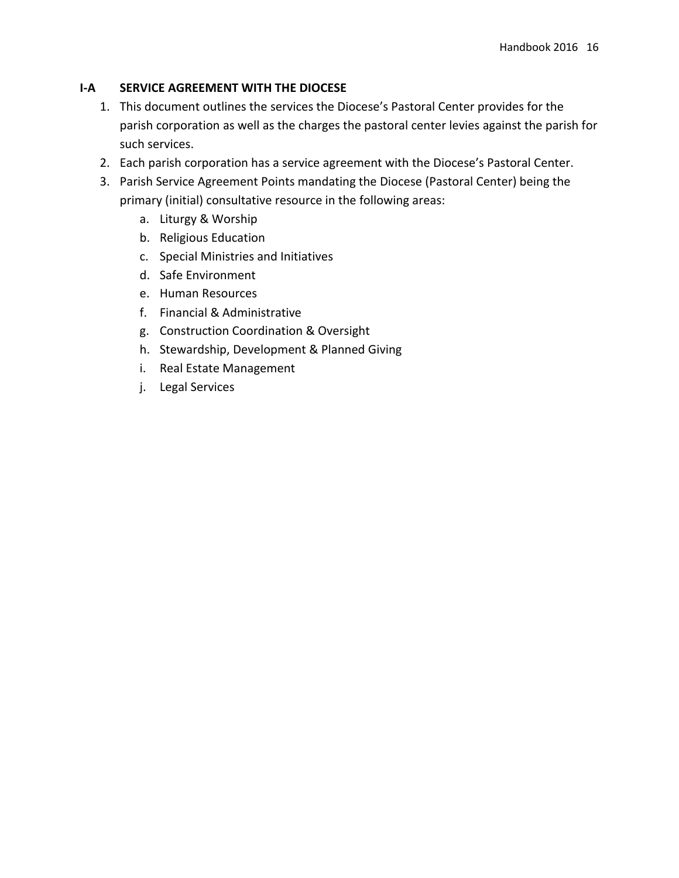## I-A SERVICE AGREEMENT WITH THE DIOCESE

1. This document outlines the services the Diocese's Pastoral Center provides for the parish corporation as well as the charges the pastoral center levies against the parish for such services.
2. Each parish corporation has a service agreement with the Diocese's Pastoral Center.
3. Parish Service Agreement Points mandating the Diocese (Pastoral Center) being the primary (initial) consultative resource in the following areas:
    a. Liturgy & Worship
    b. Religious Education
    c. Special Ministries and Initiatives
    d. Safe Environment
    e. Human Resources
    f. Financial & Administrative
    g. Construction Coordination & Oversight
    h. Stewardship, Development & Planned Giving
    i. Real Estate Management
    j. Legal Services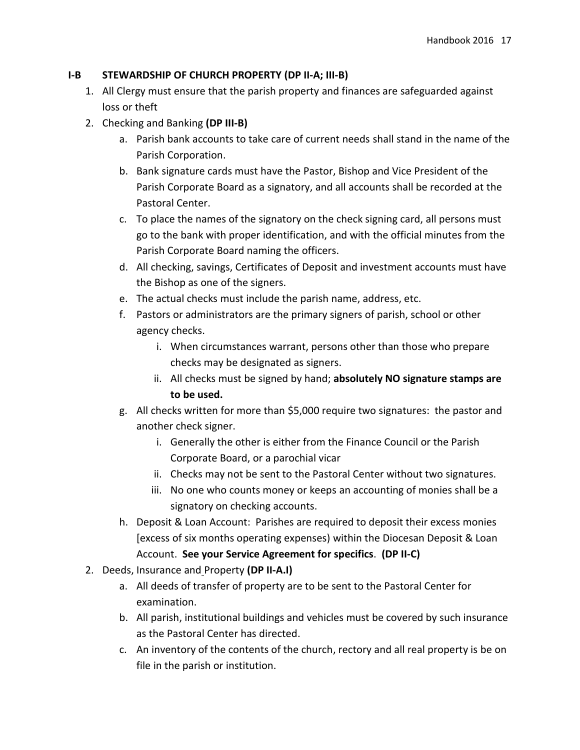## I-B STEWARDSHIP OF CHURCH PROPERTY (DP II-A; III-B)

1. All Clergy must ensure that the parish property and finances are safeguarded against loss or theft
2. Checking and Banking **(DP III-B)**
   a. Parish bank accounts to take care of current needs shall stand in the name of the Parish Corporation.
   b. Bank signature cards must have the Pastor, Bishop and Vice President of the Parish Corporate Board as a signatory, and all accounts shall be recorded at the Pastoral Center.
   c. To place the names of the signatory on the check signing card, all persons must go to the bank with proper identification, and with the official minutes from the Parish Corporate Board naming the officers.
   d. All checking, savings, Certificates of Deposit and investment accounts must have the Bishop as one of the signers.
   e. The actual checks must include the parish name, address, etc.
   f. Pastors or administrators are the primary signers of parish, school or other agency checks.
      i. When circumstances warrant, persons other than those who prepare checks may be designated as signers.
      ii. All checks must be signed by hand; **absolutely NO signature stamps are to be used.**
   g. All checks written for more than $5,000 require two signatures: the pastor and another check signer.
      i. Generally the other is either from the Finance Council or the Parish Corporate Board, or a parochial vicar
      ii. Checks may not be sent to the Pastoral Center without two signatures.
      iii. No one who counts money or keeps an accounting of monies shall be a signatory on checking accounts.
   h. Deposit & Loan Account: Parishes are required to deposit their excess monies [excess of six months operating expenses) within the Diocesan Deposit & Loan Account. **See your Service Agreement for specifics**. **(DP II-C)**
2. Deeds, Insurance and Property **(DP II-A.I)**
   a. All deeds of transfer of property are to be sent to the Pastoral Center for examination.
   b. All parish, institutional buildings and vehicles must be covered by such insurance as the Pastoral Center has directed.
   c. An inventory of the contents of the church, rectory and all real property is be on file in the parish or institution.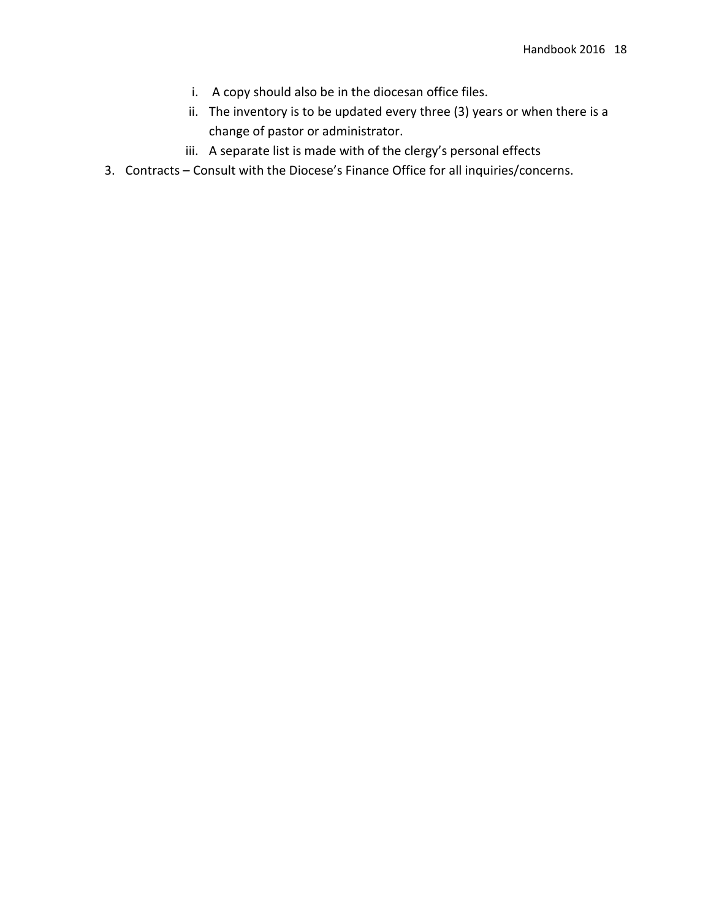i. A copy should also be in the diocesan office files.
   ii. The inventory is to be updated every three (3) years or when there is a change of pastor or administrator.
   iii. A separate list is made with of the clergy's personal effects

3. Contracts – Consult with the Diocese's Finance Office for all inquiries/concerns.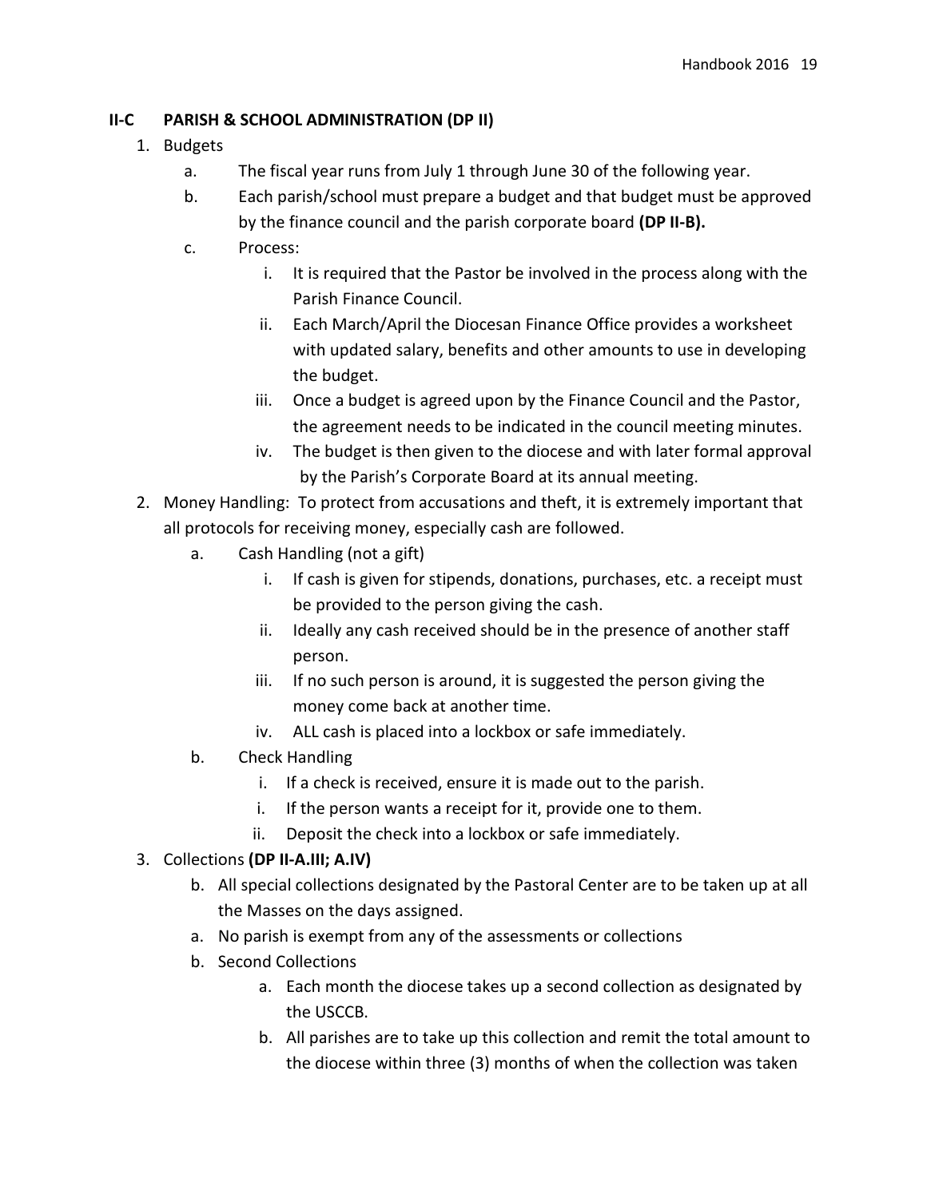## II-C PARISH & SCHOOL ADMINISTRATION (DP II)

1. Budgets
   a. The fiscal year runs from July 1 through June 30 of the following year.
   b. Each parish/school must prepare a budget and that budget must be approved by the finance council and the parish corporate board **(DP II-B).**
   c. Process:
      i. It is required that the Pastor be involved in the process along with the Parish Finance Council.
      ii. Each March/April the Diocesan Finance Office provides a worksheet with updated salary, benefits and other amounts to use in developing the budget.
      iii. Once a budget is agreed upon by the Finance Council and the Pastor, the agreement needs to be indicated in the council meeting minutes.
      iv. The budget is then given to the diocese and with later formal approval by the Parish's Corporate Board at its annual meeting.
2. Money Handling: To protect from accusations and theft, it is extremely important that all protocols for receiving money, especially cash are followed.
   a. Cash Handling (not a gift)
      i. If cash is given for stipends, donations, purchases, etc. a receipt must be provided to the person giving the cash.
      ii. Ideally any cash received should be in the presence of another staff person.
      iii. If no such person is around, it is suggested the person giving the money come back at another time.
      iv. ALL cash is placed into a lockbox or safe immediately.
   b. Check Handling
      i. If a check is received, ensure it is made out to the parish.
      i. If the person wants a receipt for it, provide one to them.
      ii. Deposit the check into a lockbox or safe immediately.
3. Collections **(DP II-A.III; A.IV)**
   b. All special collections designated by the Pastoral Center are to be taken up at all the Masses on the days assigned.
   a. No parish is exempt from any of the assessments or collections
   b. Second Collections
      a. Each month the diocese takes up a second collection as designated by the USCCB.
      b. All parishes are to take up this collection and remit the total amount to the diocese within three (3) months of when the collection was taken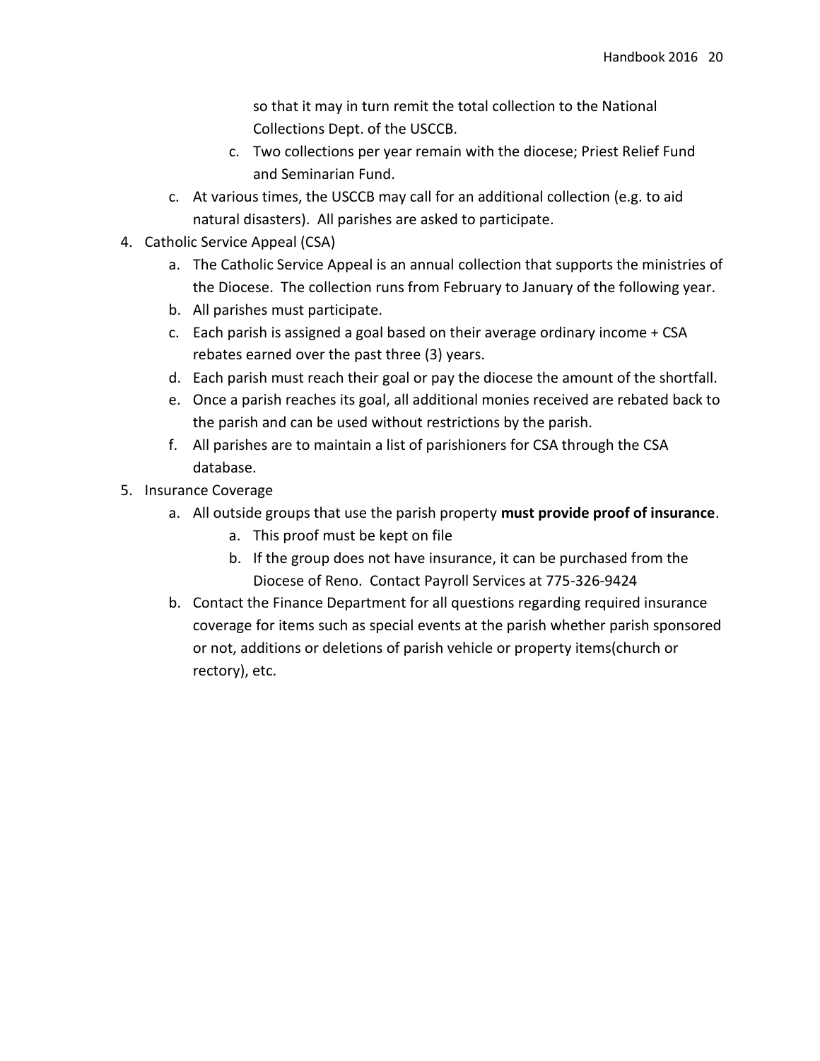so that it may in turn remit the total collection to the National Collections Dept. of the USCCB.

    c. Two collections per year remain with the diocese; Priest Relief Fund and Seminarian Fund.

  c. At various times, the USCCB may call for an additional collection (e.g. to aid natural disasters). All parishes are asked to participate.

4. Catholic Service Appeal (CSA)
    a. The Catholic Service Appeal is an annual collection that supports the ministries of the Diocese. The collection runs from February to January of the following year.
    b. All parishes must participate.
    c. Each parish is assigned a goal based on their average ordinary income + CSA rebates earned over the past three (3) years.
    d. Each parish must reach their goal or pay the diocese the amount of the shortfall.
    e. Once a parish reaches its goal, all additional monies received are rebated back to the parish and can be used without restrictions by the parish.
    f. All parishes are to maintain a list of parishioners for CSA through the CSA database.
5. Insurance Coverage
    a. All outside groups that use the parish property **must provide proof of insurance**.
        a. This proof must be kept on file
        b. If the group does not have insurance, it can be purchased from the Diocese of Reno. Contact Payroll Services at 775-326-9424
    b. Contact the Finance Department for all questions regarding required insurance coverage for items such as special events at the parish whether parish sponsored or not, additions or deletions of parish vehicle or property items(church or rectory), etc.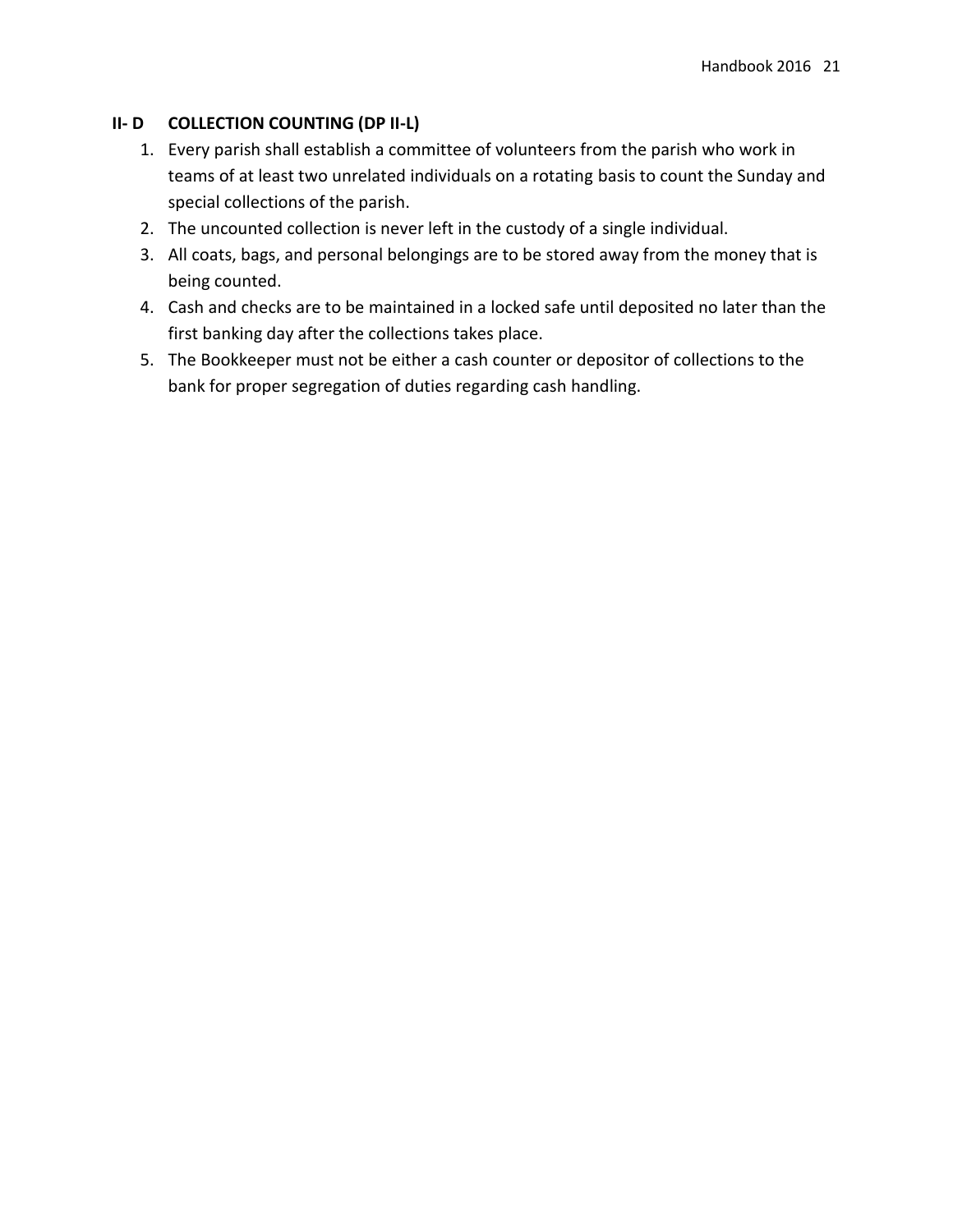## II- D COLLECTION COUNTING (DP II-L)

1. Every parish shall establish a committee of volunteers from the parish who work in teams of at least two unrelated individuals on a rotating basis to count the Sunday and special collections of the parish.
2. The uncounted collection is never left in the custody of a single individual.
3. All coats, bags, and personal belongings are to be stored away from the money that is being counted.
4. Cash and checks are to be maintained in a locked safe until deposited no later than the first banking day after the collections takes place.
5. The Bookkeeper must not be either a cash counter or depositor of collections to the bank for proper segregation of duties regarding cash handling.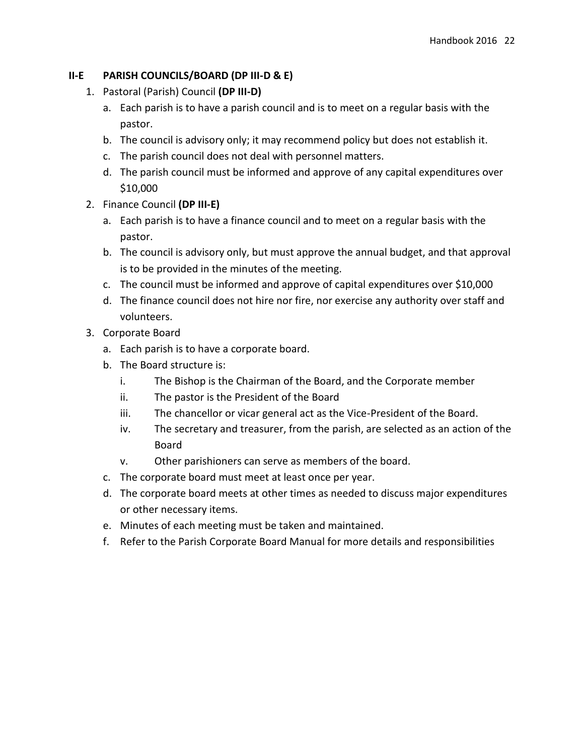## II-E PARISH COUNCILS/BOARD (DP III-D & E)

1. Pastoral (Parish) Council **(DP III-D)**
   a. Each parish is to have a parish council and is to meet on a regular basis with the pastor.
   b. The council is advisory only; it may recommend policy but does not establish it.
   c. The parish council does not deal with personnel matters.
   d. The parish council must be informed and approve of any capital expenditures over $10,000
2. Finance Council **(DP III-E)**
   a. Each parish is to have a finance council and to meet on a regular basis with the pastor.
   b. The council is advisory only, but must approve the annual budget, and that approval is to be provided in the minutes of the meeting.
   c. The council must be informed and approve of capital expenditures over $10,000
   d. The finance council does not hire nor fire, nor exercise any authority over staff and volunteers.
3. Corporate Board
   a. Each parish is to have a corporate board.
   b. The Board structure is:
      i. The Bishop is the Chairman of the Board, and the Corporate member
      ii. The pastor is the President of the Board
      iii. The chancellor or vicar general act as the Vice-President of the Board.
      iv. The secretary and treasurer, from the parish, are selected as an action of the Board
      v. Other parishioners can serve as members of the board.
   c. The corporate board must meet at least once per year.
   d. The corporate board meets at other times as needed to discuss major expenditures or other necessary items.
   e. Minutes of each meeting must be taken and maintained.
   f. Refer to the Parish Corporate Board Manual for more details and responsibilities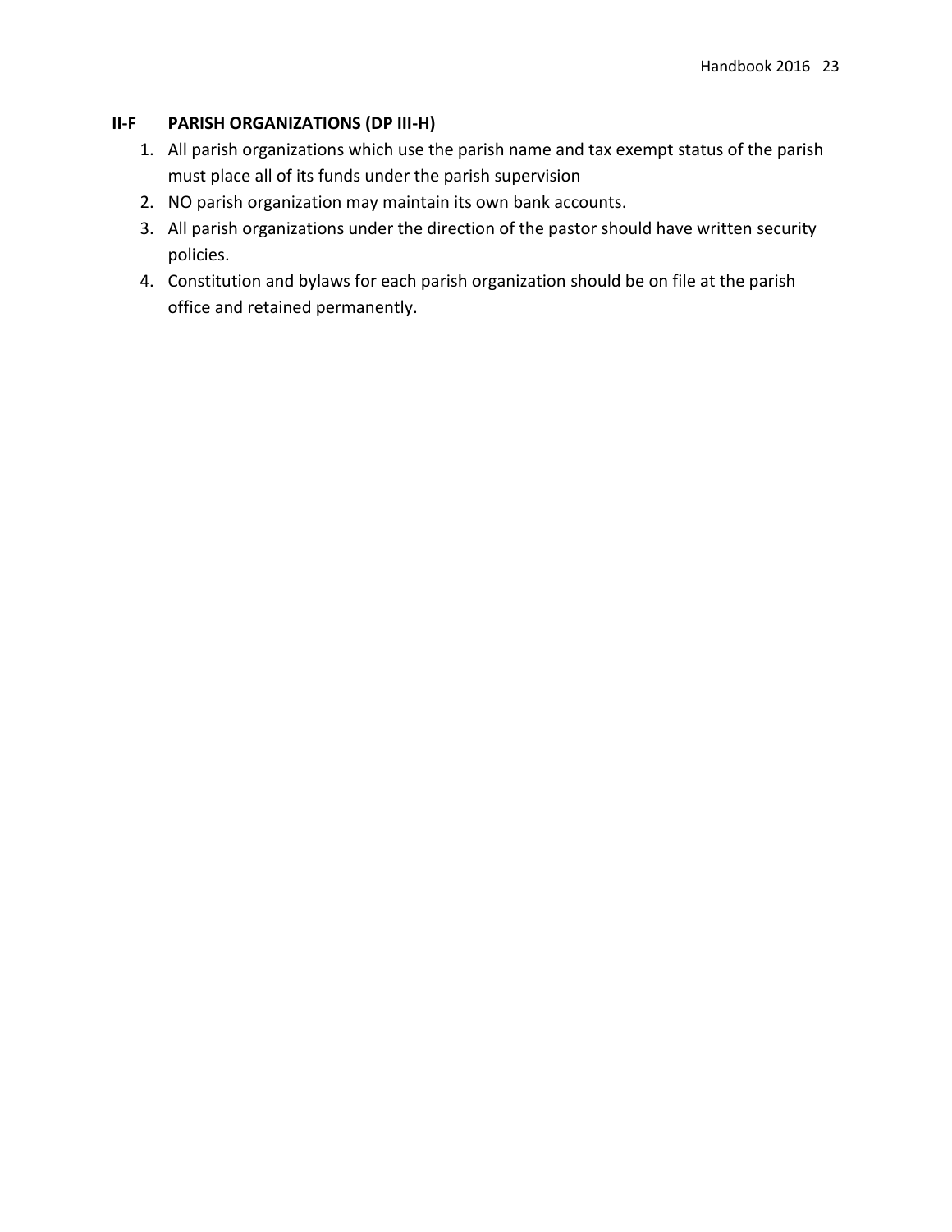## II-F PARISH ORGANIZATIONS (DP III-H)

1. All parish organizations which use the parish name and tax exempt status of the parish must place all of its funds under the parish supervision
2. NO parish organization may maintain its own bank accounts.
3. All parish organizations under the direction of the pastor should have written security policies.
4. Constitution and bylaws for each parish organization should be on file at the parish office and retained permanently.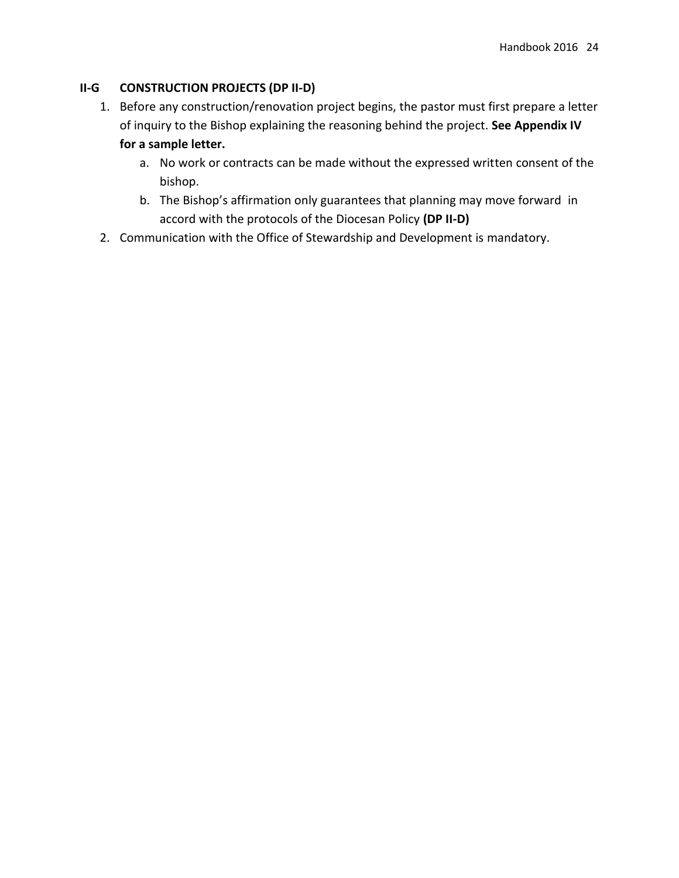## II-G CONSTRUCTION PROJECTS (DP II-D)

1. Before any construction/renovation project begins, the pastor must first prepare a letter of inquiry to the Bishop explaining the reasoning behind the project. **See Appendix IV for a sample letter.**
   a. No work or contracts can be made without the expressed written consent of the bishop.
   b. The Bishop's affirmation only guarantees that planning may move forward in accord with the protocols of the Diocesan Policy **(DP II-D)**
2. Communication with the Office of Stewardship and Development is mandatory.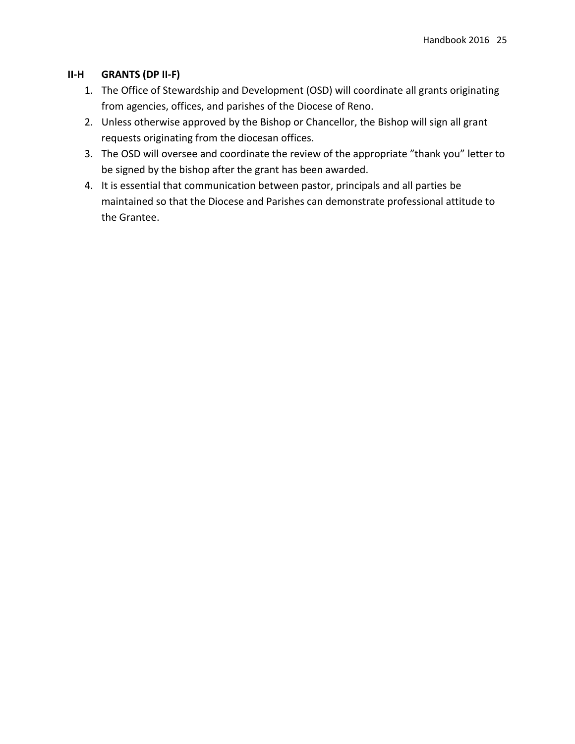## II-H GRANTS (DP II-F)

1. The Office of Stewardship and Development (OSD) will coordinate all grants originating from agencies, offices, and parishes of the Diocese of Reno.
2. Unless otherwise approved by the Bishop or Chancellor, the Bishop will sign all grant requests originating from the diocesan offices.
3. The OSD will oversee and coordinate the review of the appropriate "thank you" letter to be signed by the bishop after the grant has been awarded.
4. It is essential that communication between pastor, principals and all parties be maintained so that the Diocese and Parishes can demonstrate professional attitude to the Grantee.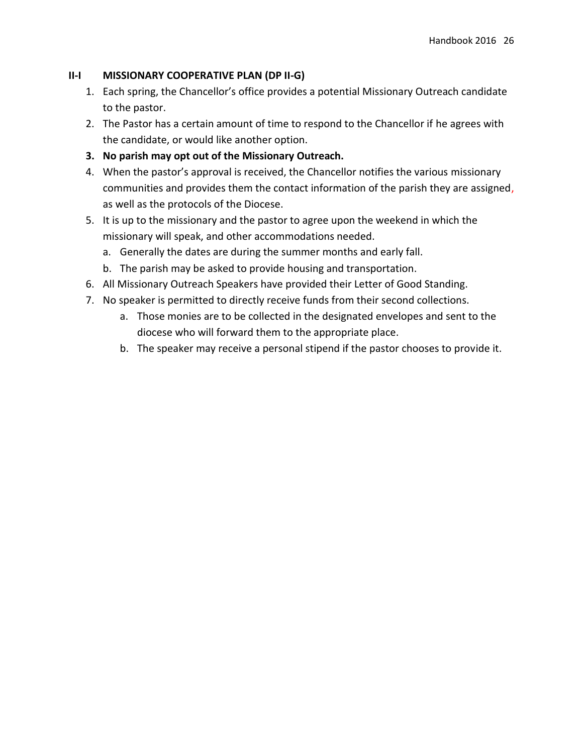## II-I MISSIONARY COOPERATIVE PLAN (DP II-G)

1. Each spring, the Chancellor's office provides a potential Missionary Outreach candidate to the pastor.
2. The Pastor has a certain amount of time to respond to the Chancellor if he agrees with the candidate, or would like another option.
3. **No parish may opt out of the Missionary Outreach.**
4. When the pastor's approval is received, the Chancellor notifies the various missionary communities and provides them the contact information of the parish they are assigned, as well as the protocols of the Diocese.
5. It is up to the missionary and the pastor to agree upon the weekend in which the missionary will speak, and other accommodations needed.
   a. Generally the dates are during the summer months and early fall.
   b. The parish may be asked to provide housing and transportation.
6. All Missionary Outreach Speakers have provided their Letter of Good Standing.
7. No speaker is permitted to directly receive funds from their second collections.
   a. Those monies are to be collected in the designated envelopes and sent to the diocese who will forward them to the appropriate place.
   b. The speaker may receive a personal stipend if the pastor chooses to provide it.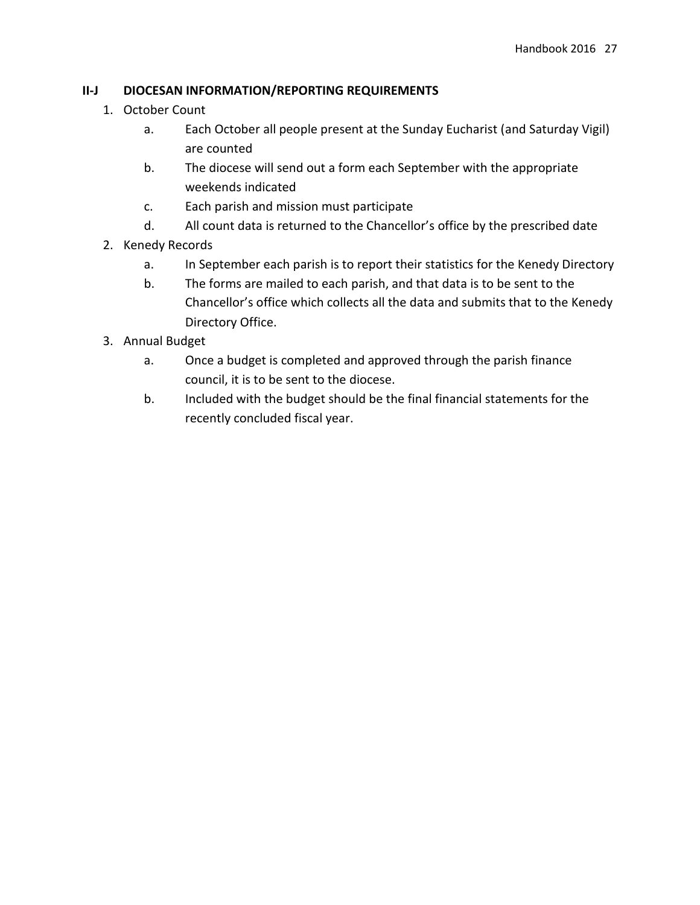## II-J DIOCESAN INFORMATION/REPORTING REQUIREMENTS

1. October Count
   a. Each October all people present at the Sunday Eucharist (and Saturday Vigil) are counted
   b. The diocese will send out a form each September with the appropriate weekends indicated
   c. Each parish and mission must participate
   d. All count data is returned to the Chancellor's office by the prescribed date
2. Kenedy Records
   a. In September each parish is to report their statistics for the Kenedy Directory
   b. The forms are mailed to each parish, and that data is to be sent to the Chancellor's office which collects all the data and submits that to the Kenedy Directory Office.
3. Annual Budget
   a. Once a budget is completed and approved through the parish finance council, it is to be sent to the diocese.
   b. Included with the budget should be the final financial statements for the recently concluded fiscal year.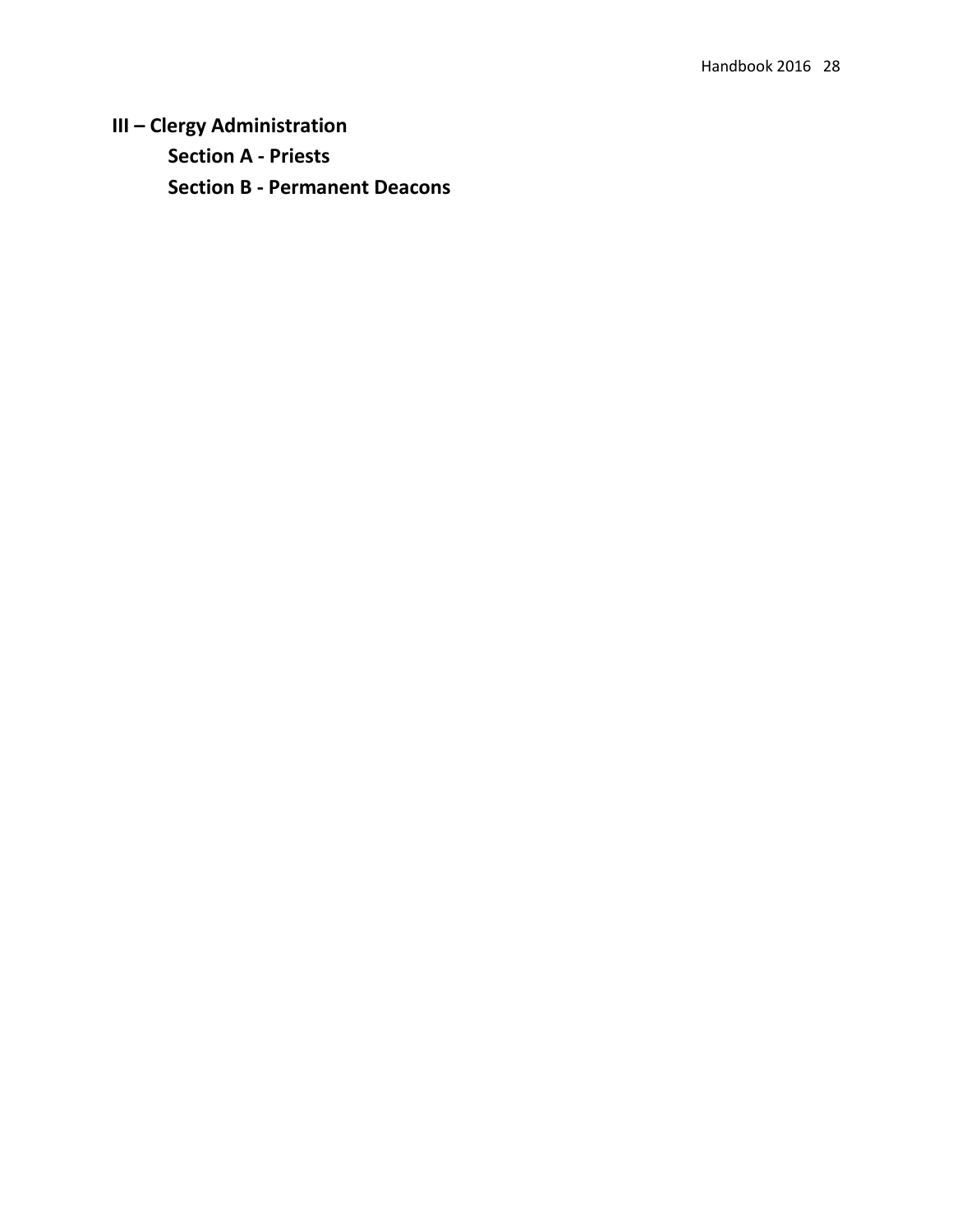# III – Clergy Administration

## Section A - Priests

## Section B - Permanent Deacons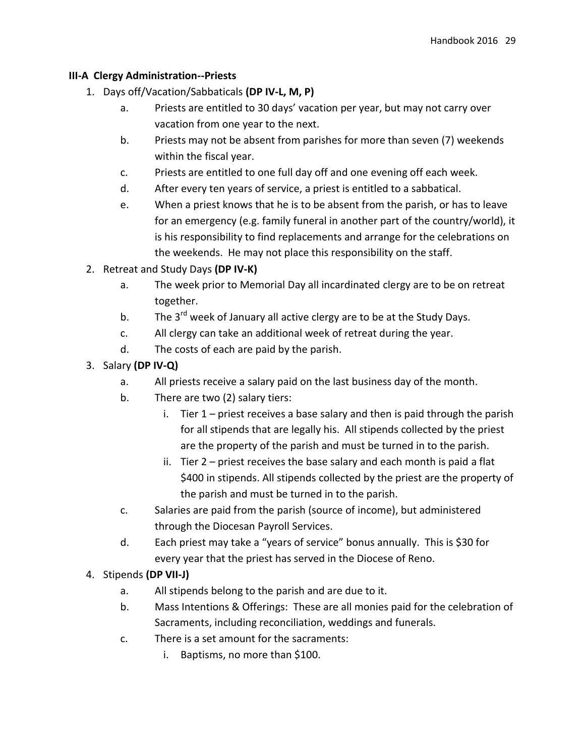### III-A Clergy Administration--Priests

1. Days off/Vacation/Sabbaticals **(DP IV-L, M, P)**
   a. Priests are entitled to 30 days' vacation per year, but may not carry over vacation from one year to the next.
   b. Priests may not be absent from parishes for more than seven (7) weekends within the fiscal year.
   c. Priests are entitled to one full day off and one evening off each week.
   d. After every ten years of service, a priest is entitled to a sabbatical.
   e. When a priest knows that he is to be absent from the parish, or has to leave for an emergency (e.g. family funeral in another part of the country/world), it is his responsibility to find replacements and arrange for the celebrations on the weekends. He may not place this responsibility on the staff.
2. Retreat and Study Days **(DP IV-K)**
   a. The week prior to Memorial Day all incardinated clergy are to be on retreat together.
   b. The 3rd week of January all active clergy are to be at the Study Days.
   c. All clergy can take an additional week of retreat during the year.
   d. The costs of each are paid by the parish.
3. Salary **(DP IV-Q)**
   a. All priests receive a salary paid on the last business day of the month.
   b. There are two (2) salary tiers:
      i. Tier 1 – priest receives a base salary and then is paid through the parish for all stipends that are legally his. All stipends collected by the priest are the property of the parish and must be turned in to the parish.
      ii. Tier 2 – priest receives the base salary and each month is paid a flat $400 in stipends. All stipends collected by the priest are the property of the parish and must be turned in to the parish.
   c. Salaries are paid from the parish (source of income), but administered through the Diocesan Payroll Services.
   d. Each priest may take a "years of service" bonus annually. This is $30 for every year that the priest has served in the Diocese of Reno.
4. Stipends **(DP VII-J)**
   a. All stipends belong to the parish and are due to it.
   b. Mass Intentions & Offerings: These are all monies paid for the celebration of Sacraments, including reconciliation, weddings and funerals.
   c. There is a set amount for the sacraments:
      i. Baptisms, no more than $100.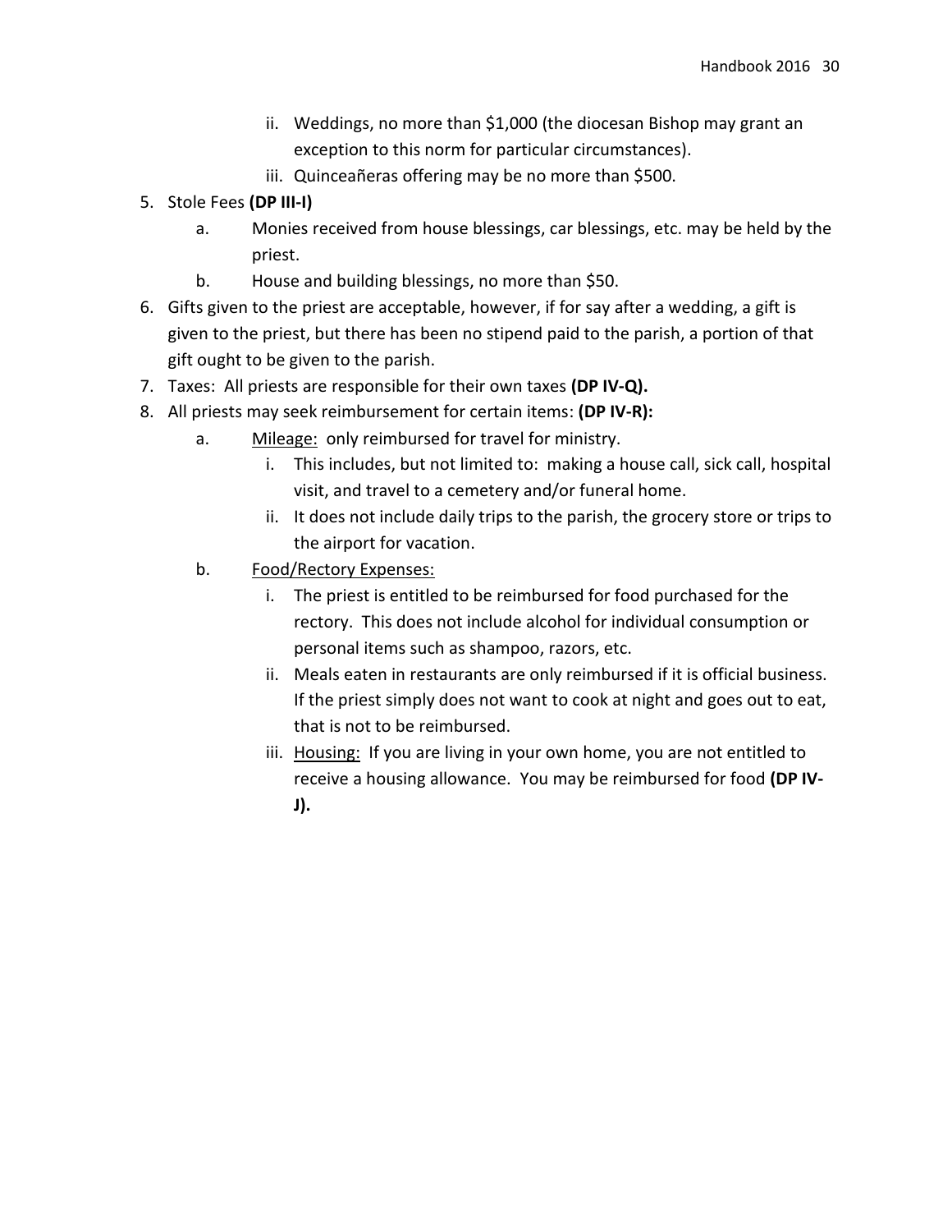- ii. Weddings, no more than $1,000 (the diocesan Bishop may grant an exception to this norm for particular circumstances).
   - iii. Quinceañeras offering may be no more than $500.

5. Stole Fees **(DP III-I)**
   - a. Monies received from house blessings, car blessings, etc. may be held by the priest.
   - b. House and building blessings, no more than $50.
6. Gifts given to the priest are acceptable, however, if for say after a wedding, a gift is given to the priest, but there has been no stipend paid to the parish, a portion of that gift ought to be given to the parish.
7. Taxes: All priests are responsible for their own taxes **(DP IV-Q).**
8. All priests may seek reimbursement for certain items: **(DP IV-R):**
   - a. <u>Mileage:</u> only reimbursed for travel for ministry.
     - i. This includes, but not limited to: making a house call, sick call, hospital visit, and travel to a cemetery and/or funeral home.
     - ii. It does not include daily trips to the parish, the grocery store or trips to the airport for vacation.
   - b. <u>Food/Rectory Expenses:</u>
     - i. The priest is entitled to be reimbursed for food purchased for the rectory. This does not include alcohol for individual consumption or personal items such as shampoo, razors, etc.
     - ii. Meals eaten in restaurants are only reimbursed if it is official business. If the priest simply does not want to cook at night and goes out to eat, that is not to be reimbursed.
     - iii. <u>Housing:</u> If you are living in your own home, you are not entitled to receive a housing allowance. You may be reimbursed for food **(DP IV-J).**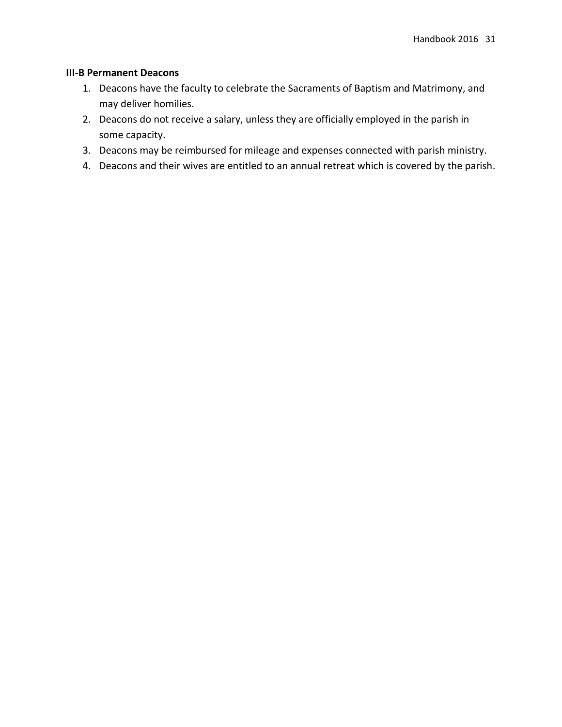**III-B Permanent Deacons**

1. Deacons have the faculty to celebrate the Sacraments of Baptism and Matrimony, and may deliver homilies.
2. Deacons do not receive a salary, unless they are officially employed in the parish in some capacity.
3. Deacons may be reimbursed for mileage and expenses connected with parish ministry.
4. Deacons and their wives are entitled to an annual retreat which is covered by the parish.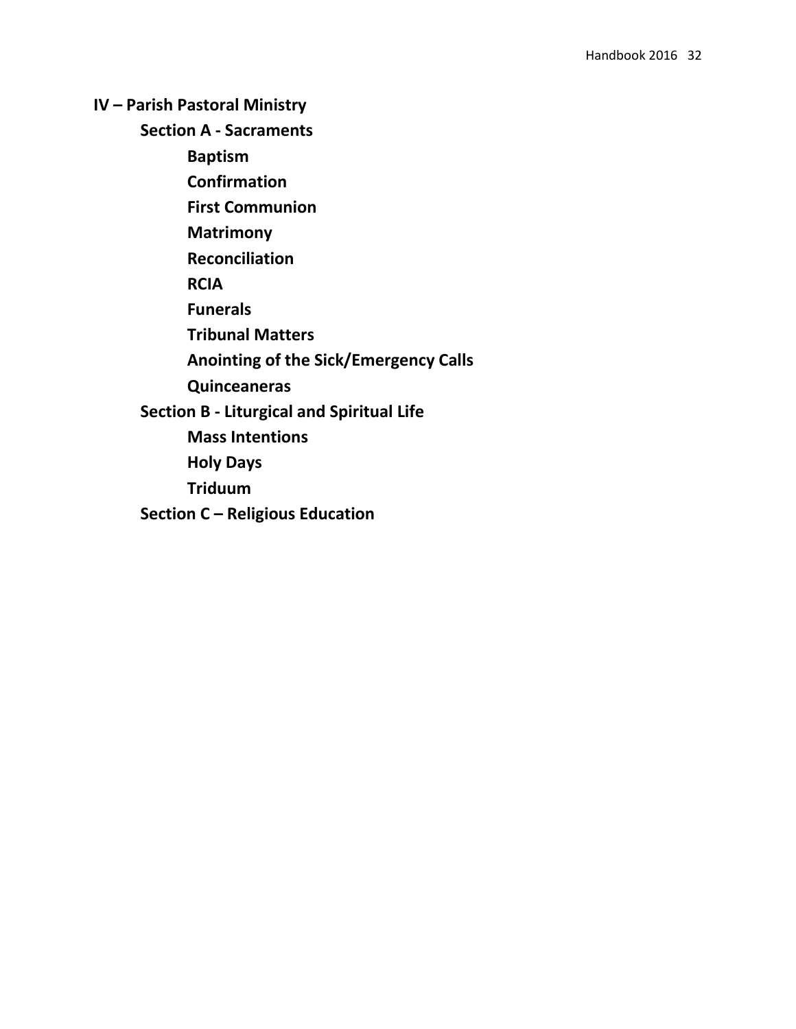# IV – Parish Pastoral Ministry

## Section A - Sacraments

### Baptism

### Confirmation

### First Communion

### Matrimony

### Reconciliation

### RCIA

### Funerals

### Tribunal Matters

### Anointing of the Sick/Emergency Calls

### Quinceaneras

## Section B - Liturgical and Spiritual Life

### Mass Intentions

### Holy Days

### Triduum

## Section C – Religious Education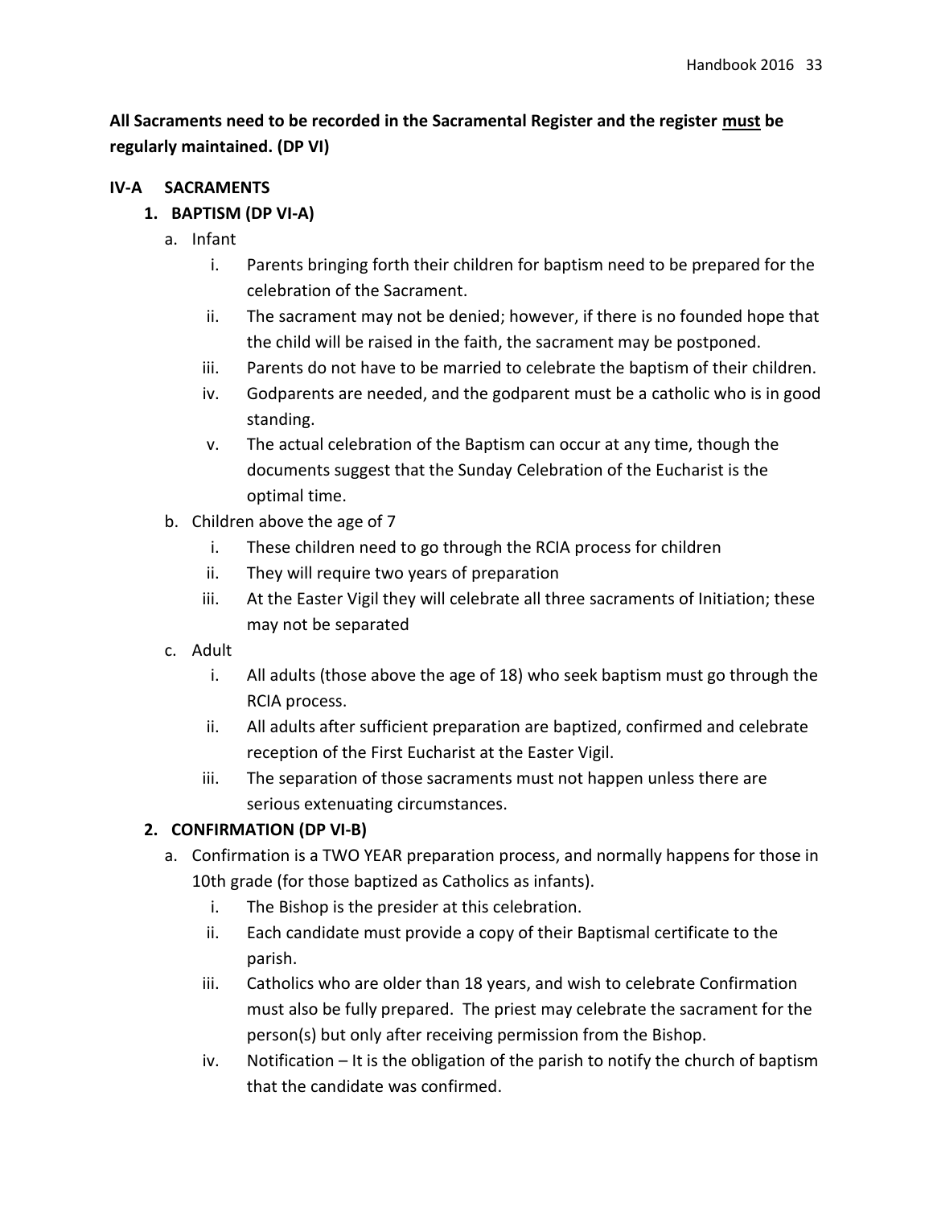**All Sacraments need to be recorded in the Sacramental Register and the register <u>must</u> be regularly maintained. (DP VI)**

## IV-A SACRAMENTS

### 1. BAPTISM (DP VI-A)

a. Infant

i. Parents bringing forth their children for baptism need to be prepared for the celebration of the Sacrament.

ii. The sacrament may not be denied; however, if there is no founded hope that the child will be raised in the faith, the sacrament may be postponed.

iii. Parents do not have to be married to celebrate the baptism of their children.

iv. Godparents are needed, and the godparent must be a catholic who is in good standing.

v. The actual celebration of the Baptism can occur at any time, though the documents suggest that the Sunday Celebration of the Eucharist is the optimal time.

b. Children above the age of 7

i. These children need to go through the RCIA process for children

ii. They will require two years of preparation

iii. At the Easter Vigil they will celebrate all three sacraments of Initiation; these may not be separated

c. Adult

i. All adults (those above the age of 18) who seek baptism must go through the RCIA process.

ii. All adults after sufficient preparation are baptized, confirmed and celebrate reception of the First Eucharist at the Easter Vigil.

iii. The separation of those sacraments must not happen unless there are serious extenuating circumstances.

### 2. CONFIRMATION (DP VI-B)

a. Confirmation is a TWO YEAR preparation process, and normally happens for those in 10th grade (for those baptized as Catholics as infants).

i. The Bishop is the presider at this celebration.

ii. Each candidate must provide a copy of their Baptismal certificate to the parish.

iii. Catholics who are older than 18 years, and wish to celebrate Confirmation must also be fully prepared. The priest may celebrate the sacrament for the person(s) but only after receiving permission from the Bishop.

iv. Notification – It is the obligation of the parish to notify the church of baptism that the candidate was confirmed.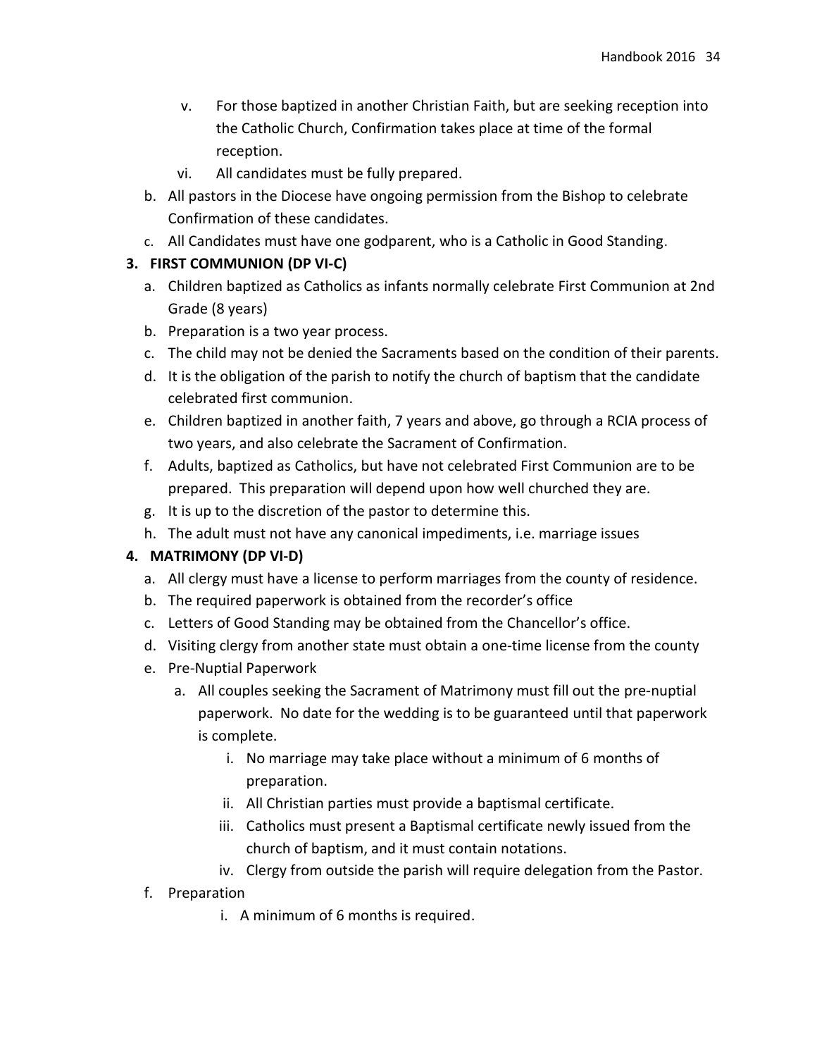v. For those baptized in another Christian Faith, but are seeking reception into the Catholic Church, Confirmation takes place at time of the formal reception.
   vi. All candidates must be fully prepared.
b. All pastors in the Diocese have ongoing permission from the Bishop to celebrate Confirmation of these candidates.
c. All Candidates must have one godparent, who is a Catholic in Good Standing.

**3. FIRST COMMUNION (DP VI-C)**

a. Children baptized as Catholics as infants normally celebrate First Communion at 2nd Grade (8 years)
b. Preparation is a two year process.
c. The child may not be denied the Sacraments based on the condition of their parents.
d. It is the obligation of the parish to notify the church of baptism that the candidate celebrated first communion.
e. Children baptized in another faith, 7 years and above, go through a RCIA process of two years, and also celebrate the Sacrament of Confirmation.
f. Adults, baptized as Catholics, but have not celebrated First Communion are to be prepared. This preparation will depend upon how well churched they are.
g. It is up to the discretion of the pastor to determine this.
h. The adult must not have any canonical impediments, i.e. marriage issues

**4. MATRIMONY (DP VI-D)**

a. All clergy must have a license to perform marriages from the county of residence.
b. The required paperwork is obtained from the recorder's office
c. Letters of Good Standing may be obtained from the Chancellor's office.
d. Visiting clergy from another state must obtain a one-time license from the county
e. Pre-Nuptial Paperwork
   a. All couples seeking the Sacrament of Matrimony must fill out the pre-nuptial paperwork. No date for the wedding is to be guaranteed until that paperwork is complete.
      i. No marriage may take place without a minimum of 6 months of preparation.
      ii. All Christian parties must provide a baptismal certificate.
      iii. Catholics must present a Baptismal certificate newly issued from the church of baptism, and it must contain notations.
      iv. Clergy from outside the parish will require delegation from the Pastor.
f. Preparation
      i. A minimum of 6 months is required.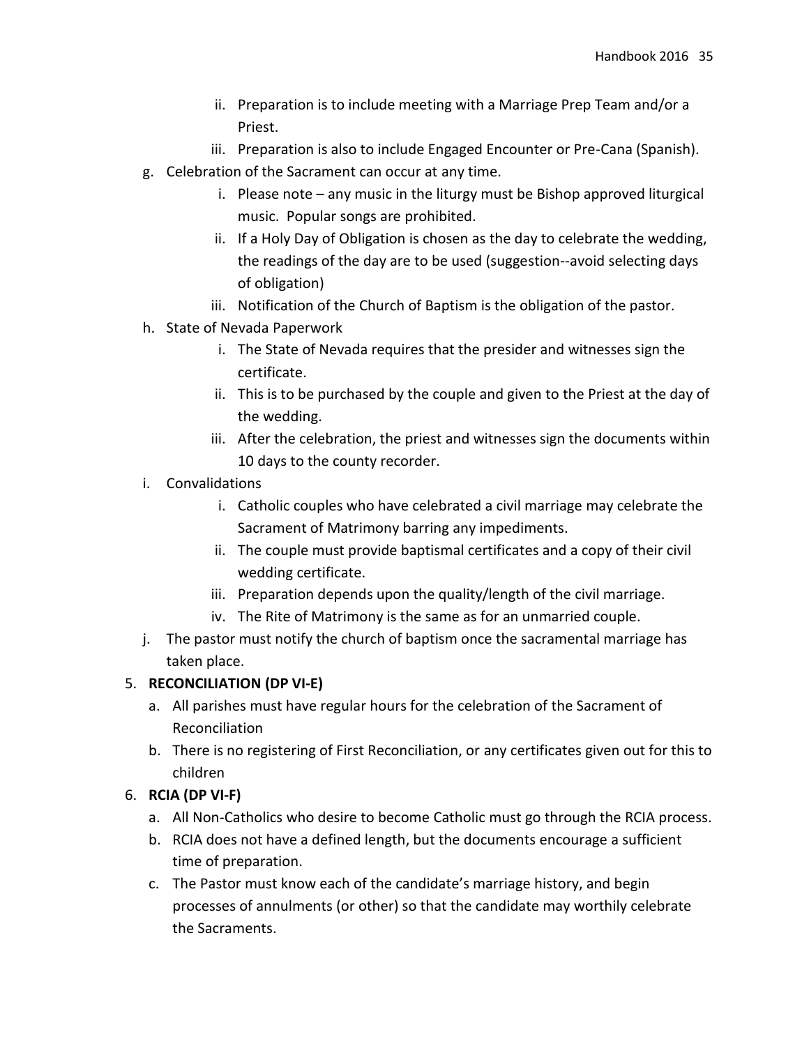- ii. Preparation is to include meeting with a Marriage Prep Team and/or a Priest.
   - iii. Preparation is also to include Engaged Encounter or Pre-Cana (Spanish).

g. Celebration of the Sacrament can occur at any time.
   - i. Please note – any music in the liturgy must be Bishop approved liturgical music. Popular songs are prohibited.
   - ii. If a Holy Day of Obligation is chosen as the day to celebrate the wedding, the readings of the day are to be used (suggestion--avoid selecting days of obligation)
   - iii. Notification of the Church of Baptism is the obligation of the pastor.

h. State of Nevada Paperwork
   - i. The State of Nevada requires that the presider and witnesses sign the certificate.
   - ii. This is to be purchased by the couple and given to the Priest at the day of the wedding.
   - iii. After the celebration, the priest and witnesses sign the documents within 10 days to the county recorder.

i. Convalidations
   - i. Catholic couples who have celebrated a civil marriage may celebrate the Sacrament of Matrimony barring any impediments.
   - ii. The couple must provide baptismal certificates and a copy of their civil wedding certificate.
   - iii. Preparation depends upon the quality/length of the civil marriage.
   - iv. The Rite of Matrimony is the same as for an unmarried couple.

j. The pastor must notify the church of baptism once the sacramental marriage has taken place.

5. **RECONCILIATION (DP VI-E)**
   - a. All parishes must have regular hours for the celebration of the Sacrament of Reconciliation
   - b. There is no registering of First Reconciliation, or any certificates given out for this to children

6. **RCIA (DP VI-F)**
   - a. All Non-Catholics who desire to become Catholic must go through the RCIA process.
   - b. RCIA does not have a defined length, but the documents encourage a sufficient time of preparation.
   - c. The Pastor must know each of the candidate's marriage history, and begin processes of annulments (or other) so that the candidate may worthily celebrate the Sacraments.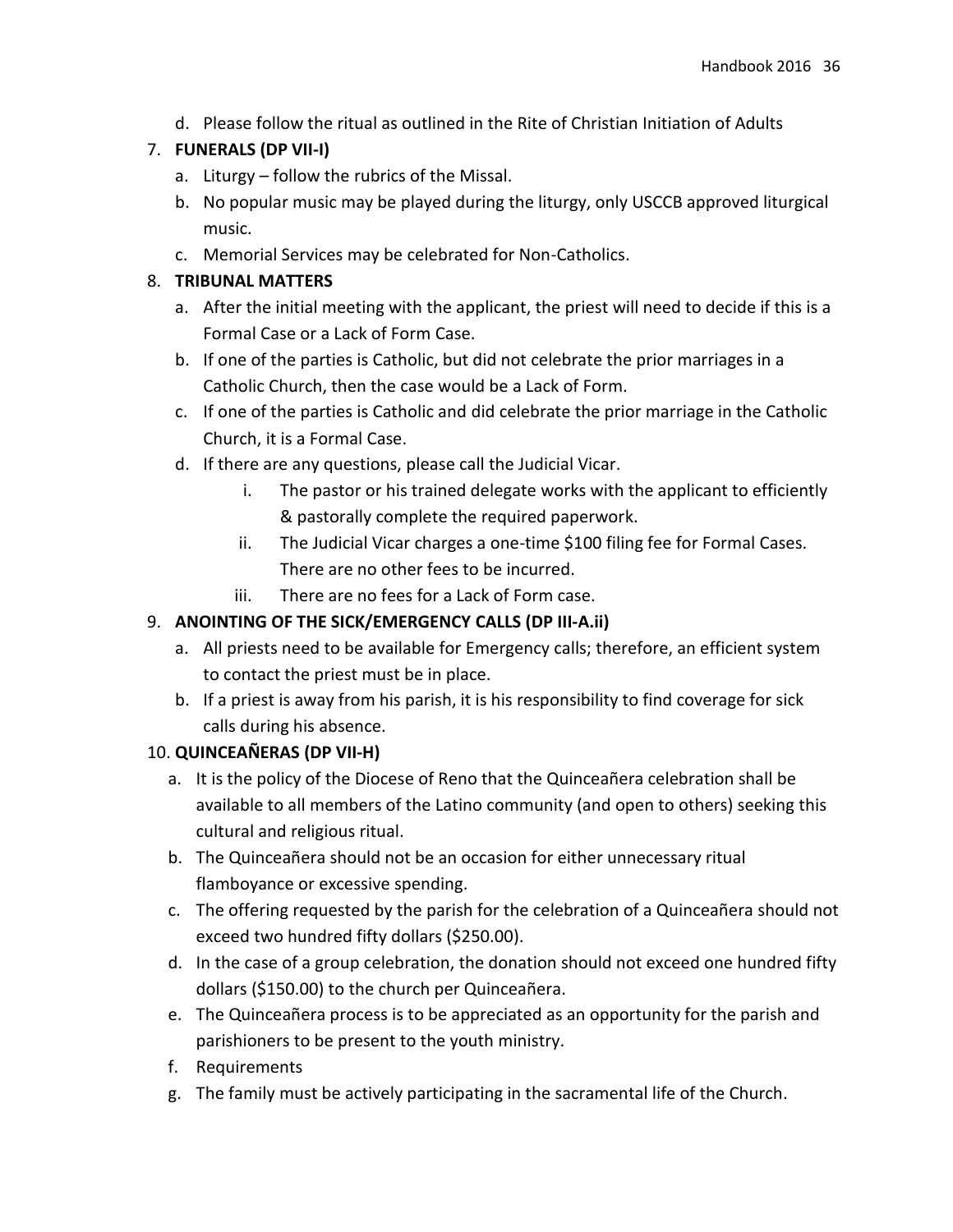d. Please follow the ritual as outlined in the Rite of Christian Initiation of Adults

7. **FUNERALS (DP VII-I)**
   a. Liturgy – follow the rubrics of the Missal.
   b. No popular music may be played during the liturgy, only USCCB approved liturgical music.
   c. Memorial Services may be celebrated for Non-Catholics.

8. **TRIBUNAL MATTERS**
   a. After the initial meeting with the applicant, the priest will need to decide if this is a Formal Case or a Lack of Form Case.
   b. If one of the parties is Catholic, but did not celebrate the prior marriages in a Catholic Church, then the case would be a Lack of Form.
   c. If one of the parties is Catholic and did celebrate the prior marriage in the Catholic Church, it is a Formal Case.
   d. If there are any questions, please call the Judicial Vicar.
      i. The pastor or his trained delegate works with the applicant to efficiently & pastorally complete the required paperwork.
      ii. The Judicial Vicar charges a one-time $100 filing fee for Formal Cases. There are no other fees to be incurred.
      iii. There are no fees for a Lack of Form case.

9. **ANOINTING OF THE SICK/EMERGENCY CALLS (DP III-A.ii)**
   a. All priests need to be available for Emergency calls; therefore, an efficient system to contact the priest must be in place.
   b. If a priest is away from his parish, it is his responsibility to find coverage for sick calls during his absence.

10. **QUINCEAÑERAS (DP VII-H)**
    a. It is the policy of the Diocese of Reno that the Quinceañera celebration shall be available to all members of the Latino community (and open to others) seeking this cultural and religious ritual.
    b. The Quinceañera should not be an occasion for either unnecessary ritual flamboyance or excessive spending.
    c. The offering requested by the parish for the celebration of a Quinceañera should not exceed two hundred fifty dollars ($250.00).
    d. In the case of a group celebration, the donation should not exceed one hundred fifty dollars ($150.00) to the church per Quinceañera.
    e. The Quinceañera process is to be appreciated as an opportunity for the parish and parishioners to be present to the youth ministry.
    f. Requirements
    g. The family must be actively participating in the sacramental life of the Church.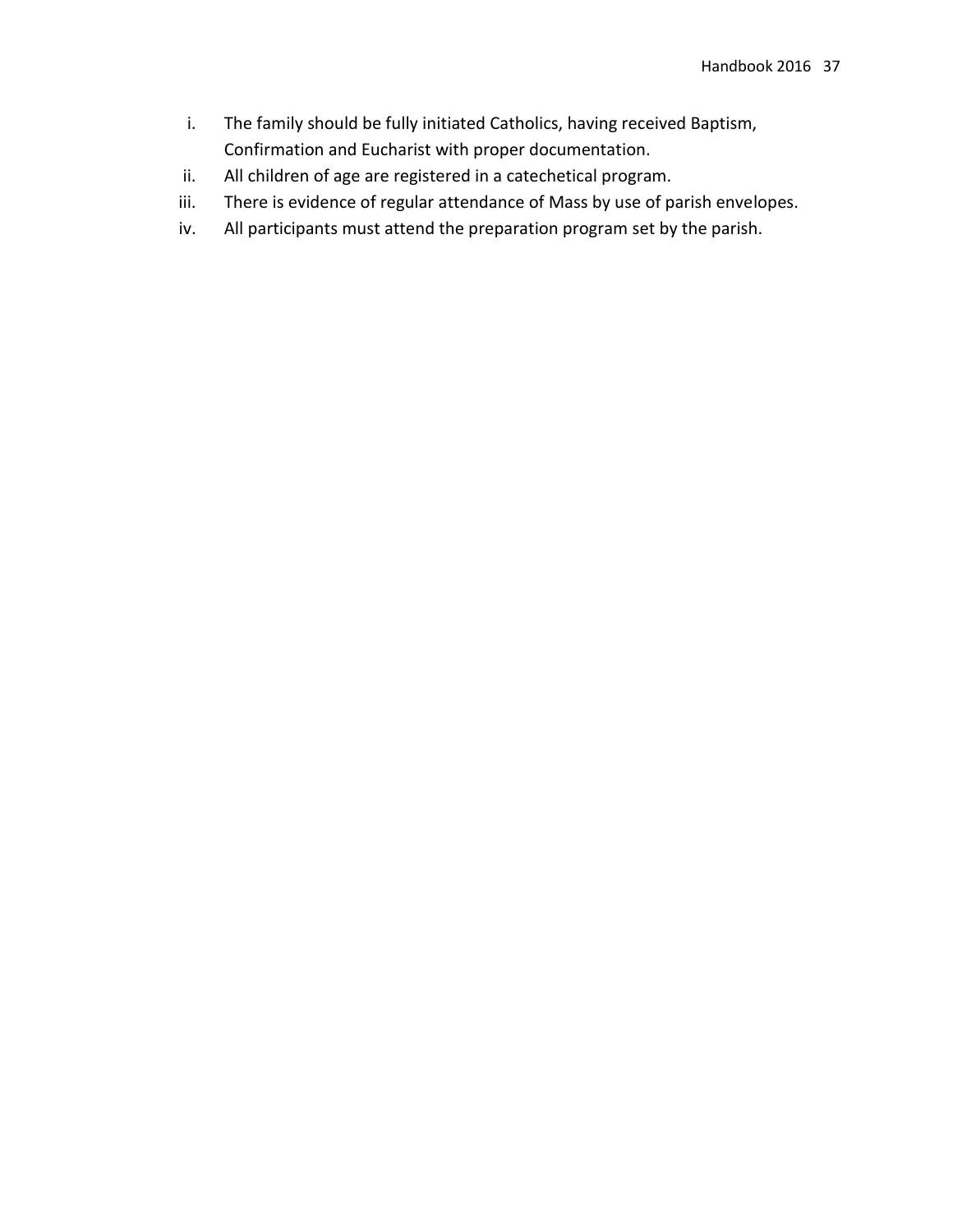i. The family should be fully initiated Catholics, having received Baptism, Confirmation and Eucharist with proper documentation.
ii. All children of age are registered in a catechetical program.
iii. There is evidence of regular attendance of Mass by use of parish envelopes.
iv. All participants must attend the preparation program set by the parish.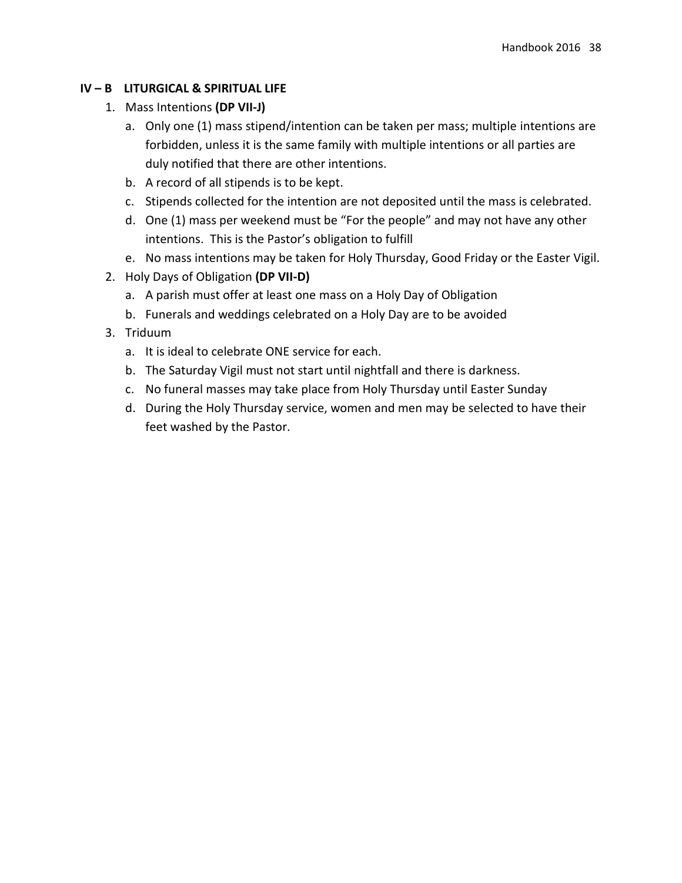## IV – B LITURGICAL & SPIRITUAL LIFE

1. Mass Intentions **(DP VII-J)**
   a. Only one (1) mass stipend/intention can be taken per mass; multiple intentions are forbidden, unless it is the same family with multiple intentions or all parties are duly notified that there are other intentions.
   b. A record of all stipends is to be kept.
   c. Stipends collected for the intention are not deposited until the mass is celebrated.
   d. One (1) mass per weekend must be "For the people" and may not have any other intentions. This is the Pastor's obligation to fulfill
   e. No mass intentions may be taken for Holy Thursday, Good Friday or the Easter Vigil.
2. Holy Days of Obligation **(DP VII-D)**
   a. A parish must offer at least one mass on a Holy Day of Obligation
   b. Funerals and weddings celebrated on a Holy Day are to be avoided
3. Triduum
   a. It is ideal to celebrate ONE service for each.
   b. The Saturday Vigil must not start until nightfall and there is darkness.
   c. No funeral masses may take place from Holy Thursday until Easter Sunday
   d. During the Holy Thursday service, women and men may be selected to have their feet washed by the Pastor.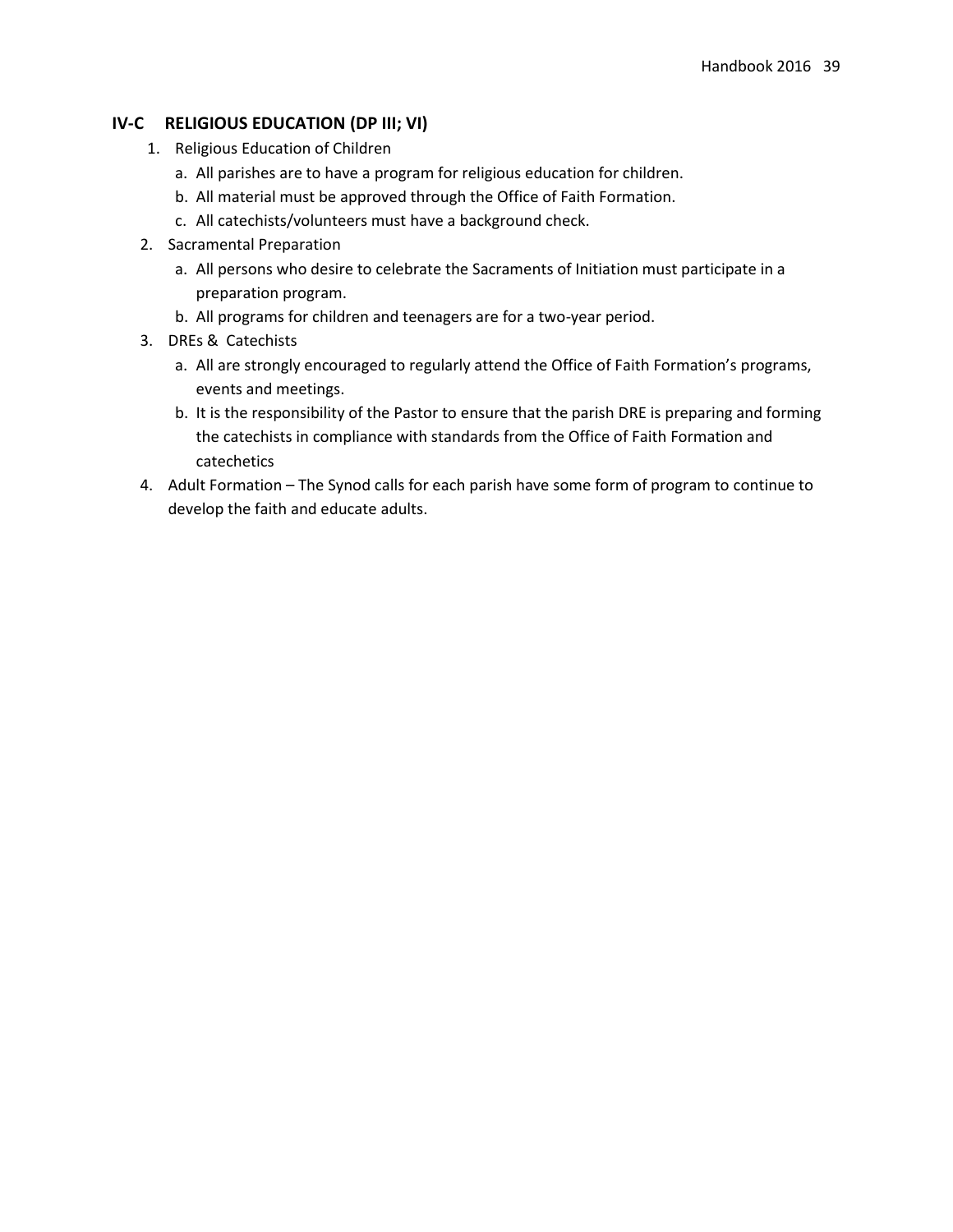## IV-C RELIGIOUS EDUCATION (DP III; VI)

1. Religious Education of Children
   a. All parishes are to have a program for religious education for children.
   b. All material must be approved through the Office of Faith Formation.
   c. All catechists/volunteers must have a background check.
2. Sacramental Preparation
   a. All persons who desire to celebrate the Sacraments of Initiation must participate in a preparation program.
   b. All programs for children and teenagers are for a two-year period.
3. DREs & Catechists
   a. All are strongly encouraged to regularly attend the Office of Faith Formation's programs, events and meetings.
   b. It is the responsibility of the Pastor to ensure that the parish DRE is preparing and forming the catechists in compliance with standards from the Office of Faith Formation and catechetics
4. Adult Formation – The Synod calls for each parish have some form of program to continue to develop the faith and educate adults.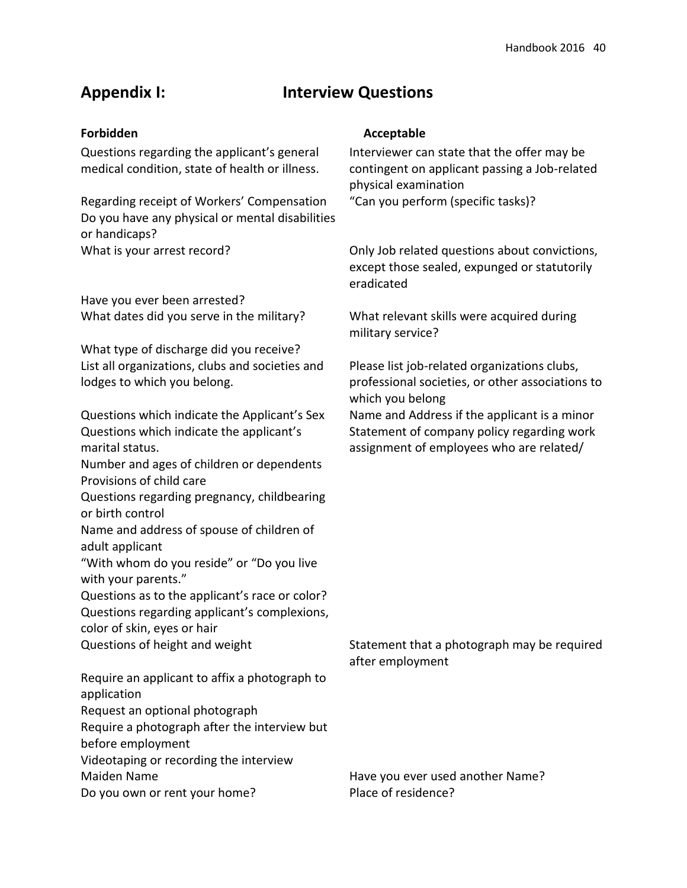## Appendix I: Interview Questions

| Forbidden | Acceptable |
|---|---|
| Questions regarding the applicant's general medical condition, state of health or illness. | Interviewer can state that the offer may be contingent on applicant passing a Job-related physical examination |
| Regarding receipt of Workers' Compensation | "Can you perform (specific tasks)? |
| Do you have any physical or mental disabilities or handicaps? | |
| What is your arrest record? | Only Job related questions about convictions, except those sealed, expunged or statutorily eradicated |
| Have you ever been arrested? | |
| What dates did you serve in the military? | What relevant skills were acquired during military service? |
| What type of discharge did you receive? | |
| List all organizations, clubs and societies and lodges to which you belong. | Please list job-related organizations clubs, professional societies, or other associations to which you belong |
| Questions which indicate the Applicant's Sex | Name and Address if the applicant is a minor |
| Questions which indicate the applicant's marital status. | Statement of company policy regarding work assignment of employees who are related/ |
| Number and ages of children or dependents | |
| Provisions of child care | |
| Questions regarding pregnancy, childbearing or birth control | |
| Name and address of spouse of children of adult applicant | |
| "With whom do you reside" or "Do you live with your parents." | |
| Questions as to the applicant's race or color? | |
| Questions regarding applicant's complexions, color of skin, eyes or hair | |
| Questions of height and weight | Statement that a photograph may be required after employment |
| Require an applicant to affix a photograph to application | |
| Request an optional photograph | |
| Require a photograph after the interview but before employment | |
| Videotaping or recording the interview | |
| Maiden Name | Have you ever used another Name? |
| Do you own or rent your home? | Place of residence? |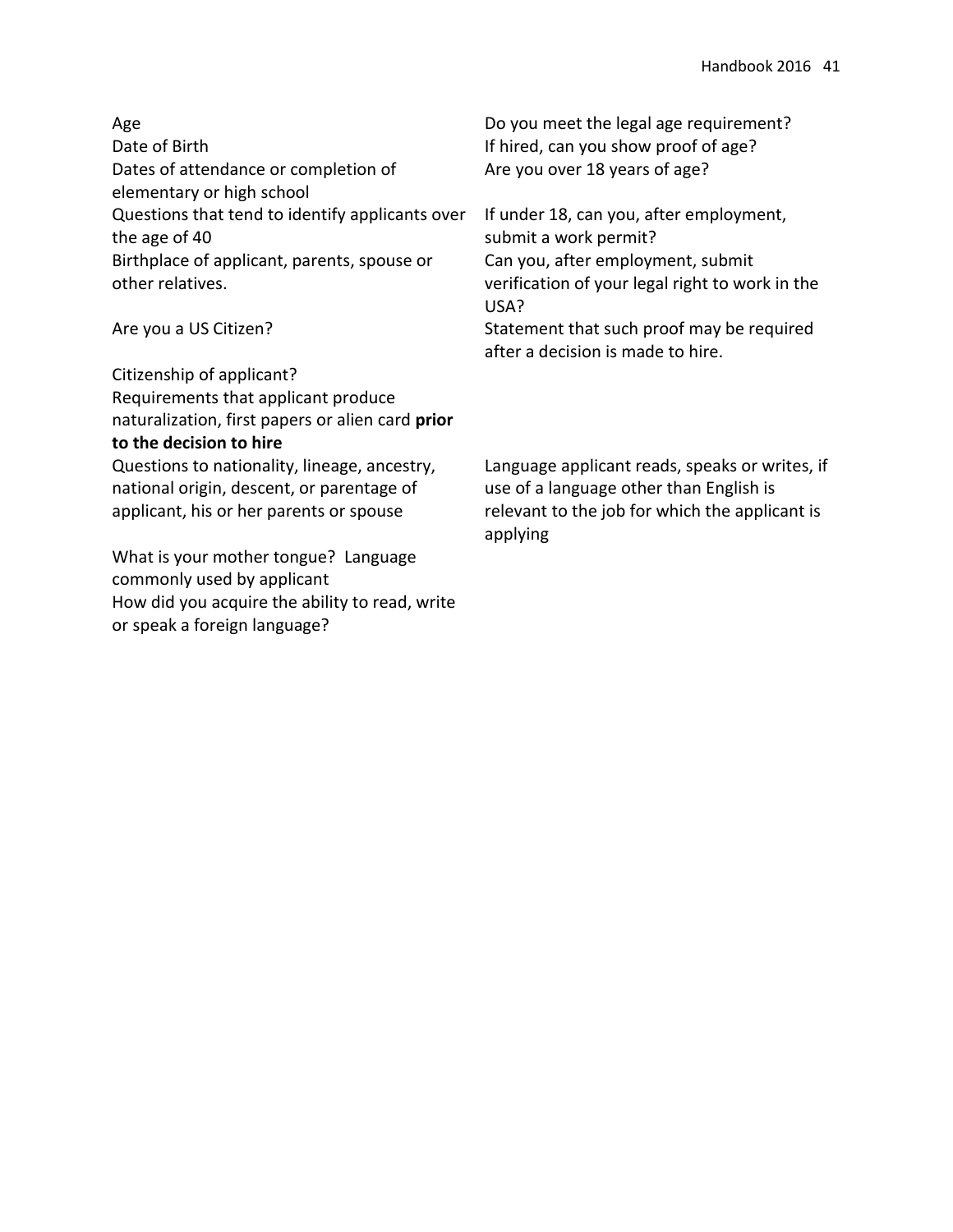| | |
|---|---|
| Age<br>Date of Birth<br>Dates of attendance or completion of elementary or high school<br>Questions that tend to identify applicants over the age of 40 | Do you meet the legal age requirement?<br>If hired, can you show proof of age?<br>Are you over 18 years of age?<br><br>If under 18, can you, after employment, submit a work permit? |
| Birthplace of applicant, parents, spouse or other relatives.<br><br>Are you a US Citizen?<br><br>Citizenship of applicant?<br>Requirements that applicant produce naturalization, first papers or alien card **prior to the decision to hire** | Can you, after employment, submit verification of your legal right to work in the USA?<br>Statement that such proof may be required after a decision is made to hire. |
| Questions to nationality, lineage, ancestry, national origin, descent, or parentage of applicant, his or her parents or spouse<br><br>What is your mother tongue? Language commonly used by applicant<br>How did you acquire the ability to read, write or speak a foreign language? | Language applicant reads, speaks or writes, if use of a language other than English is relevant to the job for which the applicant is applying |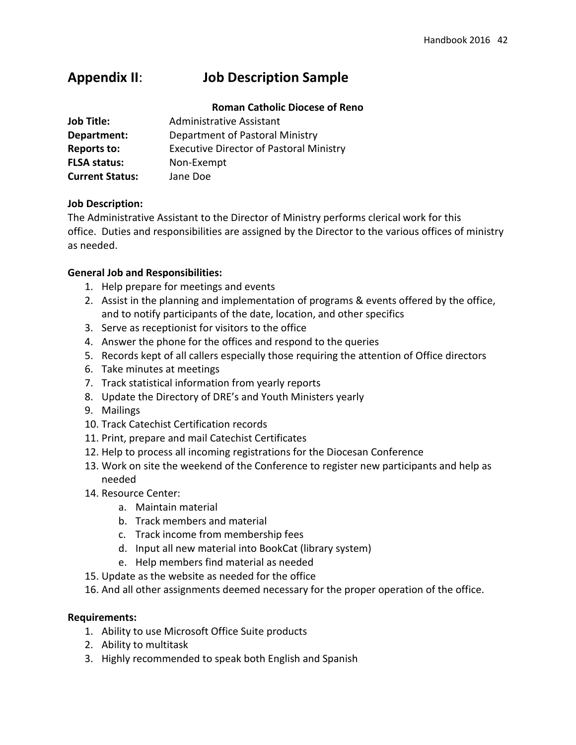## Appendix II: Job Description Sample

**Roman Catholic Diocese of Reno**

**Job Title:** Administrative Assistant
**Department:** Department of Pastoral Ministry
**Reports to:** Executive Director of Pastoral Ministry
**FLSA status:** Non-Exempt
**Current Status:** Jane Doe

**Job Description:**
The Administrative Assistant to the Director of Ministry performs clerical work for this office. Duties and responsibilities are assigned by the Director to the various offices of ministry as needed.

**General Job and Responsibilities:**

1. Help prepare for meetings and events
2. Assist in the planning and implementation of programs & events offered by the office, and to notify participants of the date, location, and other specifics
3. Serve as receptionist for visitors to the office
4. Answer the phone for the offices and respond to the queries
5. Records kept of all callers especially those requiring the attention of Office directors
6. Take minutes at meetings
7. Track statistical information from yearly reports
8. Update the Directory of DRE's and Youth Ministers yearly
9. Mailings
10. Track Catechist Certification records
11. Print, prepare and mail Catechist Certificates
12. Help to process all incoming registrations for the Diocesan Conference
13. Work on site the weekend of the Conference to register new participants and help as needed
14. Resource Center:
    a. Maintain material
    b. Track members and material
    c. Track income from membership fees
    d. Input all new material into BookCat (library system)
    e. Help members find material as needed
15. Update as the website as needed for the office
16. And all other assignments deemed necessary for the proper operation of the office.

**Requirements:**

1. Ability to use Microsoft Office Suite products
2. Ability to multitask
3. Highly recommended to speak both English and Spanish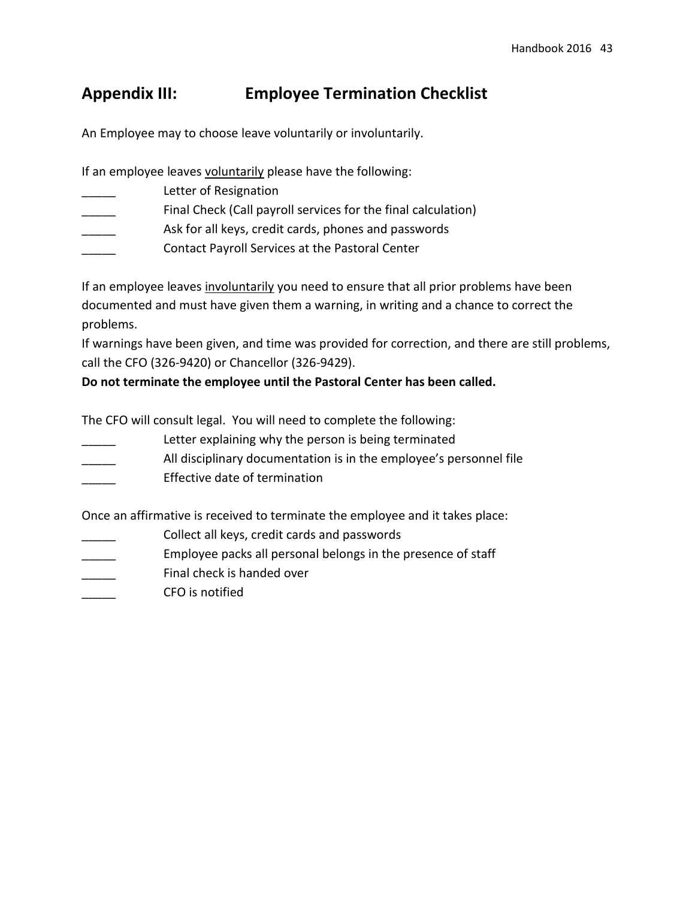## Appendix III: Employee Termination Checklist

An Employee may to choose leave voluntarily or involuntarily.

If an employee leaves voluntarily please have the following:

- _____ Letter of Resignation
- _____ Final Check (Call payroll services for the final calculation)
- _____ Ask for all keys, credit cards, phones and passwords
- _____ Contact Payroll Services at the Pastoral Center

If an employee leaves involuntarily you need to ensure that all prior problems have been documented and must have given them a warning, in writing and a chance to correct the problems.

If warnings have been given, and time was provided for correction, and there are still problems, call the CFO (326-9420) or Chancellor (326-9429).

**Do not terminate the employee until the Pastoral Center has been called.**

The CFO will consult legal. You will need to complete the following:

- _____ Letter explaining why the person is being terminated
- _____ All disciplinary documentation is in the employee's personnel file
- _____ Effective date of termination

Once an affirmative is received to terminate the employee and it takes place:

- _____ Collect all keys, credit cards and passwords
- _____ Employee packs all personal belongs in the presence of staff
- _____ Final check is handed over
- _____ CFO is notified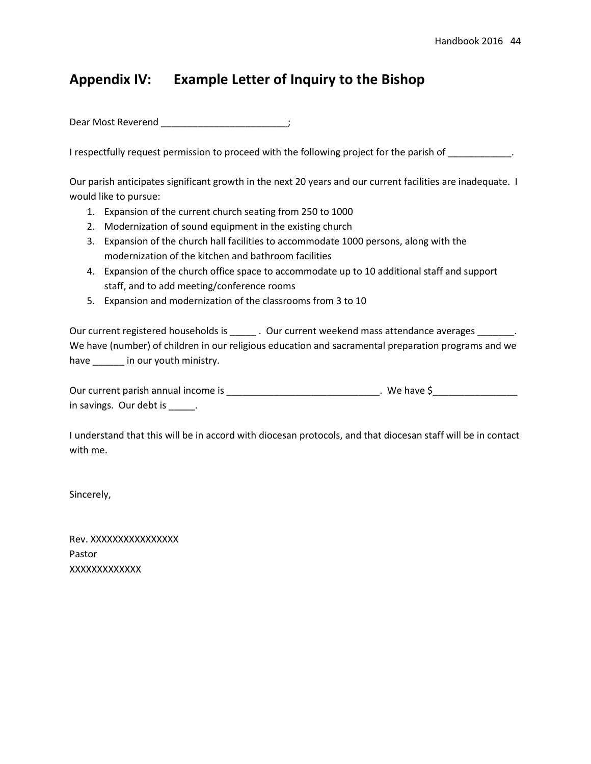## Appendix IV: Example Letter of Inquiry to the Bishop

Dear Most Reverend ________________________;

I respectfully request permission to proceed with the following project for the parish of ____________.

Our parish anticipates significant growth in the next 20 years and our current facilities are inadequate. I would like to pursue:

1. Expansion of the current church seating from 250 to 1000
2. Modernization of sound equipment in the existing church
3. Expansion of the church hall facilities to accommodate 1000 persons, along with the modernization of the kitchen and bathroom facilities
4. Expansion of the church office space to accommodate up to 10 additional staff and support staff, and to add meeting/conference rooms
5. Expansion and modernization of the classrooms from 3 to 10

Our current registered households is _____ . Our current weekend mass attendance averages _______. We have (number) of children in our religious education and sacramental preparation programs and we have ______ in our youth ministry.

Our current parish annual income is ______________________________. We have $________________ in savings. Our debt is _____.

I understand that this will be in accord with diocesan protocols, and that diocesan staff will be in contact with me.

Sincerely,

Rev. XXXXXXXXXXXXXXXX
Pastor
XXXXXXXXXXXXX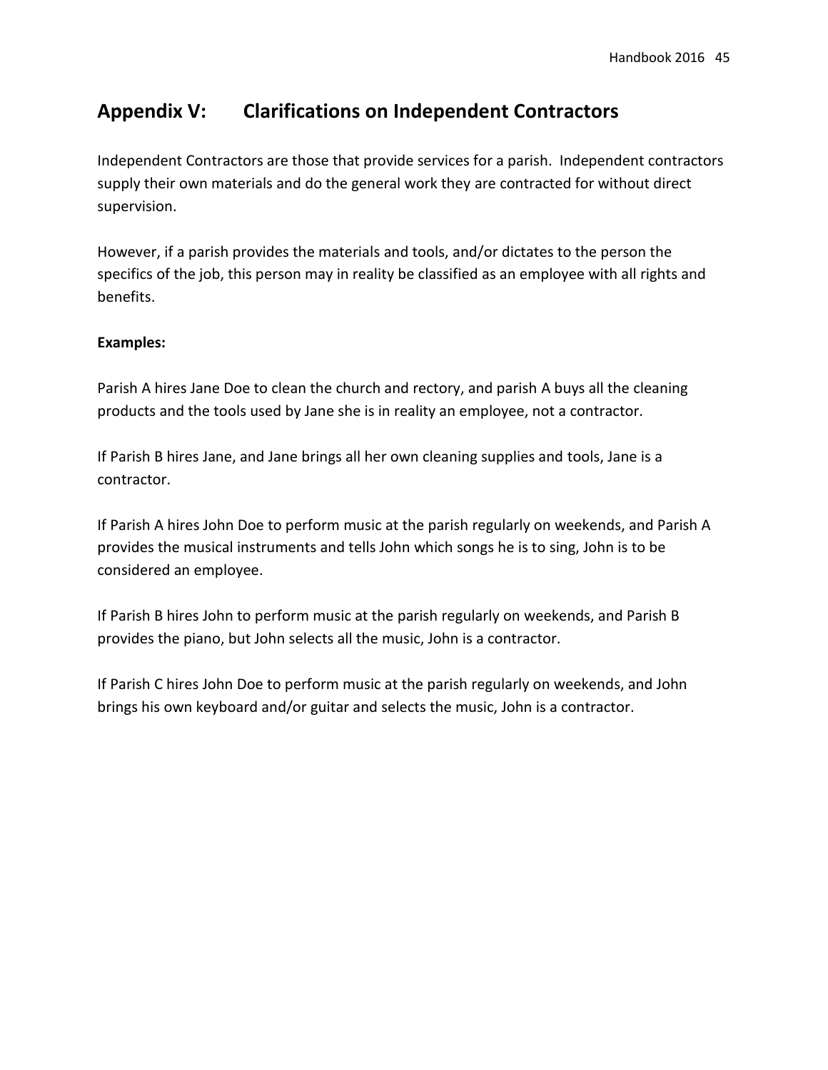## Appendix V: Clarifications on Independent Contractors

Independent Contractors are those that provide services for a parish. Independent contractors supply their own materials and do the general work they are contracted for without direct supervision.

However, if a parish provides the materials and tools, and/or dictates to the person the specifics of the job, this person may in reality be classified as an employee with all rights and benefits.

**Examples:**

Parish A hires Jane Doe to clean the church and rectory, and parish A buys all the cleaning products and the tools used by Jane she is in reality an employee, not a contractor.

If Parish B hires Jane, and Jane brings all her own cleaning supplies and tools, Jane is a contractor.

If Parish A hires John Doe to perform music at the parish regularly on weekends, and Parish A provides the musical instruments and tells John which songs he is to sing, John is to be considered an employee.

If Parish B hires John to perform music at the parish regularly on weekends, and Parish B provides the piano, but John selects all the music, John is a contractor.

If Parish C hires John Doe to perform music at the parish regularly on weekends, and John brings his own keyboard and/or guitar and selects the music, John is a contractor.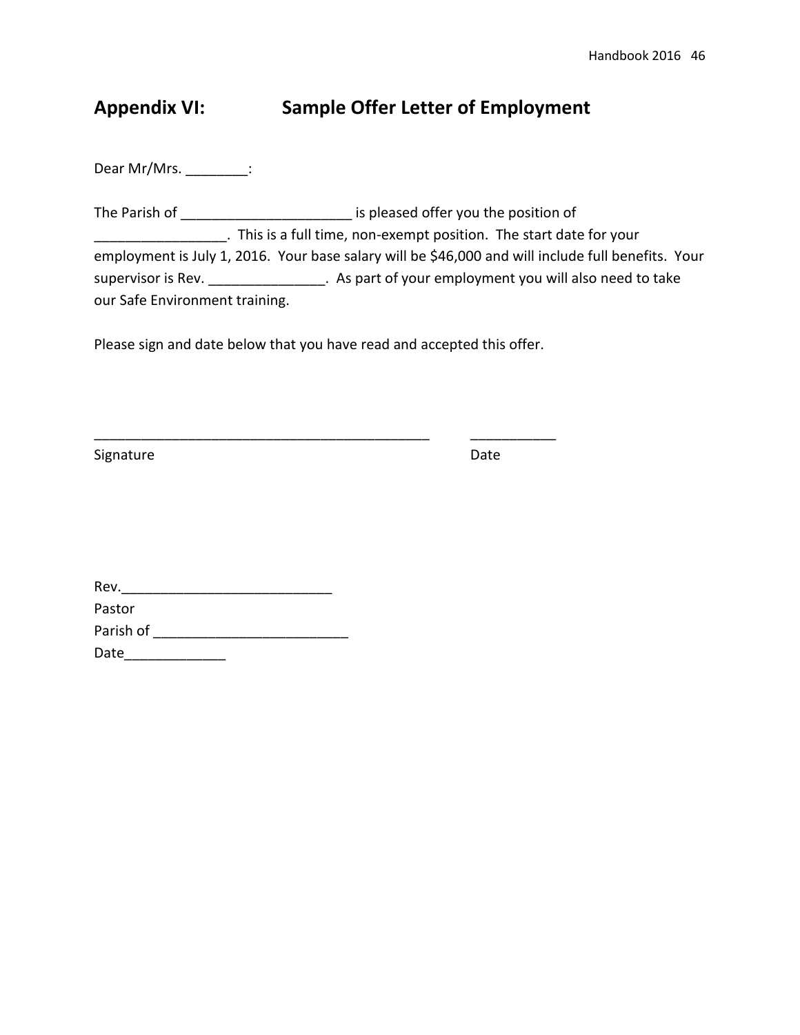## Appendix VI: Sample Offer Letter of Employment

Dear Mr/Mrs. ________:

The Parish of ______________________ is pleased offer you the position of _________________. This is a full time, non-exempt position. The start date for your employment is July 1, 2016. Your base salary will be $46,000 and will include full benefits. Your supervisor is Rev. _______________. As part of your employment you will also need to take our Safe Environment training.

Please sign and date below that you have read and accepted this offer.

_____________________________________________ ___________

Signature Date

Rev.___________________________

Pastor

Parish of _________________________

Date_____________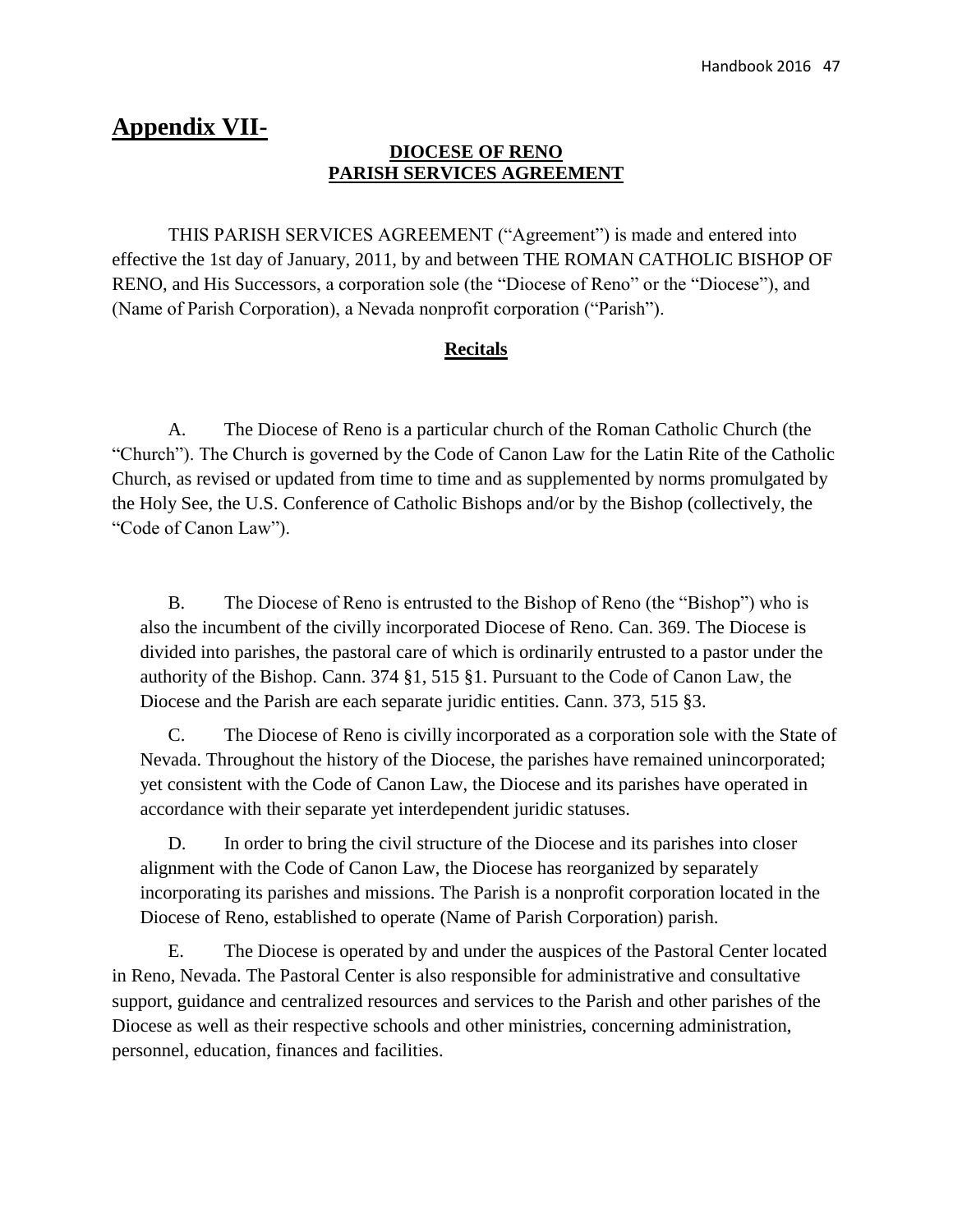# Appendix VII-

## DIOCESE OF RENO
## PARISH SERVICES AGREEMENT

THIS PARISH SERVICES AGREEMENT ("Agreement") is made and entered into effective the 1st day of January, 2011, by and between THE ROMAN CATHOLIC BISHOP OF RENO, and His Successors, a corporation sole (the "Diocese of Reno" or the "Diocese"), and (Name of Parish Corporation), a Nevada nonprofit corporation ("Parish").

### Recitals

A. The Diocese of Reno is a particular church of the Roman Catholic Church (the "Church"). The Church is governed by the Code of Canon Law for the Latin Rite of the Catholic Church, as revised or updated from time to time and as supplemented by norms promulgated by the Holy See, the U.S. Conference of Catholic Bishops and/or by the Bishop (collectively, the "Code of Canon Law").

B. The Diocese of Reno is entrusted to the Bishop of Reno (the "Bishop") who is also the incumbent of the civilly incorporated Diocese of Reno. Can. 369. The Diocese is divided into parishes, the pastoral care of which is ordinarily entrusted to a pastor under the authority of the Bishop. Cann. 374 §1, 515 §1. Pursuant to the Code of Canon Law, the Diocese and the Parish are each separate juridic entities. Cann. 373, 515 §3.

C. The Diocese of Reno is civilly incorporated as a corporation sole with the State of Nevada. Throughout the history of the Diocese, the parishes have remained unincorporated; yet consistent with the Code of Canon Law, the Diocese and its parishes have operated in accordance with their separate yet interdependent juridic statuses.

D. In order to bring the civil structure of the Diocese and its parishes into closer alignment with the Code of Canon Law, the Diocese has reorganized by separately incorporating its parishes and missions. The Parish is a nonprofit corporation located in the Diocese of Reno, established to operate (Name of Parish Corporation) parish.

E. The Diocese is operated by and under the auspices of the Pastoral Center located in Reno, Nevada. The Pastoral Center is also responsible for administrative and consultative support, guidance and centralized resources and services to the Parish and other parishes of the Diocese as well as their respective schools and other ministries, concerning administration, personnel, education, finances and facilities.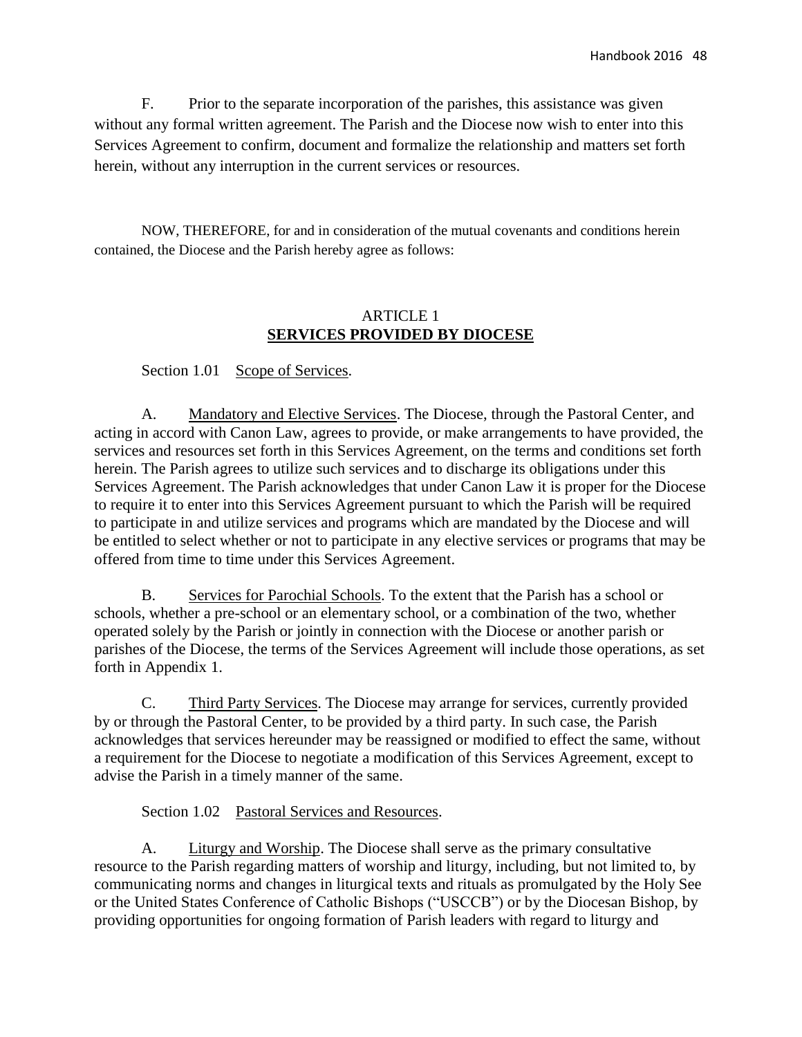F. Prior to the separate incorporation of the parishes, this assistance was given without any formal written agreement. The Parish and the Diocese now wish to enter into this Services Agreement to confirm, document and formalize the relationship and matters set forth herein, without any interruption in the current services or resources.

NOW, THEREFORE, for and in consideration of the mutual covenants and conditions herein contained, the Diocese and the Parish hereby agree as follows:

## ARTICLE 1
## SERVICES PROVIDED BY DIOCESE

Section 1.01 Scope of Services.

A. Mandatory and Elective Services. The Diocese, through the Pastoral Center, and acting in accord with Canon Law, agrees to provide, or make arrangements to have provided, the services and resources set forth in this Services Agreement, on the terms and conditions set forth herein. The Parish agrees to utilize such services and to discharge its obligations under this Services Agreement. The Parish acknowledges that under Canon Law it is proper for the Diocese to require it to enter into this Services Agreement pursuant to which the Parish will be required to participate in and utilize services and programs which are mandated by the Diocese and will be entitled to select whether or not to participate in any elective services or programs that may be offered from time to time under this Services Agreement.

B. Services for Parochial Schools. To the extent that the Parish has a school or schools, whether a pre-school or an elementary school, or a combination of the two, whether operated solely by the Parish or jointly in connection with the Diocese or another parish or parishes of the Diocese, the terms of the Services Agreement will include those operations, as set forth in Appendix 1.

C. Third Party Services. The Diocese may arrange for services, currently provided by or through the Pastoral Center, to be provided by a third party. In such case, the Parish acknowledges that services hereunder may be reassigned or modified to effect the same, without a requirement for the Diocese to negotiate a modification of this Services Agreement, except to advise the Parish in a timely manner of the same.

Section 1.02 Pastoral Services and Resources.

A. Liturgy and Worship. The Diocese shall serve as the primary consultative resource to the Parish regarding matters of worship and liturgy, including, but not limited to, by communicating norms and changes in liturgical texts and rituals as promulgated by the Holy See or the United States Conference of Catholic Bishops ("USCCB") or by the Diocesan Bishop, by providing opportunities for ongoing formation of Parish leaders with regard to liturgy and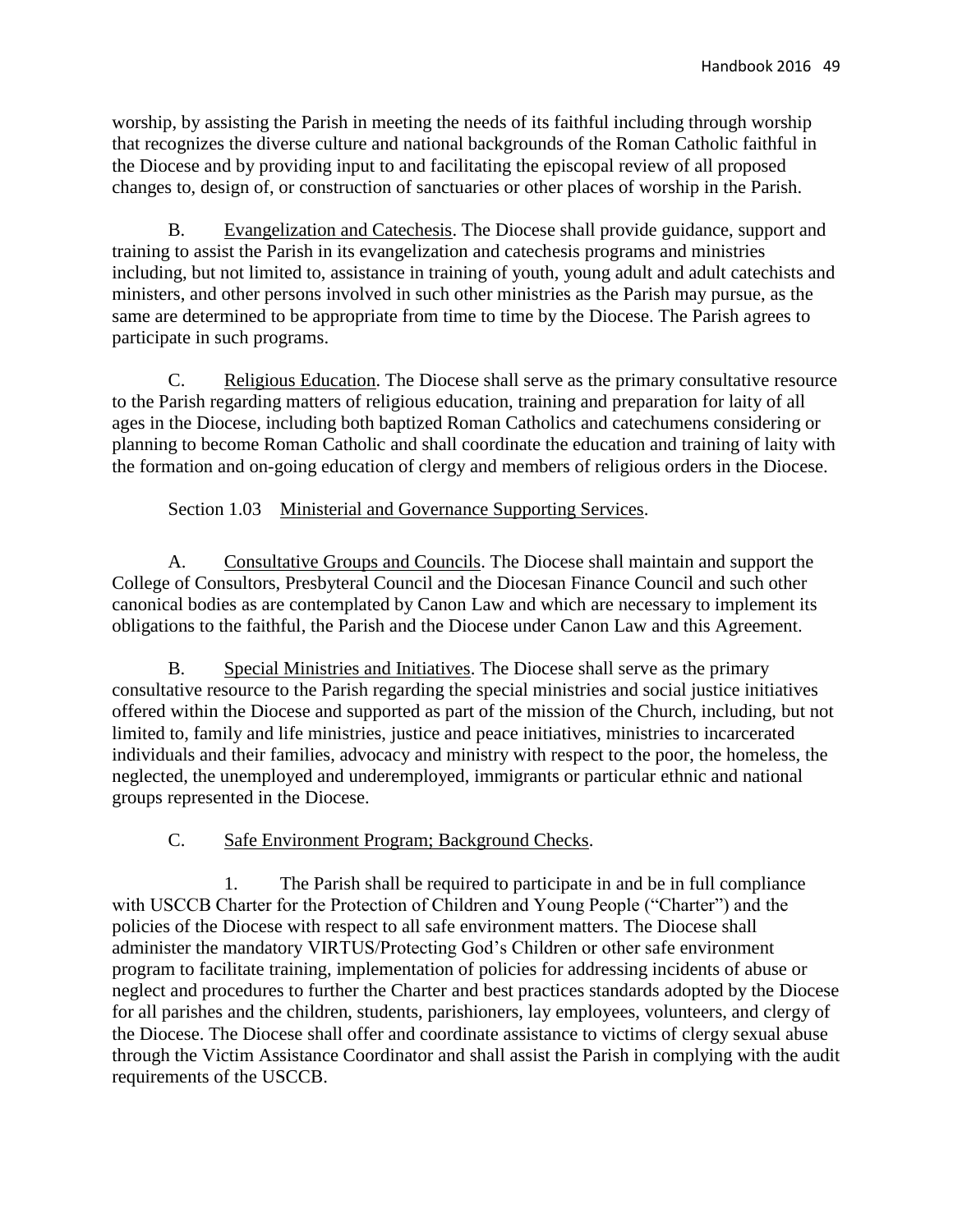worship, by assisting the Parish in meeting the needs of its faithful including through worship that recognizes the diverse culture and national backgrounds of the Roman Catholic faithful in the Diocese and by providing input to and facilitating the episcopal review of all proposed changes to, design of, or construction of sanctuaries or other places of worship in the Parish.

B. Evangelization and Catechesis. The Diocese shall provide guidance, support and training to assist the Parish in its evangelization and catechesis programs and ministries including, but not limited to, assistance in training of youth, young adult and adult catechists and ministers, and other persons involved in such other ministries as the Parish may pursue, as the same are determined to be appropriate from time to time by the Diocese. The Parish agrees to participate in such programs.

C. Religious Education. The Diocese shall serve as the primary consultative resource to the Parish regarding matters of religious education, training and preparation for laity of all ages in the Diocese, including both baptized Roman Catholics and catechumens considering or planning to become Roman Catholic and shall coordinate the education and training of laity with the formation and on-going education of clergy and members of religious orders in the Diocese.

Section 1.03 Ministerial and Governance Supporting Services.

A. Consultative Groups and Councils. The Diocese shall maintain and support the College of Consultors, Presbyteral Council and the Diocesan Finance Council and such other canonical bodies as are contemplated by Canon Law and which are necessary to implement its obligations to the faithful, the Parish and the Diocese under Canon Law and this Agreement.

B. Special Ministries and Initiatives. The Diocese shall serve as the primary consultative resource to the Parish regarding the special ministries and social justice initiatives offered within the Diocese and supported as part of the mission of the Church, including, but not limited to, family and life ministries, justice and peace initiatives, ministries to incarcerated individuals and their families, advocacy and ministry with respect to the poor, the homeless, the neglected, the unemployed and underemployed, immigrants or particular ethnic and national groups represented in the Diocese.

C. Safe Environment Program; Background Checks.

1. The Parish shall be required to participate in and be in full compliance with USCCB Charter for the Protection of Children and Young People ("Charter") and the policies of the Diocese with respect to all safe environment matters. The Diocese shall administer the mandatory VIRTUS/Protecting God's Children or other safe environment program to facilitate training, implementation of policies for addressing incidents of abuse or neglect and procedures to further the Charter and best practices standards adopted by the Diocese for all parishes and the children, students, parishioners, lay employees, volunteers, and clergy of the Diocese. The Diocese shall offer and coordinate assistance to victims of clergy sexual abuse through the Victim Assistance Coordinator and shall assist the Parish in complying with the audit requirements of the USCCB.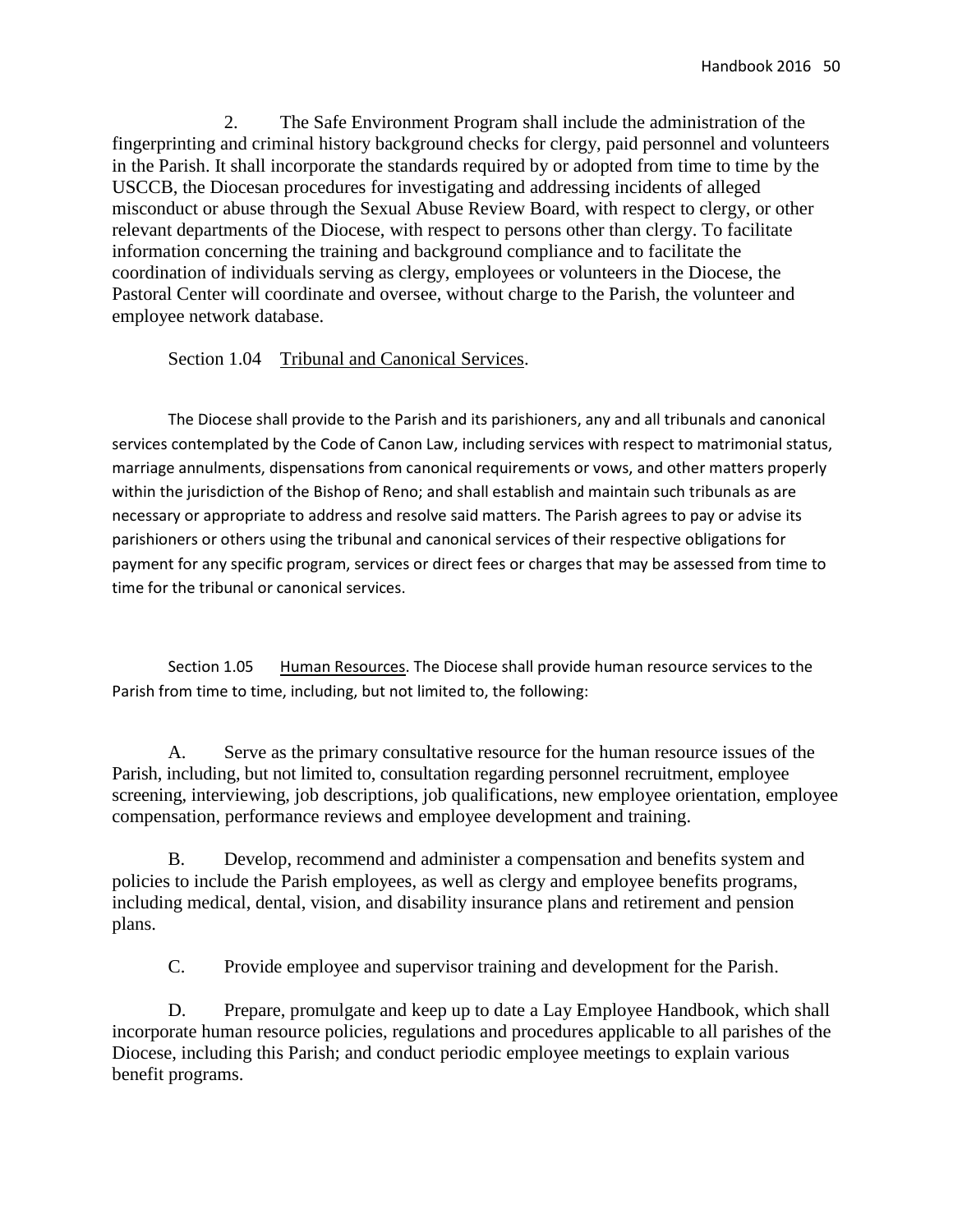2. The Safe Environment Program shall include the administration of the fingerprinting and criminal history background checks for clergy, paid personnel and volunteers in the Parish. It shall incorporate the standards required by or adopted from time to time by the USCCB, the Diocesan procedures for investigating and addressing incidents of alleged misconduct or abuse through the Sexual Abuse Review Board, with respect to clergy, or other relevant departments of the Diocese, with respect to persons other than clergy. To facilitate information concerning the training and background compliance and to facilitate the coordination of individuals serving as clergy, employees or volunteers in the Diocese, the Pastoral Center will coordinate and oversee, without charge to the Parish, the volunteer and employee network database.

Section 1.04 Tribunal and Canonical Services.

The Diocese shall provide to the Parish and its parishioners, any and all tribunals and canonical services contemplated by the Code of Canon Law, including services with respect to matrimonial status, marriage annulments, dispensations from canonical requirements or vows, and other matters properly within the jurisdiction of the Bishop of Reno; and shall establish and maintain such tribunals as are necessary or appropriate to address and resolve said matters. The Parish agrees to pay or advise its parishioners or others using the tribunal and canonical services of their respective obligations for payment for any specific program, services or direct fees or charges that may be assessed from time to time for the tribunal or canonical services.

Section 1.05 Human Resources. The Diocese shall provide human resource services to the Parish from time to time, including, but not limited to, the following:

A. Serve as the primary consultative resource for the human resource issues of the Parish, including, but not limited to, consultation regarding personnel recruitment, employee screening, interviewing, job descriptions, job qualifications, new employee orientation, employee compensation, performance reviews and employee development and training.

B. Develop, recommend and administer a compensation and benefits system and policies to include the Parish employees, as well as clergy and employee benefits programs, including medical, dental, vision, and disability insurance plans and retirement and pension plans.

C. Provide employee and supervisor training and development for the Parish.

D. Prepare, promulgate and keep up to date a Lay Employee Handbook, which shall incorporate human resource policies, regulations and procedures applicable to all parishes of the Diocese, including this Parish; and conduct periodic employee meetings to explain various benefit programs.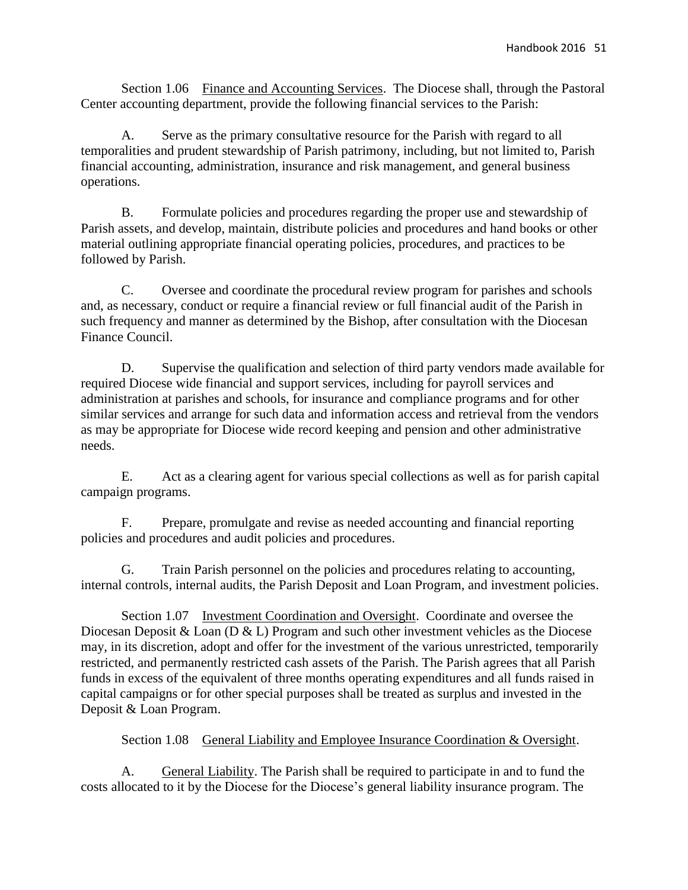Section 1.06 <u>Finance and Accounting Services</u>. The Diocese shall, through the Pastoral Center accounting department, provide the following financial services to the Parish:

A. Serve as the primary consultative resource for the Parish with regard to all temporalities and prudent stewardship of Parish patrimony, including, but not limited to, Parish financial accounting, administration, insurance and risk management, and general business operations.

B. Formulate policies and procedures regarding the proper use and stewardship of Parish assets, and develop, maintain, distribute policies and procedures and hand books or other material outlining appropriate financial operating policies, procedures, and practices to be followed by Parish.

C. Oversee and coordinate the procedural review program for parishes and schools and, as necessary, conduct or require a financial review or full financial audit of the Parish in such frequency and manner as determined by the Bishop, after consultation with the Diocesan Finance Council.

D. Supervise the qualification and selection of third party vendors made available for required Diocese wide financial and support services, including for payroll services and administration at parishes and schools, for insurance and compliance programs and for other similar services and arrange for such data and information access and retrieval from the vendors as may be appropriate for Diocese wide record keeping and pension and other administrative needs.

E. Act as a clearing agent for various special collections as well as for parish capital campaign programs.

F. Prepare, promulgate and revise as needed accounting and financial reporting policies and procedures and audit policies and procedures.

G. Train Parish personnel on the policies and procedures relating to accounting, internal controls, internal audits, the Parish Deposit and Loan Program, and investment policies.

Section 1.07 <u>Investment Coordination and Oversight</u>. Coordinate and oversee the Diocesan Deposit & Loan (D & L) Program and such other investment vehicles as the Diocese may, in its discretion, adopt and offer for the investment of the various unrestricted, temporarily restricted, and permanently restricted cash assets of the Parish. The Parish agrees that all Parish funds in excess of the equivalent of three months operating expenditures and all funds raised in capital campaigns or for other special purposes shall be treated as surplus and invested in the Deposit & Loan Program.

Section 1.08 <u>General Liability and Employee Insurance Coordination & Oversight</u>.

A. <u>General Liability</u>. The Parish shall be required to participate in and to fund the costs allocated to it by the Diocese for the Diocese's general liability insurance program. The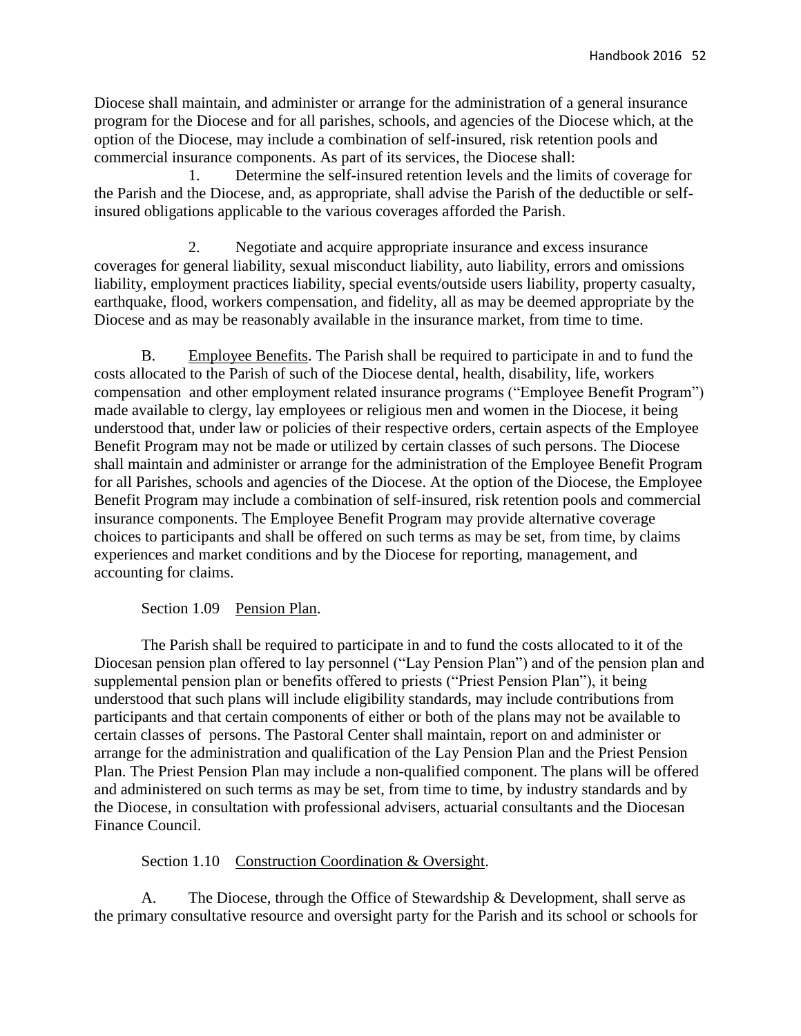Diocese shall maintain, and administer or arrange for the administration of a general insurance program for the Diocese and for all parishes, schools, and agencies of the Diocese which, at the option of the Diocese, may include a combination of self-insured, risk retention pools and commercial insurance components. As part of its services, the Diocese shall:

1. Determine the self-insured retention levels and the limits of coverage for the Parish and the Diocese, and, as appropriate, shall advise the Parish of the deductible or self-insured obligations applicable to the various coverages afforded the Parish.

2. Negotiate and acquire appropriate insurance and excess insurance coverages for general liability, sexual misconduct liability, auto liability, errors and omissions liability, employment practices liability, special events/outside users liability, property casualty, earthquake, flood, workers compensation, and fidelity, all as may be deemed appropriate by the Diocese and as may be reasonably available in the insurance market, from time to time.

B. Employee Benefits. The Parish shall be required to participate in and to fund the costs allocated to the Parish of such of the Diocese dental, health, disability, life, workers compensation and other employment related insurance programs ("Employee Benefit Program") made available to clergy, lay employees or religious men and women in the Diocese, it being understood that, under law or policies of their respective orders, certain aspects of the Employee Benefit Program may not be made or utilized by certain classes of such persons. The Diocese shall maintain and administer or arrange for the administration of the Employee Benefit Program for all Parishes, schools and agencies of the Diocese. At the option of the Diocese, the Employee Benefit Program may include a combination of self-insured, risk retention pools and commercial insurance components. The Employee Benefit Program may provide alternative coverage choices to participants and shall be offered on such terms as may be set, from time, by claims experiences and market conditions and by the Diocese for reporting, management, and accounting for claims.

Section 1.09 Pension Plan.

The Parish shall be required to participate in and to fund the costs allocated to it of the Diocesan pension plan offered to lay personnel ("Lay Pension Plan") and of the pension plan and supplemental pension plan or benefits offered to priests ("Priest Pension Plan"), it being understood that such plans will include eligibility standards, may include contributions from participants and that certain components of either or both of the plans may not be available to certain classes of persons. The Pastoral Center shall maintain, report on and administer or arrange for the administration and qualification of the Lay Pension Plan and the Priest Pension Plan. The Priest Pension Plan may include a non-qualified component. The plans will be offered and administered on such terms as may be set, from time to time, by industry standards and by the Diocese, in consultation with professional advisers, actuarial consultants and the Diocesan Finance Council.

Section 1.10 Construction Coordination & Oversight.

A. The Diocese, through the Office of Stewardship & Development, shall serve as the primary consultative resource and oversight party for the Parish and its school or schools for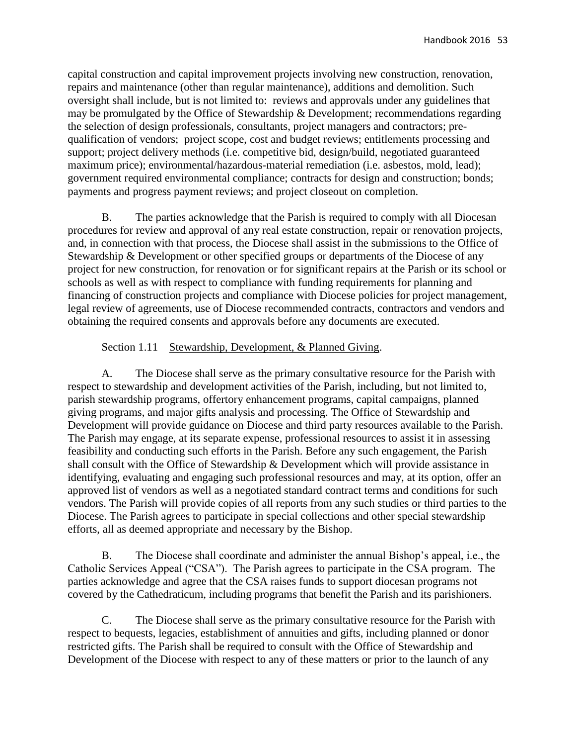capital construction and capital improvement projects involving new construction, renovation, repairs and maintenance (other than regular maintenance), additions and demolition. Such oversight shall include, but is not limited to: reviews and approvals under any guidelines that may be promulgated by the Office of Stewardship & Development; recommendations regarding the selection of design professionals, consultants, project managers and contractors; pre-qualification of vendors; project scope, cost and budget reviews; entitlements processing and support; project delivery methods (i.e. competitive bid, design/build, negotiated guaranteed maximum price); environmental/hazardous-material remediation (i.e. asbestos, mold, lead); government required environmental compliance; contracts for design and construction; bonds; payments and progress payment reviews; and project closeout on completion.

B. The parties acknowledge that the Parish is required to comply with all Diocesan procedures for review and approval of any real estate construction, repair or renovation projects, and, in connection with that process, the Diocese shall assist in the submissions to the Office of Stewardship & Development or other specified groups or departments of the Diocese of any project for new construction, for renovation or for significant repairs at the Parish or its school or schools as well as with respect to compliance with funding requirements for planning and financing of construction projects and compliance with Diocese policies for project management, legal review of agreements, use of Diocese recommended contracts, contractors and vendors and obtaining the required consents and approvals before any documents are executed.

Section 1.11 Stewardship, Development, & Planned Giving.

A. The Diocese shall serve as the primary consultative resource for the Parish with respect to stewardship and development activities of the Parish, including, but not limited to, parish stewardship programs, offertory enhancement programs, capital campaigns, planned giving programs, and major gifts analysis and processing. The Office of Stewardship and Development will provide guidance on Diocese and third party resources available to the Parish. The Parish may engage, at its separate expense, professional resources to assist it in assessing feasibility and conducting such efforts in the Parish. Before any such engagement, the Parish shall consult with the Office of Stewardship & Development which will provide assistance in identifying, evaluating and engaging such professional resources and may, at its option, offer an approved list of vendors as well as a negotiated standard contract terms and conditions for such vendors. The Parish will provide copies of all reports from any such studies or third parties to the Diocese. The Parish agrees to participate in special collections and other special stewardship efforts, all as deemed appropriate and necessary by the Bishop.

B. The Diocese shall coordinate and administer the annual Bishop's appeal, i.e., the Catholic Services Appeal ("CSA"). The Parish agrees to participate in the CSA program. The parties acknowledge and agree that the CSA raises funds to support diocesan programs not covered by the Cathedraticum, including programs that benefit the Parish and its parishioners.

C. The Diocese shall serve as the primary consultative resource for the Parish with respect to bequests, legacies, establishment of annuities and gifts, including planned or donor restricted gifts. The Parish shall be required to consult with the Office of Stewardship and Development of the Diocese with respect to any of these matters or prior to the launch of any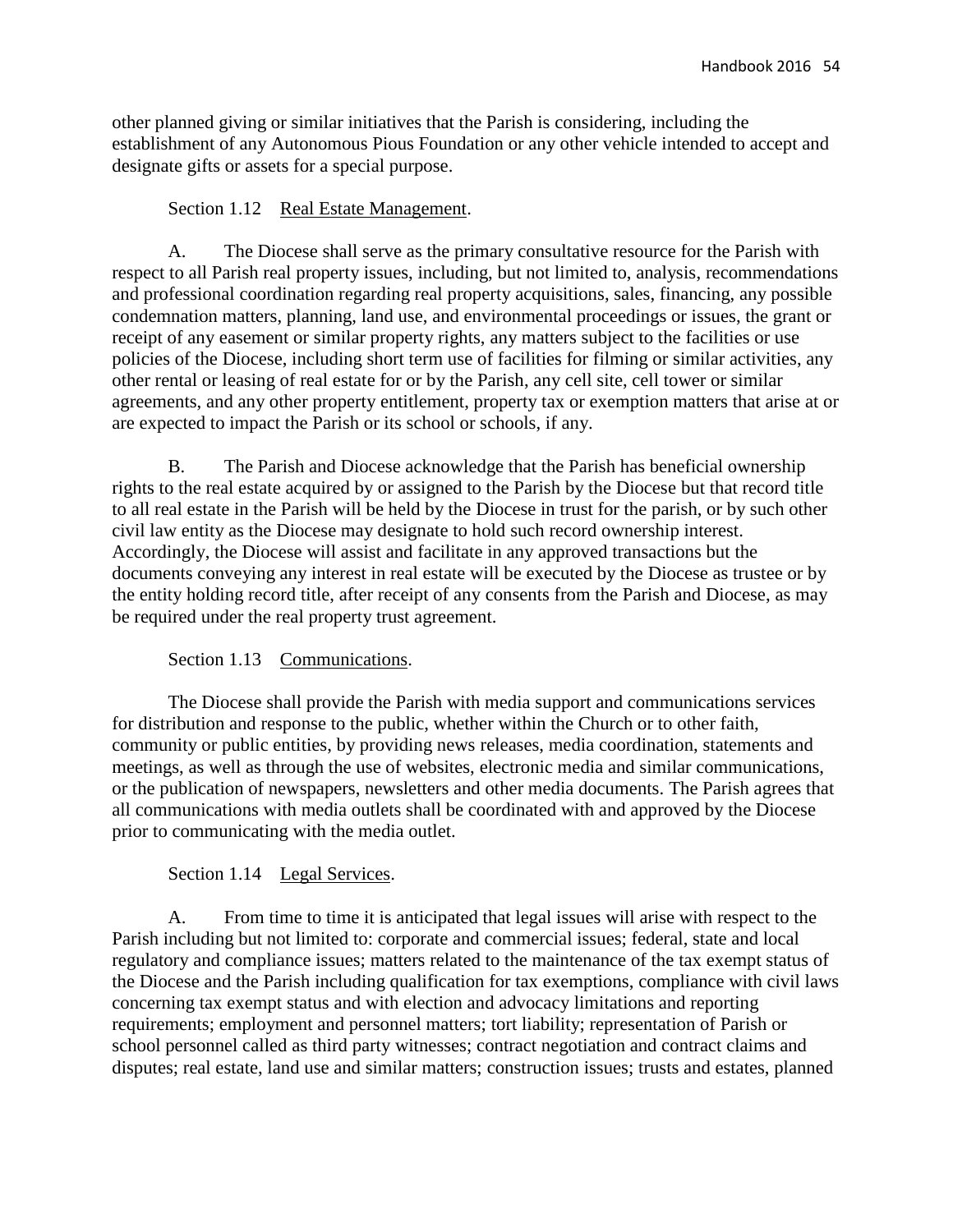other planned giving or similar initiatives that the Parish is considering, including the establishment of any Autonomous Pious Foundation or any other vehicle intended to accept and designate gifts or assets for a special purpose.

Section 1.12 Real Estate Management.

A. The Diocese shall serve as the primary consultative resource for the Parish with respect to all Parish real property issues, including, but not limited to, analysis, recommendations and professional coordination regarding real property acquisitions, sales, financing, any possible condemnation matters, planning, land use, and environmental proceedings or issues, the grant or receipt of any easement or similar property rights, any matters subject to the facilities or use policies of the Diocese, including short term use of facilities for filming or similar activities, any other rental or leasing of real estate for or by the Parish, any cell site, cell tower or similar agreements, and any other property entitlement, property tax or exemption matters that arise at or are expected to impact the Parish or its school or schools, if any.

B. The Parish and Diocese acknowledge that the Parish has beneficial ownership rights to the real estate acquired by or assigned to the Parish by the Diocese but that record title to all real estate in the Parish will be held by the Diocese in trust for the parish, or by such other civil law entity as the Diocese may designate to hold such record ownership interest. Accordingly, the Diocese will assist and facilitate in any approved transactions but the documents conveying any interest in real estate will be executed by the Diocese as trustee or by the entity holding record title, after receipt of any consents from the Parish and Diocese, as may be required under the real property trust agreement.

Section 1.13 Communications.

The Diocese shall provide the Parish with media support and communications services for distribution and response to the public, whether within the Church or to other faith, community or public entities, by providing news releases, media coordination, statements and meetings, as well as through the use of websites, electronic media and similar communications, or the publication of newspapers, newsletters and other media documents. The Parish agrees that all communications with media outlets shall be coordinated with and approved by the Diocese prior to communicating with the media outlet.

Section 1.14 Legal Services.

A. From time to time it is anticipated that legal issues will arise with respect to the Parish including but not limited to: corporate and commercial issues; federal, state and local regulatory and compliance issues; matters related to the maintenance of the tax exempt status of the Diocese and the Parish including qualification for tax exemptions, compliance with civil laws concerning tax exempt status and with election and advocacy limitations and reporting requirements; employment and personnel matters; tort liability; representation of Parish or school personnel called as third party witnesses; contract negotiation and contract claims and disputes; real estate, land use and similar matters; construction issues; trusts and estates, planned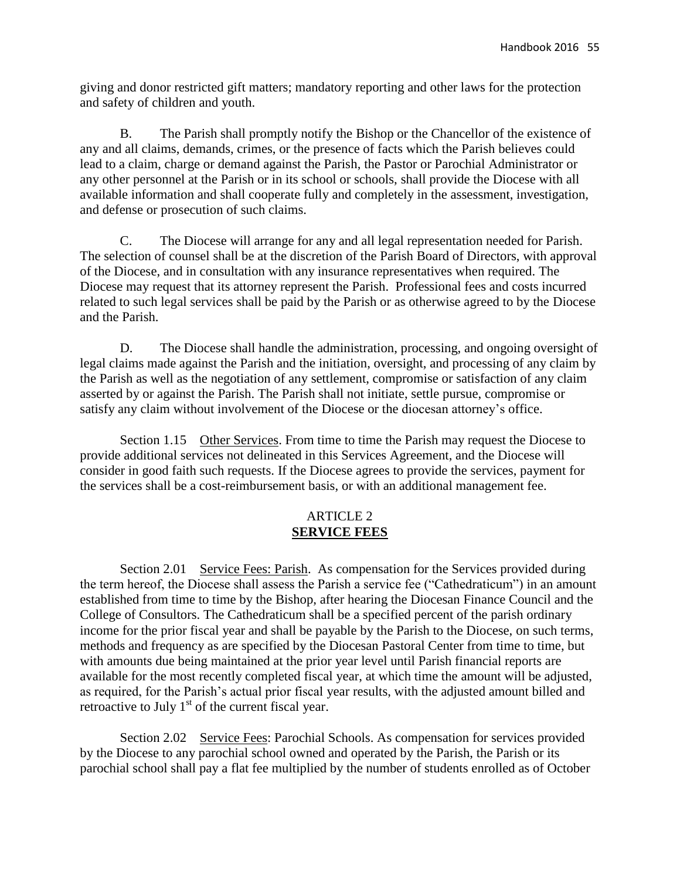giving and donor restricted gift matters; mandatory reporting and other laws for the protection and safety of children and youth.

B. The Parish shall promptly notify the Bishop or the Chancellor of the existence of any and all claims, demands, crimes, or the presence of facts which the Parish believes could lead to a claim, charge or demand against the Parish, the Pastor or Parochial Administrator or any other personnel at the Parish or in its school or schools, shall provide the Diocese with all available information and shall cooperate fully and completely in the assessment, investigation, and defense or prosecution of such claims.

C. The Diocese will arrange for any and all legal representation needed for Parish. The selection of counsel shall be at the discretion of the Parish Board of Directors, with approval of the Diocese, and in consultation with any insurance representatives when required. The Diocese may request that its attorney represent the Parish. Professional fees and costs incurred related to such legal services shall be paid by the Parish or as otherwise agreed to by the Diocese and the Parish.

D. The Diocese shall handle the administration, processing, and ongoing oversight of legal claims made against the Parish and the initiation, oversight, and processing of any claim by the Parish as well as the negotiation of any settlement, compromise or satisfaction of any claim asserted by or against the Parish. The Parish shall not initiate, settle pursue, compromise or satisfy any claim without involvement of the Diocese or the diocesan attorney's office.

Section 1.15 Other Services. From time to time the Parish may request the Diocese to provide additional services not delineated in this Services Agreement, and the Diocese will consider in good faith such requests. If the Diocese agrees to provide the services, payment for the services shall be a cost-reimbursement basis, or with an additional management fee.

## ARTICLE 2
## **SERVICE FEES**

Section 2.01 Service Fees: Parish. As compensation for the Services provided during the term hereof, the Diocese shall assess the Parish a service fee ("Cathedraticum") in an amount established from time to time by the Bishop, after hearing the Diocesan Finance Council and the College of Consultors. The Cathedraticum shall be a specified percent of the parish ordinary income for the prior fiscal year and shall be payable by the Parish to the Diocese, on such terms, methods and frequency as are specified by the Diocesan Pastoral Center from time to time, but with amounts due being maintained at the prior year level until Parish financial reports are available for the most recently completed fiscal year, at which time the amount will be adjusted, as required, for the Parish's actual prior fiscal year results, with the adjusted amount billed and retroactive to July 1st of the current fiscal year.

Section 2.02 Service Fees: Parochial Schools. As compensation for services provided by the Diocese to any parochial school owned and operated by the Parish, the Parish or its parochial school shall pay a flat fee multiplied by the number of students enrolled as of October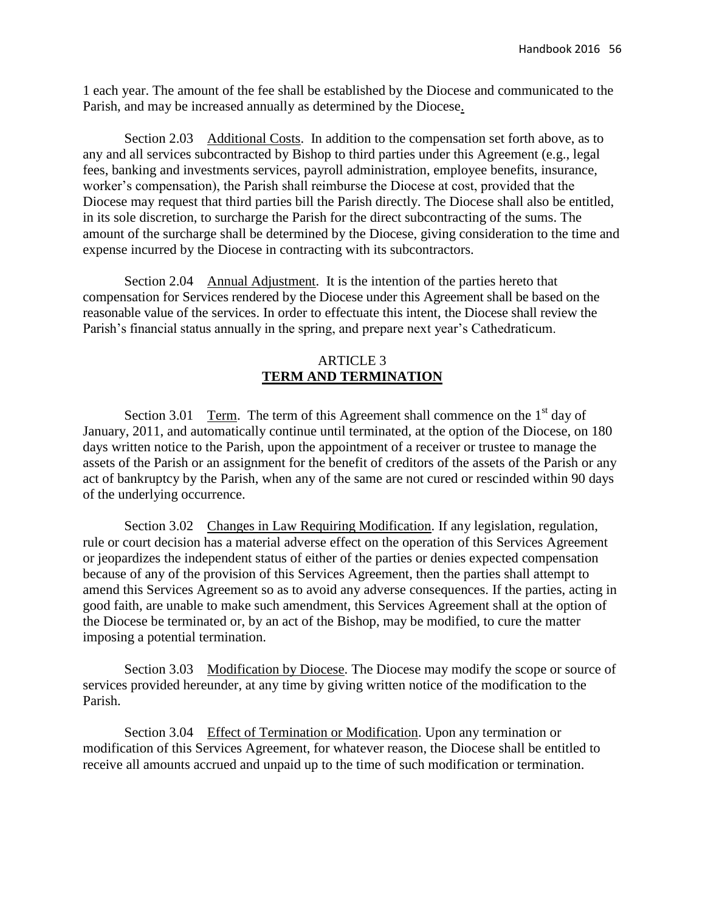1 each year. The amount of the fee shall be established by the Diocese and communicated to the Parish, and may be increased annually as determined by the Diocese.

Section 2.03 Additional Costs. In addition to the compensation set forth above, as to any and all services subcontracted by Bishop to third parties under this Agreement (e.g., legal fees, banking and investments services, payroll administration, employee benefits, insurance, worker's compensation), the Parish shall reimburse the Diocese at cost, provided that the Diocese may request that third parties bill the Parish directly. The Diocese shall also be entitled, in its sole discretion, to surcharge the Parish for the direct subcontracting of the sums. The amount of the surcharge shall be determined by the Diocese, giving consideration to the time and expense incurred by the Diocese in contracting with its subcontractors.

Section 2.04 Annual Adjustment. It is the intention of the parties hereto that compensation for Services rendered by the Diocese under this Agreement shall be based on the reasonable value of the services. In order to effectuate this intent, the Diocese shall review the Parish's financial status annually in the spring, and prepare next year's Cathedraticum.

## ARTICLE 3
## TERM AND TERMINATION

Section 3.01 Term. The term of this Agreement shall commence on the 1st day of January, 2011, and automatically continue until terminated, at the option of the Diocese, on 180 days written notice to the Parish, upon the appointment of a receiver or trustee to manage the assets of the Parish or an assignment for the benefit of creditors of the assets of the Parish or any act of bankruptcy by the Parish, when any of the same are not cured or rescinded within 90 days of the underlying occurrence.

Section 3.02 Changes in Law Requiring Modification. If any legislation, regulation, rule or court decision has a material adverse effect on the operation of this Services Agreement or jeopardizes the independent status of either of the parties or denies expected compensation because of any of the provision of this Services Agreement, then the parties shall attempt to amend this Services Agreement so as to avoid any adverse consequences. If the parties, acting in good faith, are unable to make such amendment, this Services Agreement shall at the option of the Diocese be terminated or, by an act of the Bishop, may be modified, to cure the matter imposing a potential termination.

Section 3.03 Modification by Diocese. The Diocese may modify the scope or source of services provided hereunder, at any time by giving written notice of the modification to the Parish.

Section 3.04 Effect of Termination or Modification. Upon any termination or modification of this Services Agreement, for whatever reason, the Diocese shall be entitled to receive all amounts accrued and unpaid up to the time of such modification or termination.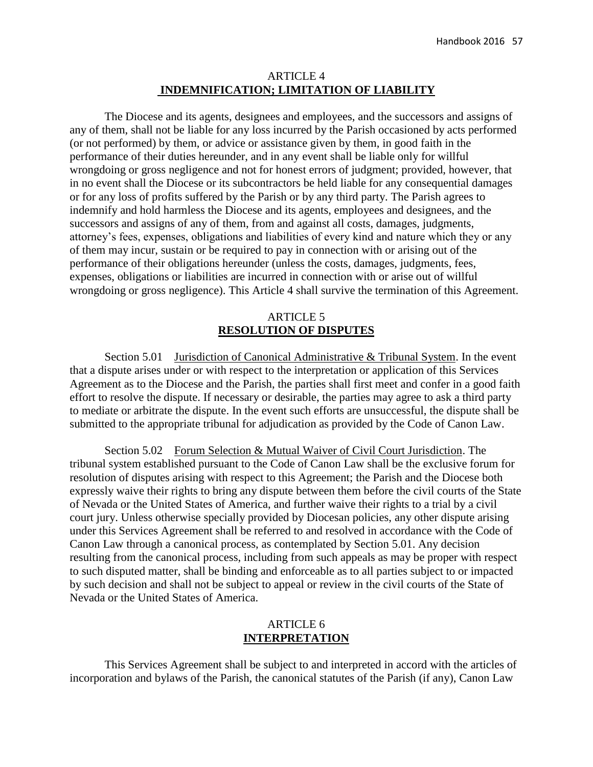## ARTICLE 4
## **INDEMNIFICATION; LIMITATION OF LIABILITY**

The Diocese and its agents, designees and employees, and the successors and assigns of any of them, shall not be liable for any loss incurred by the Parish occasioned by acts performed (or not performed) by them, or advice or assistance given by them, in good faith in the performance of their duties hereunder, and in any event shall be liable only for willful wrongdoing or gross negligence and not for honest errors of judgment; provided, however, that in no event shall the Diocese or its subcontractors be held liable for any consequential damages or for any loss of profits suffered by the Parish or by any third party. The Parish agrees to indemnify and hold harmless the Diocese and its agents, employees and designees, and the successors and assigns of any of them, from and against all costs, damages, judgments, attorney's fees, expenses, obligations and liabilities of every kind and nature which they or any of them may incur, sustain or be required to pay in connection with or arising out of the performance of their obligations hereunder (unless the costs, damages, judgments, fees, expenses, obligations or liabilities are incurred in connection with or arise out of willful wrongdoing or gross negligence). This Article 4 shall survive the termination of this Agreement.

## ARTICLE 5
## **RESOLUTION OF DISPUTES**

Section 5.01 Jurisdiction of Canonical Administrative & Tribunal System. In the event that a dispute arises under or with respect to the interpretation or application of this Services Agreement as to the Diocese and the Parish, the parties shall first meet and confer in a good faith effort to resolve the dispute. If necessary or desirable, the parties may agree to ask a third party to mediate or arbitrate the dispute. In the event such efforts are unsuccessful, the dispute shall be submitted to the appropriate tribunal for adjudication as provided by the Code of Canon Law.

Section 5.02 Forum Selection & Mutual Waiver of Civil Court Jurisdiction. The tribunal system established pursuant to the Code of Canon Law shall be the exclusive forum for resolution of disputes arising with respect to this Agreement; the Parish and the Diocese both expressly waive their rights to bring any dispute between them before the civil courts of the State of Nevada or the United States of America, and further waive their rights to a trial by a civil court jury. Unless otherwise specially provided by Diocesan policies, any other dispute arising under this Services Agreement shall be referred to and resolved in accordance with the Code of Canon Law through a canonical process, as contemplated by Section 5.01. Any decision resulting from the canonical process, including from such appeals as may be proper with respect to such disputed matter, shall be binding and enforceable as to all parties subject to or impacted by such decision and shall not be subject to appeal or review in the civil courts of the State of Nevada or the United States of America.

## ARTICLE 6
## **INTERPRETATION**

This Services Agreement shall be subject to and interpreted in accord with the articles of incorporation and bylaws of the Parish, the canonical statutes of the Parish (if any), Canon Law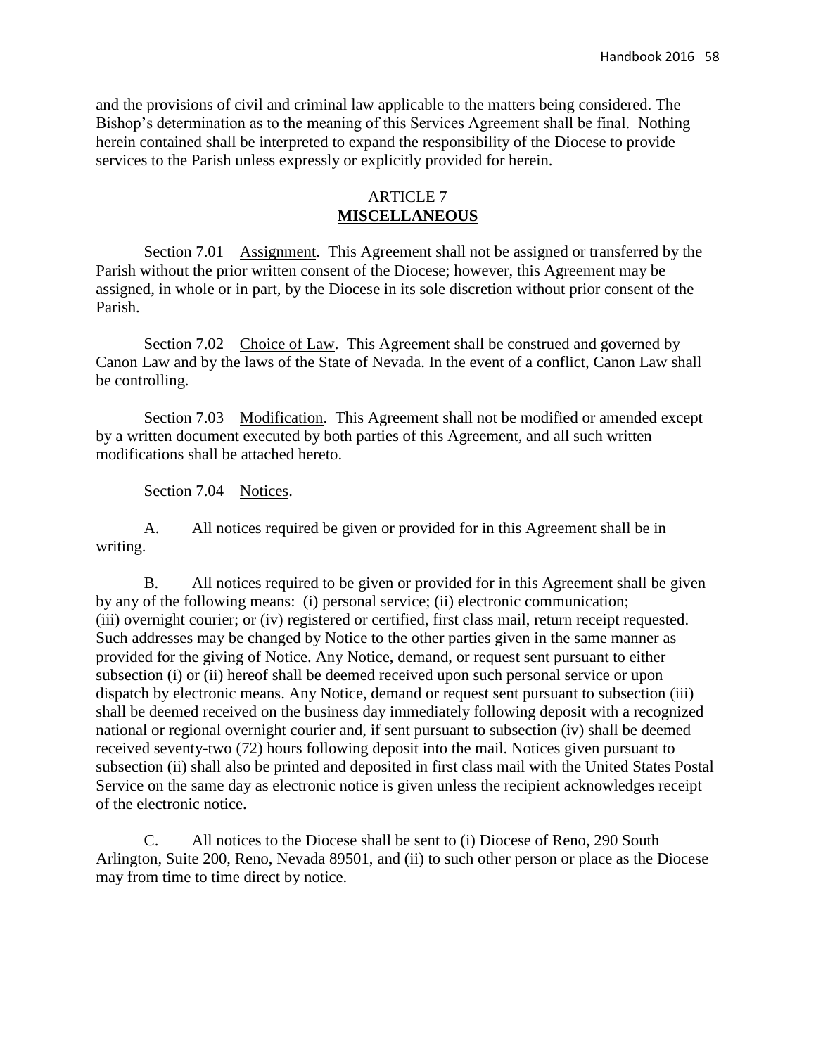and the provisions of civil and criminal law applicable to the matters being considered. The Bishop's determination as to the meaning of this Services Agreement shall be final. Nothing herein contained shall be interpreted to expand the responsibility of the Diocese to provide services to the Parish unless expressly or explicitly provided for herein.

## ARTICLE 7
## MISCELLANEOUS

Section 7.01 Assignment. This Agreement shall not be assigned or transferred by the Parish without the prior written consent of the Diocese; however, this Agreement may be assigned, in whole or in part, by the Diocese in its sole discretion without prior consent of the Parish.

Section 7.02 Choice of Law. This Agreement shall be construed and governed by Canon Law and by the laws of the State of Nevada. In the event of a conflict, Canon Law shall be controlling.

Section 7.03 Modification. This Agreement shall not be modified or amended except by a written document executed by both parties of this Agreement, and all such written modifications shall be attached hereto.

Section 7.04 Notices.

A. All notices required be given or provided for in this Agreement shall be in writing.

B. All notices required to be given or provided for in this Agreement shall be given by any of the following means: (i) personal service; (ii) electronic communication; (iii) overnight courier; or (iv) registered or certified, first class mail, return receipt requested. Such addresses may be changed by Notice to the other parties given in the same manner as provided for the giving of Notice. Any Notice, demand, or request sent pursuant to either subsection (i) or (ii) hereof shall be deemed received upon such personal service or upon dispatch by electronic means. Any Notice, demand or request sent pursuant to subsection (iii) shall be deemed received on the business day immediately following deposit with a recognized national or regional overnight courier and, if sent pursuant to subsection (iv) shall be deemed received seventy-two (72) hours following deposit into the mail. Notices given pursuant to subsection (ii) shall also be printed and deposited in first class mail with the United States Postal Service on the same day as electronic notice is given unless the recipient acknowledges receipt of the electronic notice.

C. All notices to the Diocese shall be sent to (i) Diocese of Reno, 290 South Arlington, Suite 200, Reno, Nevada 89501, and (ii) to such other person or place as the Diocese may from time to time direct by notice.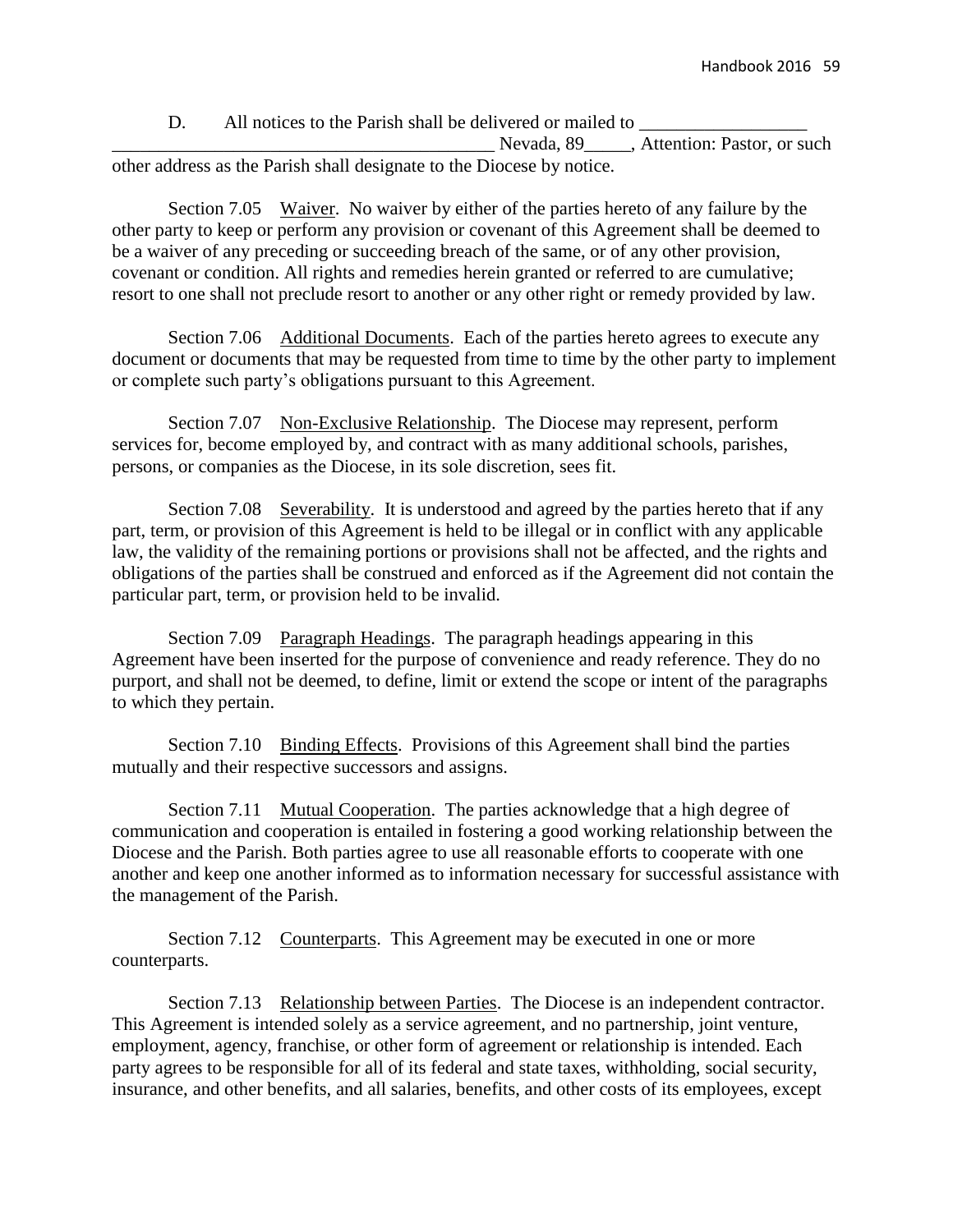D. All notices to the Parish shall be delivered or mailed to __________________ __________________________________________ Nevada, 89_____, Attention: Pastor, or such other address as the Parish shall designate to the Diocese by notice.

Section 7.05 Waiver. No waiver by either of the parties hereto of any failure by the other party to keep or perform any provision or covenant of this Agreement shall be deemed to be a waiver of any preceding or succeeding breach of the same, or of any other provision, covenant or condition. All rights and remedies herein granted or referred to are cumulative; resort to one shall not preclude resort to another or any other right or remedy provided by law.

Section 7.06 Additional Documents. Each of the parties hereto agrees to execute any document or documents that may be requested from time to time by the other party to implement or complete such party's obligations pursuant to this Agreement.

Section 7.07 Non-Exclusive Relationship. The Diocese may represent, perform services for, become employed by, and contract with as many additional schools, parishes, persons, or companies as the Diocese, in its sole discretion, sees fit.

Section 7.08 Severability. It is understood and agreed by the parties hereto that if any part, term, or provision of this Agreement is held to be illegal or in conflict with any applicable law, the validity of the remaining portions or provisions shall not be affected, and the rights and obligations of the parties shall be construed and enforced as if the Agreement did not contain the particular part, term, or provision held to be invalid.

Section 7.09 Paragraph Headings. The paragraph headings appearing in this Agreement have been inserted for the purpose of convenience and ready reference. They do no purport, and shall not be deemed, to define, limit or extend the scope or intent of the paragraphs to which they pertain.

Section 7.10 Binding Effects. Provisions of this Agreement shall bind the parties mutually and their respective successors and assigns.

Section 7.11 Mutual Cooperation. The parties acknowledge that a high degree of communication and cooperation is entailed in fostering a good working relationship between the Diocese and the Parish. Both parties agree to use all reasonable efforts to cooperate with one another and keep one another informed as to information necessary for successful assistance with the management of the Parish.

Section 7.12 Counterparts. This Agreement may be executed in one or more counterparts.

Section 7.13 Relationship between Parties. The Diocese is an independent contractor. This Agreement is intended solely as a service agreement, and no partnership, joint venture, employment, agency, franchise, or other form of agreement or relationship is intended. Each party agrees to be responsible for all of its federal and state taxes, withholding, social security, insurance, and other benefits, and all salaries, benefits, and other costs of its employees, except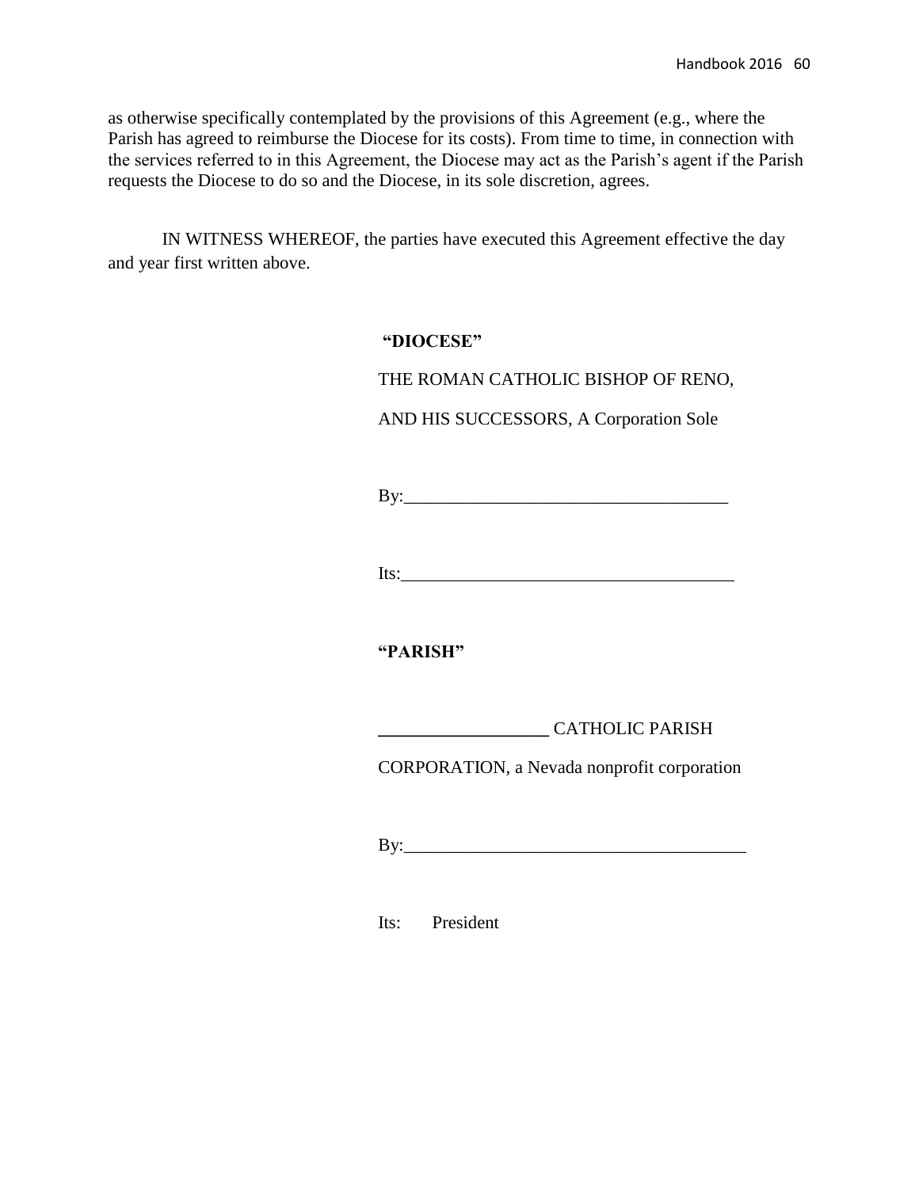as otherwise specifically contemplated by the provisions of this Agreement (e.g., where the Parish has agreed to reimburse the Diocese for its costs). From time to time, in connection with the services referred to in this Agreement, the Diocese may act as the Parish's agent if the Parish requests the Diocese to do so and the Diocese, in its sole discretion, agrees.

IN WITNESS WHEREOF, the parties have executed this Agreement effective the day and year first written above.

**"DIOCESE"**

THE ROMAN CATHOLIC BISHOP OF RENO,

AND HIS SUCCESSORS, A Corporation Sole

By:____________________________________

Its:____________________________________

**"PARISH"**

__________________ CATHOLIC PARISH

CORPORATION, a Nevada nonprofit corporation

By:______________________________________

Its: President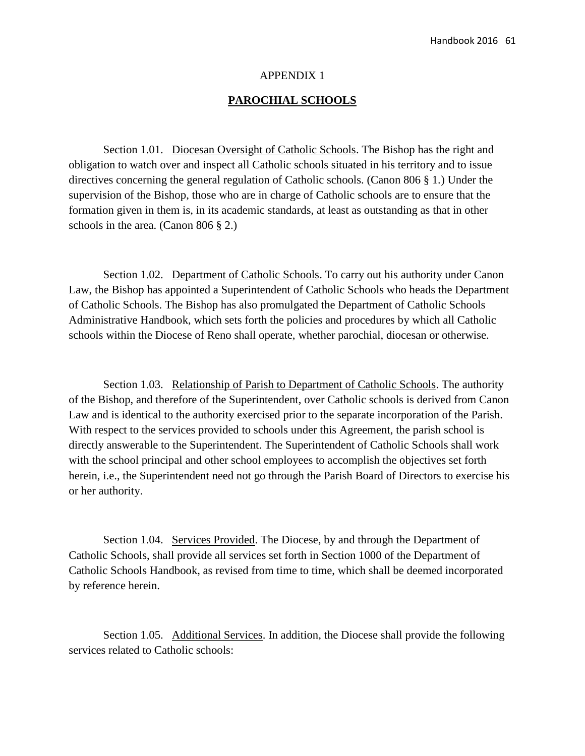APPENDIX 1

## PARAROCHIAL_PLACEHOLDER

APPENDIX 1

## **PAROCHIAL SCHOOLS**

Section 1.01. Diocesan Oversight of Catholic Schools. The Bishop has the right and obligation to watch over and inspect all Catholic schools situated in his territory and to issue directives concerning the general regulation of Catholic schools. (Canon 806 § 1.) Under the supervision of the Bishop, those who are in charge of Catholic schools are to ensure that the formation given in them is, in its academic standards, at least as outstanding as that in other schools in the area. (Canon 806 § 2.)

Section 1.02. Department of Catholic Schools. To carry out his authority under Canon Law, the Bishop has appointed a Superintendent of Catholic Schools who heads the Department of Catholic Schools. The Bishop has also promulgated the Department of Catholic Schools Administrative Handbook, which sets forth the policies and procedures by which all Catholic schools within the Diocese of Reno shall operate, whether parochial, diocesan or otherwise.

Section 1.03. Relationship of Parish to Department of Catholic Schools. The authority of the Bishop, and therefore of the Superintendent, over Catholic schools is derived from Canon Law and is identical to the authority exercised prior to the separate incorporation of the Parish. With respect to the services provided to schools under this Agreement, the parish school is directly answerable to the Superintendent. The Superintendent of Catholic Schools shall work with the school principal and other school employees to accomplish the objectives set forth herein, i.e., the Superintendent need not go through the Parish Board of Directors to exercise his or her authority.

Section 1.04. Services Provided. The Diocese, by and through the Department of Catholic Schools, shall provide all services set forth in Section 1000 of the Department of Catholic Schools Handbook, as revised from time to time, which shall be deemed incorporated by reference herein.

Section 1.05. Additional Services. In addition, the Diocese shall provide the following services related to Catholic schools: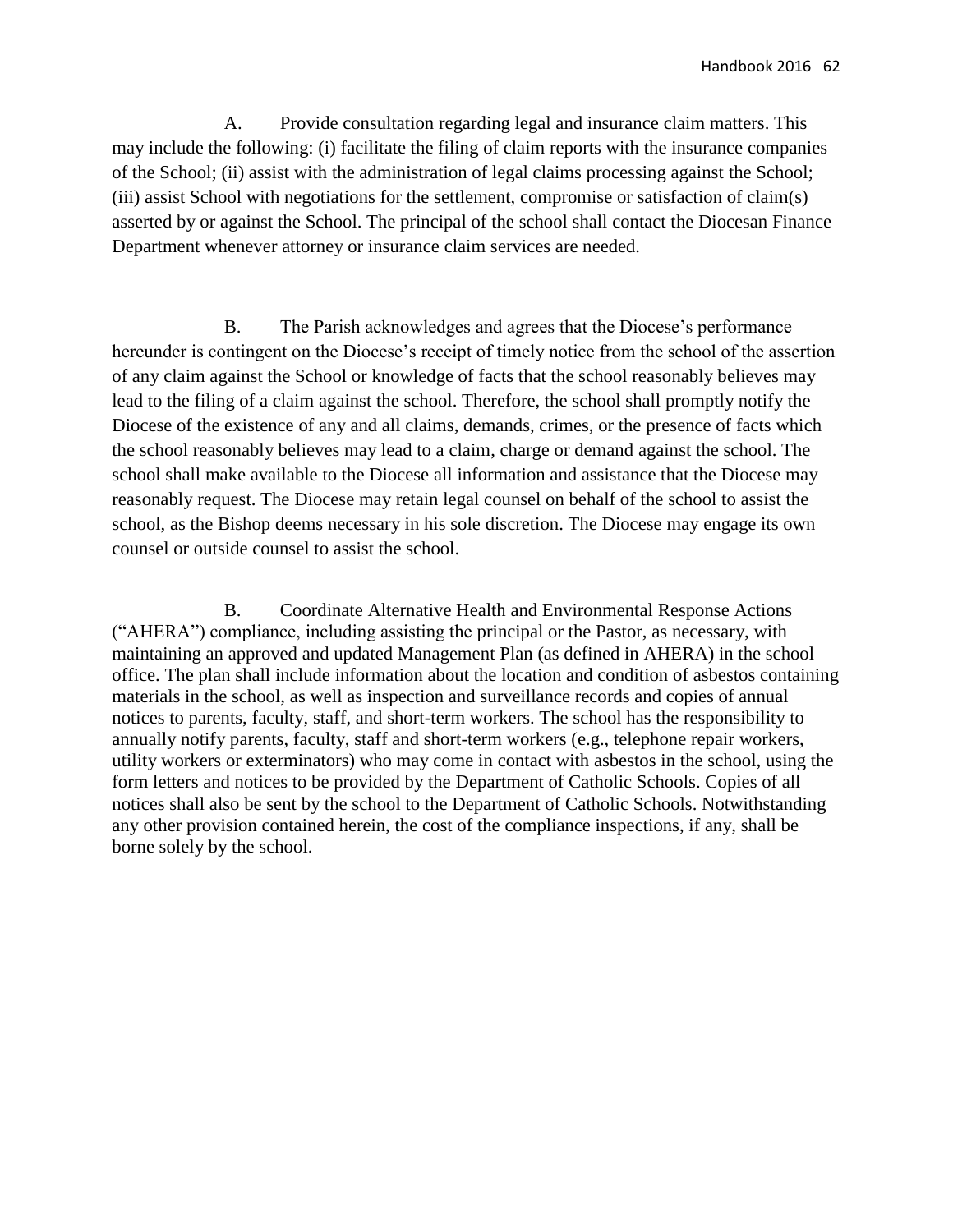A. Provide consultation regarding legal and insurance claim matters. This may include the following: (i) facilitate the filing of claim reports with the insurance companies of the School; (ii) assist with the administration of legal claims processing against the School; (iii) assist School with negotiations for the settlement, compromise or satisfaction of claim(s) asserted by or against the School. The principal of the school shall contact the Diocesan Finance Department whenever attorney or insurance claim services are needed.

B. The Parish acknowledges and agrees that the Diocese's performance hereunder is contingent on the Diocese's receipt of timely notice from the school of the assertion of any claim against the School or knowledge of facts that the school reasonably believes may lead to the filing of a claim against the school. Therefore, the school shall promptly notify the Diocese of the existence of any and all claims, demands, crimes, or the presence of facts which the school reasonably believes may lead to a claim, charge or demand against the school. The school shall make available to the Diocese all information and assistance that the Diocese may reasonably request. The Diocese may retain legal counsel on behalf of the school to assist the school, as the Bishop deems necessary in his sole discretion. The Diocese may engage its own counsel or outside counsel to assist the school.

B. Coordinate Alternative Health and Environmental Response Actions ("AHERA") compliance, including assisting the principal or the Pastor, as necessary, with maintaining an approved and updated Management Plan (as defined in AHERA) in the school office. The plan shall include information about the location and condition of asbestos containing materials in the school, as well as inspection and surveillance records and copies of annual notices to parents, faculty, staff, and short-term workers. The school has the responsibility to annually notify parents, faculty, staff and short-term workers (e.g., telephone repair workers, utility workers or exterminators) who may come in contact with asbestos in the school, using the form letters and notices to be provided by the Department of Catholic Schools. Copies of all notices shall also be sent by the school to the Department of Catholic Schools. Notwithstanding any other provision contained herein, the cost of the compliance inspections, if any, shall be borne solely by the school.